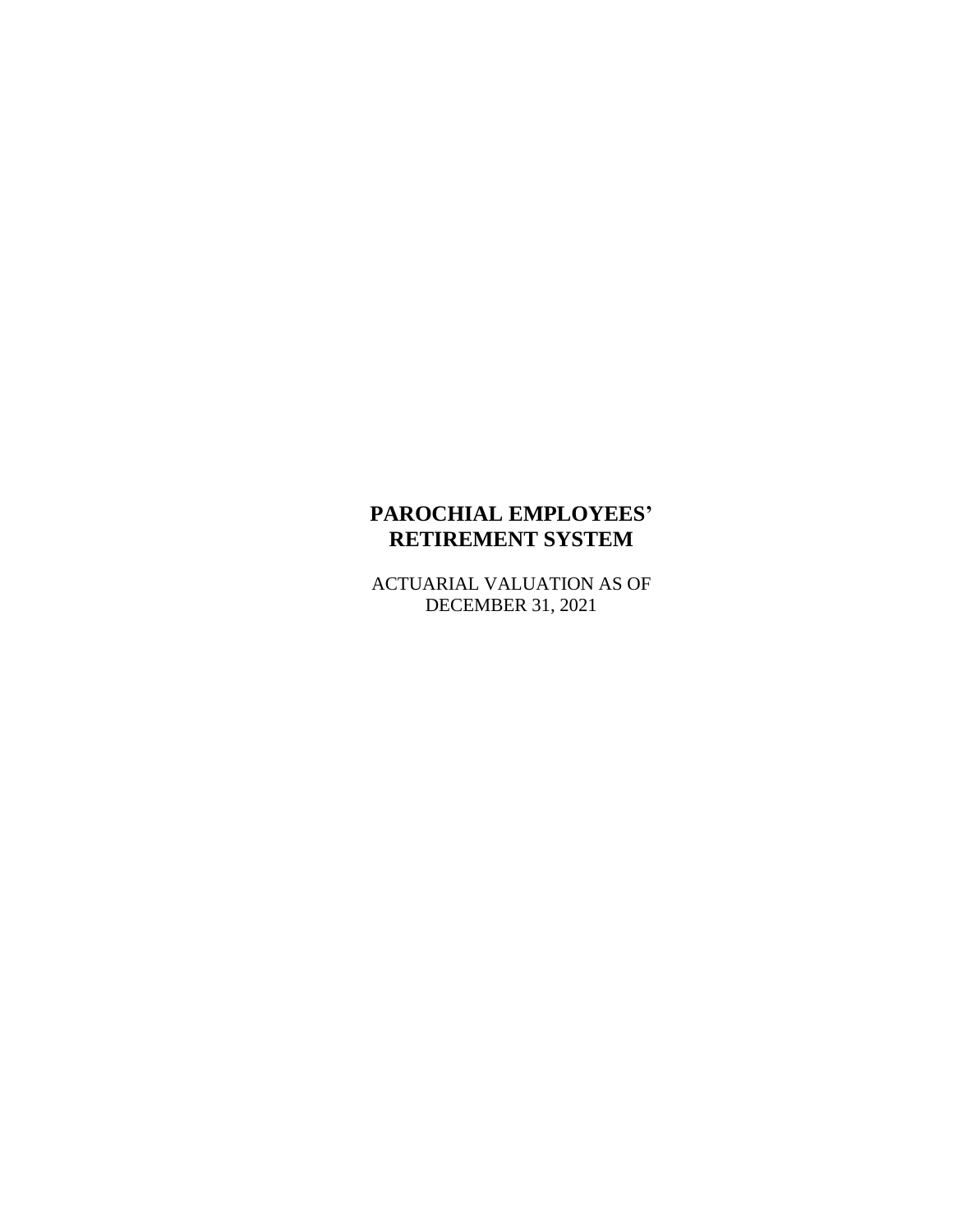# PAROCHIAL EMPLOYEES' RETIREMENT SYSTEM

ACTUARIAL VALUATION AS OF
DECEMBER 31, 2021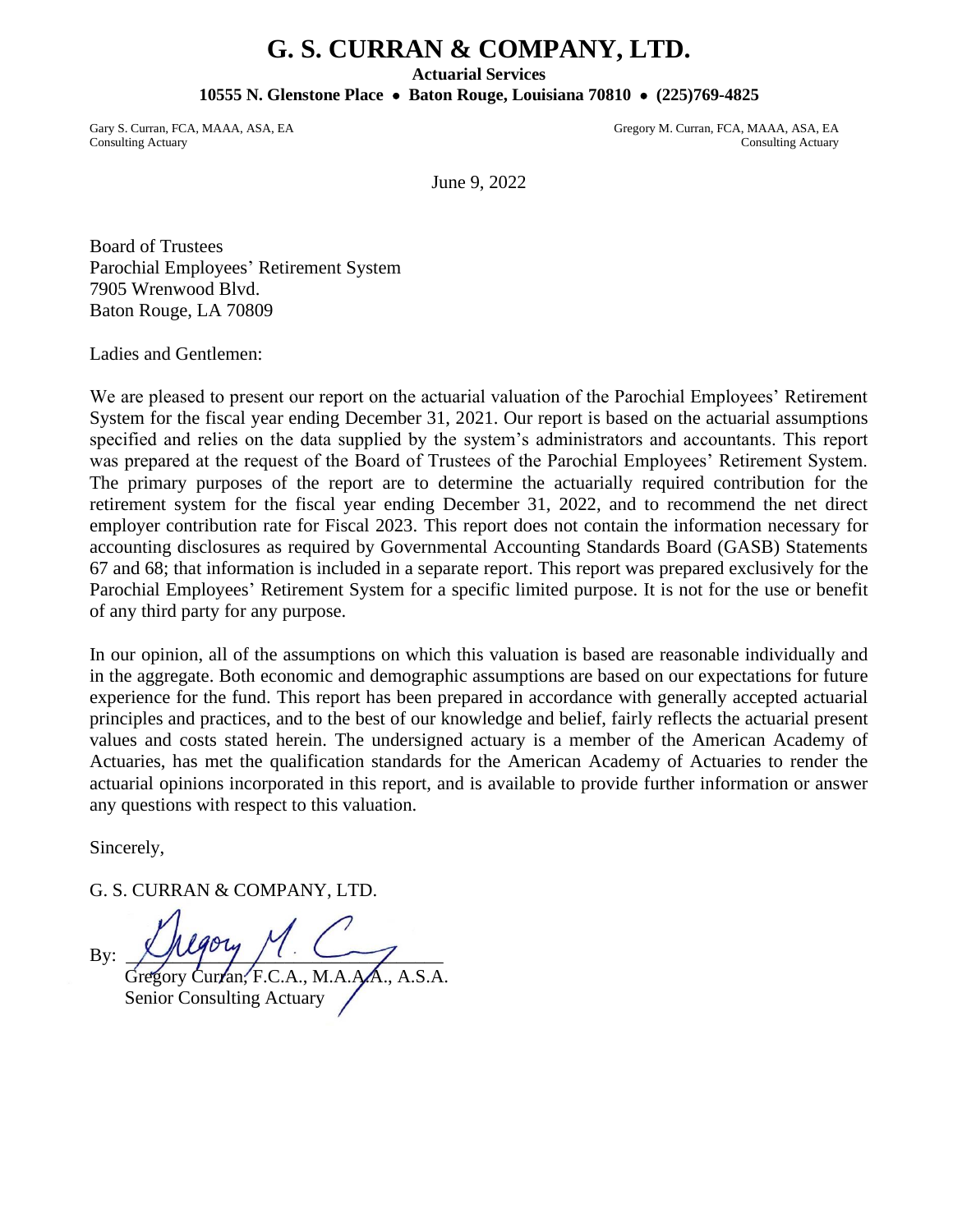# G. S. CURRAN & COMPANY, LTD.

**Actuarial Services**

**10555 N. Glenstone Place • Baton Rouge, Louisiana 70810 • (225)769-4825**

Gary S. Curran, FCA, MAAA, ASA, EA
Consulting Actuary

Gregory M. Curran, FCA, MAAA, ASA, EA
Consulting Actuary

June 9, 2022

Board of Trustees
Parochial Employees' Retirement System
7905 Wrenwood Blvd.
Baton Rouge, LA 70809

Ladies and Gentlemen:

We are pleased to present our report on the actuarial valuation of the Parochial Employees' Retirement System for the fiscal year ending December 31, 2021. Our report is based on the actuarial assumptions specified and relies on the data supplied by the system's administrators and accountants. This report was prepared at the request of the Board of Trustees of the Parochial Employees' Retirement System. The primary purposes of the report are to determine the actuarially required contribution for the retirement system for the fiscal year ending December 31, 2022, and to recommend the net direct employer contribution rate for Fiscal 2023. This report does not contain the information necessary for accounting disclosures as required by Governmental Accounting Standards Board (GASB) Statements 67 and 68; that information is included in a separate report. This report was prepared exclusively for the Parochial Employees' Retirement System for a specific limited purpose. It is not for the use or benefit of any third party for any purpose.

In our opinion, all of the assumptions on which this valuation is based are reasonable individually and in the aggregate. Both economic and demographic assumptions are based on our expectations for future experience for the fund. This report has been prepared in accordance with generally accepted actuarial principles and practices, and to the best of our knowledge and belief, fairly reflects the actuarial present values and costs stated herein. The undersigned actuary is a member of the American Academy of Actuaries, has met the qualification standards for the American Academy of Actuaries to render the actuarial opinions incorporated in this report, and is available to provide further information or answer any questions with respect to this valuation.

Sincerely,

G. S. CURRAN & COMPANY, LTD.

By: ______________________________
Gregory Curran, F.C.A., M.A.A.A., A.S.A.
Senior Consulting Actuary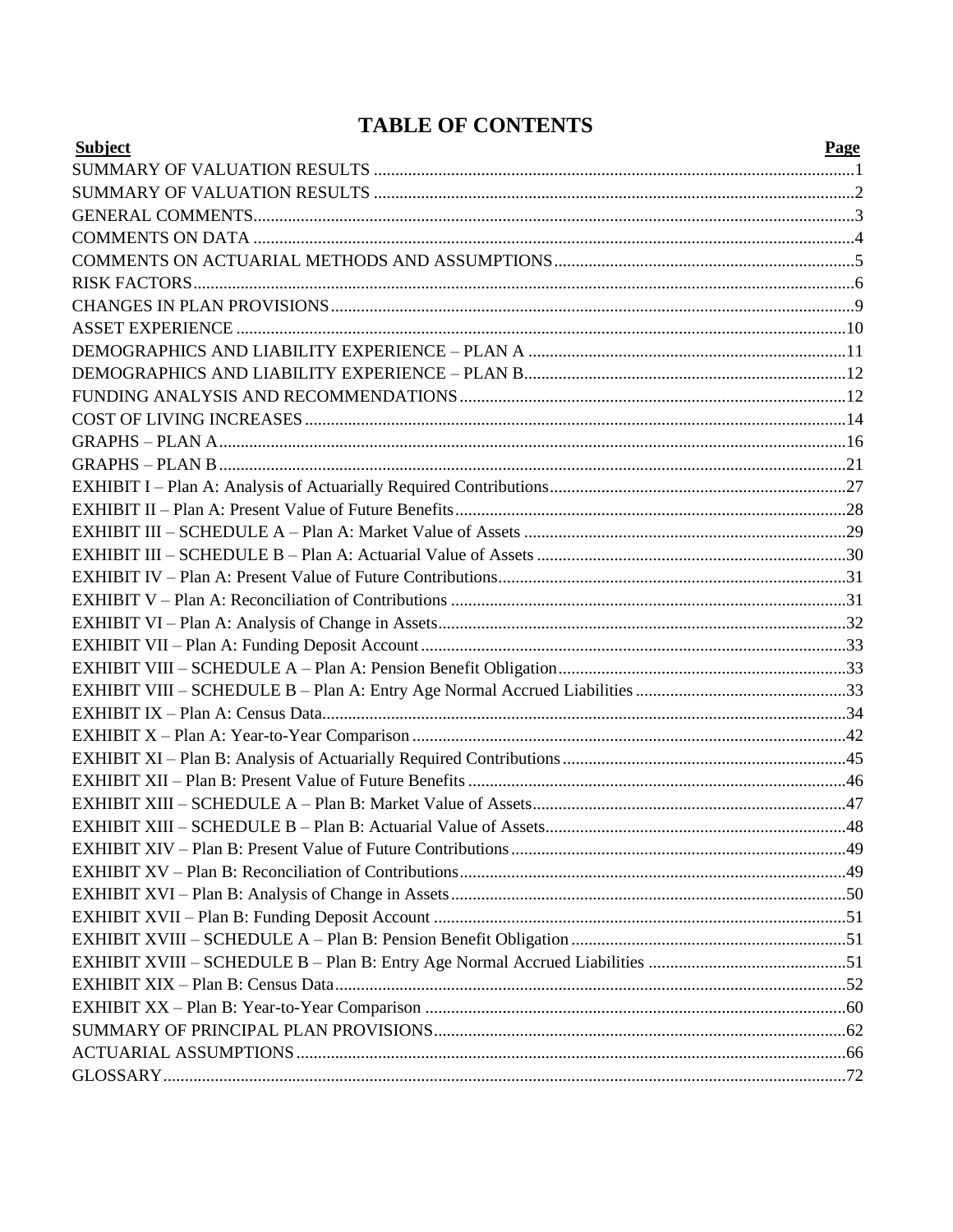# TABLE OF CONTENTS

| Subject | Page |
|---|---|
| SUMMARY OF VALUATION RESULTS | 1 |
| SUMMARY OF VALUATION RESULTS | 2 |
| GENERAL COMMENTS | 3 |
| COMMENTS ON DATA | 4 |
| COMMENTS ON ACTUARIAL METHODS AND ASSUMPTIONS | 5 |
| RISK FACTORS | 6 |
| CHANGES IN PLAN PROVISIONS | 9 |
| ASSET EXPERIENCE | 10 |
| DEMOGRAPHICS AND LIABILITY EXPERIENCE – PLAN A | 11 |
| DEMOGRAPHICS AND LIABILITY EXPERIENCE – PLAN B | 12 |
| FUNDING ANALYSIS AND RECOMMENDATIONS | 12 |
| COST OF LIVING INCREASES | 14 |
| GRAPHS – PLAN A | 16 |
| GRAPHS – PLAN B | 21 |
| EXHIBIT I – Plan A: Analysis of Actuarially Required Contributions | 27 |
| EXHIBIT II – Plan A: Present Value of Future Benefits | 28 |
| EXHIBIT III – SCHEDULE A – Plan A: Market Value of Assets | 29 |
| EXHIBIT III – SCHEDULE B – Plan A: Actuarial Value of Assets | 30 |
| EXHIBIT IV – Plan A: Present Value of Future Contributions | 31 |
| EXHIBIT V – Plan A: Reconciliation of Contributions | 31 |
| EXHIBIT VI – Plan A: Analysis of Change in Assets | 32 |
| EXHIBIT VII – Plan A: Funding Deposit Account | 33 |
| EXHIBIT VIII – SCHEDULE A – Plan A: Pension Benefit Obligation | 33 |
| EXHIBIT VIII – SCHEDULE B – Plan A: Entry Age Normal Accrued Liabilities | 33 |
| EXHIBIT IX – Plan A: Census Data | 34 |
| EXHIBIT X – Plan A: Year-to-Year Comparison | 42 |
| EXHIBIT XI – Plan B: Analysis of Actuarially Required Contributions | 45 |
| EXHIBIT XII – Plan B: Present Value of Future Benefits | 46 |
| EXHIBIT XIII – SCHEDULE A – Plan B: Market Value of Assets | 47 |
| EXHIBIT XIII – SCHEDULE B – Plan B: Actuarial Value of Assets | 48 |
| EXHIBIT XIV – Plan B: Present Value of Future Contributions | 49 |
| EXHIBIT XV – Plan B: Reconciliation of Contributions | 49 |
| EXHIBIT XVI – Plan B: Analysis of Change in Assets | 50 |
| EXHIBIT XVII – Plan B: Funding Deposit Account | 51 |
| EXHIBIT XVIII – SCHEDULE A – Plan B: Pension Benefit Obligation | 51 |
| EXHIBIT XVIII – SCHEDULE B – Plan B: Entry Age Normal Accrued Liabilities | 51 |
| EXHIBIT XIX – Plan B: Census Data | 52 |
| EXHIBIT XX – Plan B: Year-to-Year Comparison | 60 |
| SUMMARY OF PRINCIPAL PLAN PROVISIONS | 62 |
| ACTUARIAL ASSUMPTIONS | 66 |
| GLOSSARY | 72 |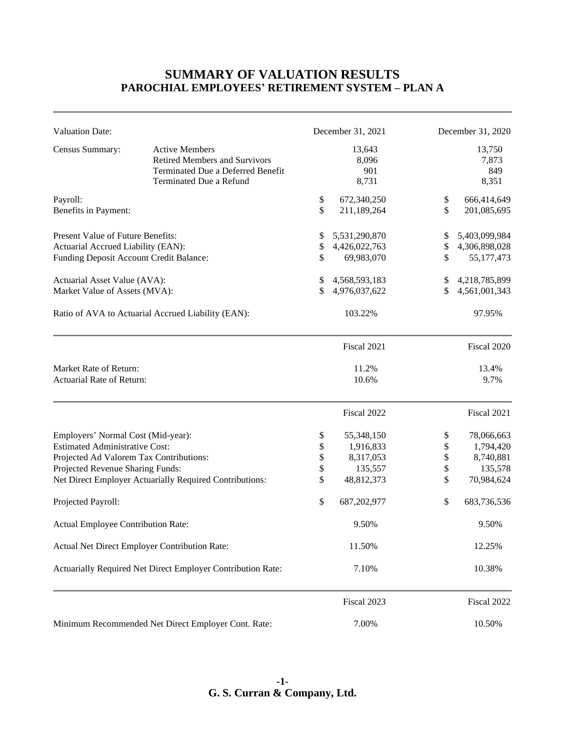# SUMMARY OF VALUATION RESULTS
## PAROCHIAL EMPLOYEES' RETIREMENT SYSTEM – PLAN A

| | | | |
|---|---|---|---|
| Valuation Date: | | December 31, 2021 | December 31, 2020 |
| Census Summary: | Active Members | 13,643 | 13,750 |
| | Retired Members and Survivors | 8,096 | 7,873 |
| | Terminated Due a Deferred Benefit | 901 | 849 |
| | Terminated Due a Refund | 8,731 | 8,351 |
| Payroll: | | $ 672,340,250 | $ 666,414,649 |
| Benefits in Payment: | | $ 211,189,264 | $ 201,085,695 |
| Present Value of Future Benefits: | | $ 5,531,290,870 | $ 5,403,099,984 |
| Actuarial Accrued Liability (EAN): | | $ 4,426,022,763 | $ 4,306,898,028 |
| Funding Deposit Account Credit Balance: | | $ 69,983,070 | $ 55,177,473 |
| Actuarial Asset Value (AVA): | | $ 4,568,593,183 | $ 4,218,785,899 |
| Market Value of Assets (MVA): | | $ 4,976,037,622 | $ 4,561,001,343 |
| Ratio of AVA to Actuarial Accrued Liability (EAN): | | 103.22% | 97.95% |

| | Fiscal 2021 | Fiscal 2020 |
|---|---|---|
| Market Rate of Return: | 11.2% | 13.4% |
| Actuarial Rate of Return: | 10.6% | 9.7% |

| | Fiscal 2022 | Fiscal 2021 |
|---|---|---|
| Employers' Normal Cost (Mid-year): | $ 55,348,150 | $ 78,066,663 |
| Estimated Administrative Cost: | $ 1,916,833 | $ 1,794,420 |
| Projected Ad Valorem Tax Contributions: | $ 8,317,053 | $ 8,740,881 |
| Projected Revenue Sharing Funds: | $ 135,557 | $ 135,578 |
| Net Direct Employer Actuarially Required Contributions: | $ 48,812,373 | $ 70,984,624 |
| Projected Payroll: | $ 687,202,977 | $ 683,736,536 |
| Actual Employee Contribution Rate: | 9.50% | 9.50% |
| Actual Net Direct Employer Contribution Rate: | 11.50% | 12.25% |
| Actuarially Required Net Direct Employer Contribution Rate: | 7.10% | 10.38% |

| | Fiscal 2023 | Fiscal 2022 |
|---|---|---|
| Minimum Recommended Net Direct Employer Cont. Rate: | 7.00% | 10.50% |

G. S. Curran & Company, Ltd.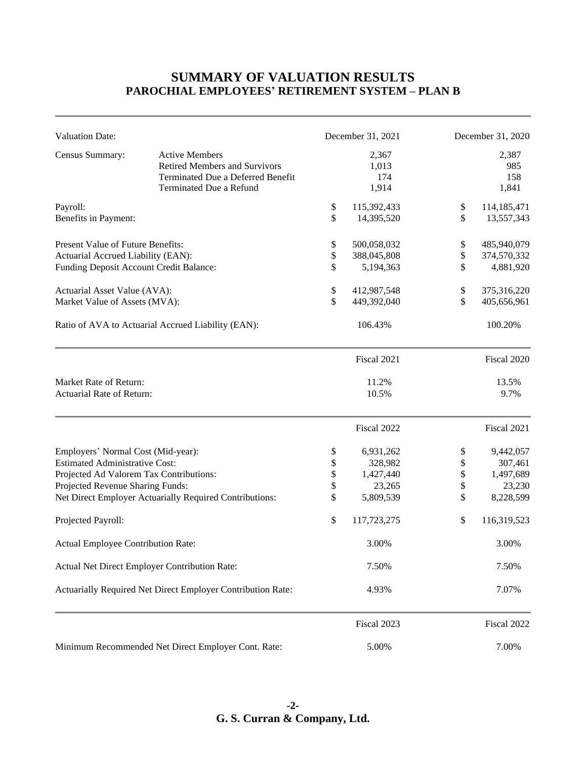# SUMMARY OF VALUATION RESULTS
## PAROCHIAL EMPLOYEES' RETIREMENT SYSTEM – PLAN B

| | | | |
|---|---|---|---|
| Valuation Date: | | December 31, 2021 | December 31, 2020 |
| Census Summary: | Active Members | 2,367 | 2,387 |
| | Retired Members and Survivors | 1,013 | 985 |
| | Terminated Due a Deferred Benefit | 174 | 158 |
| | Terminated Due a Refund | 1,914 | 1,841 |
| Payroll: | | $ 115,392,433 | $ 114,185,471 |
| Benefits in Payment: | | $ 14,395,520 | $ 13,557,343 |
| Present Value of Future Benefits: | | $ 500,058,032 | $ 485,940,079 |
| Actuarial Accrued Liability (EAN): | | $ 388,045,808 | $ 374,570,332 |
| Funding Deposit Account Credit Balance: | | $ 5,194,363 | $ 4,881,920 |
| Actuarial Asset Value (AVA): | | $ 412,987,548 | $ 375,316,220 |
| Market Value of Assets (MVA): | | $ 449,392,040 | $ 405,656,961 |
| Ratio of AVA to Actuarial Accrued Liability (EAN): | | 106.43% | 100.20% |

| | Fiscal 2021 | Fiscal 2020 |
|---|---|---|
| Market Rate of Return: | 11.2% | 13.5% |
| Actuarial Rate of Return: | 10.5% | 9.7% |

| | Fiscal 2022 | Fiscal 2021 |
|---|---|---|
| Employers' Normal Cost (Mid-year): | $ 6,931,262 | $ 9,442,057 |
| Estimated Administrative Cost: | $ 328,982 | $ 307,461 |
| Projected Ad Valorem Tax Contributions: | $ 1,427,440 | $ 1,497,689 |
| Projected Revenue Sharing Funds: | $ 23,265 | $ 23,230 |
| Net Direct Employer Actuarially Required Contributions: | $ 5,809,539 | $ 8,228,599 |
| Projected Payroll: | $ 117,723,275 | $ 116,319,523 |
| Actual Employee Contribution Rate: | 3.00% | 3.00% |
| Actual Net Direct Employer Contribution Rate: | 7.50% | 7.50% |
| Actuarially Required Net Direct Employer Contribution Rate: | 4.93% | 7.07% |

| | Fiscal 2023 | Fiscal 2022 |
|---|---|---|
| Minimum Recommended Net Direct Employer Cont. Rate: | 5.00% | 7.00% |

**G. S. Curran & Company, Ltd.**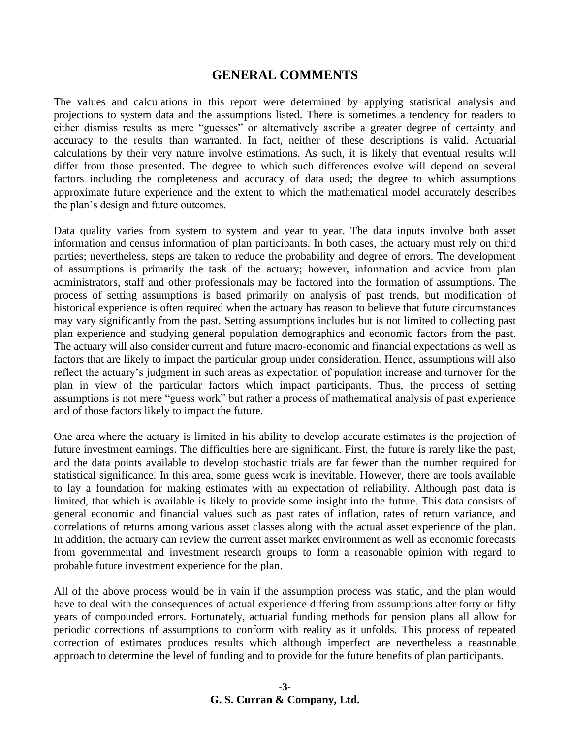## GENERAL COMMENTS

The values and calculations in this report were determined by applying statistical analysis and projections to system data and the assumptions listed. There is sometimes a tendency for readers to either dismiss results as mere "guesses" or alternatively ascribe a greater degree of certainty and accuracy to the results than warranted. In fact, neither of these descriptions is valid. Actuarial calculations by their very nature involve estimations. As such, it is likely that eventual results will differ from those presented. The degree to which such differences evolve will depend on several factors including the completeness and accuracy of data used; the degree to which assumptions approximate future experience and the extent to which the mathematical model accurately describes the plan's design and future outcomes.

Data quality varies from system to system and year to year. The data inputs involve both asset information and census information of plan participants. In both cases, the actuary must rely on third parties; nevertheless, steps are taken to reduce the probability and degree of errors. The development of assumptions is primarily the task of the actuary; however, information and advice from plan administrators, staff and other professionals may be factored into the formation of assumptions. The process of setting assumptions is based primarily on analysis of past trends, but modification of historical experience is often required when the actuary has reason to believe that future circumstances may vary significantly from the past. Setting assumptions includes but is not limited to collecting past plan experience and studying general population demographics and economic factors from the past. The actuary will also consider current and future macro-economic and financial expectations as well as factors that are likely to impact the particular group under consideration. Hence, assumptions will also reflect the actuary's judgment in such areas as expectation of population increase and turnover for the plan in view of the particular factors which impact participants. Thus, the process of setting assumptions is not mere "guess work" but rather a process of mathematical analysis of past experience and of those factors likely to impact the future.

One area where the actuary is limited in his ability to develop accurate estimates is the projection of future investment earnings. The difficulties here are significant. First, the future is rarely like the past, and the data points available to develop stochastic trials are far fewer than the number required for statistical significance. In this area, some guess work is inevitable. However, there are tools available to lay a foundation for making estimates with an expectation of reliability. Although past data is limited, that which is available is likely to provide some insight into the future. This data consists of general economic and financial values such as past rates of inflation, rates of return variance, and correlations of returns among various asset classes along with the actual asset experience of the plan. In addition, the actuary can review the current asset market environment as well as economic forecasts from governmental and investment research groups to form a reasonable opinion with regard to probable future investment experience for the plan.

All of the above process would be in vain if the assumption process was static, and the plan would have to deal with the consequences of actual experience differing from assumptions after forty or fifty years of compounded errors. Fortunately, actuarial funding methods for pension plans all allow for periodic corrections of assumptions to conform with reality as it unfolds. This process of repeated correction of estimates produces results which although imperfect are nevertheless a reasonable approach to determine the level of funding and to provide for the future benefits of plan participants.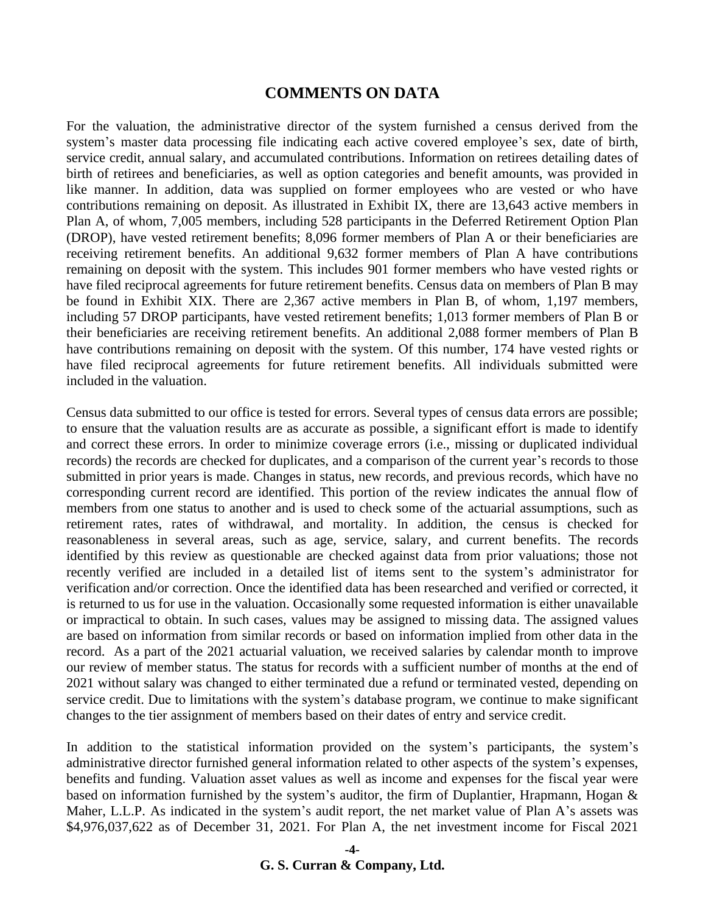## COMMENTS ON DATA

For the valuation, the administrative director of the system furnished a census derived from the system's master data processing file indicating each active covered employee's sex, date of birth, service credit, annual salary, and accumulated contributions. Information on retirees detailing dates of birth of retirees and beneficiaries, as well as option categories and benefit amounts, was provided in like manner. In addition, data was supplied on former employees who are vested or who have contributions remaining on deposit. As illustrated in Exhibit IX, there are 13,643 active members in Plan A, of whom, 7,005 members, including 528 participants in the Deferred Retirement Option Plan (DROP), have vested retirement benefits; 8,096 former members of Plan A or their beneficiaries are receiving retirement benefits. An additional 9,632 former members of Plan A have contributions remaining on deposit with the system. This includes 901 former members who have vested rights or have filed reciprocal agreements for future retirement benefits. Census data on members of Plan B may be found in Exhibit XIX. There are 2,367 active members in Plan B, of whom, 1,197 members, including 57 DROP participants, have vested retirement benefits; 1,013 former members of Plan B or their beneficiaries are receiving retirement benefits. An additional 2,088 former members of Plan B have contributions remaining on deposit with the system. Of this number, 174 have vested rights or have filed reciprocal agreements for future retirement benefits. All individuals submitted were included in the valuation.

Census data submitted to our office is tested for errors. Several types of census data errors are possible; to ensure that the valuation results are as accurate as possible, a significant effort is made to identify and correct these errors. In order to minimize coverage errors (i.e., missing or duplicated individual records) the records are checked for duplicates, and a comparison of the current year's records to those submitted in prior years is made. Changes in status, new records, and previous records, which have no corresponding current record are identified. This portion of the review indicates the annual flow of members from one status to another and is used to check some of the actuarial assumptions, such as retirement rates, rates of withdrawal, and mortality. In addition, the census is checked for reasonableness in several areas, such as age, service, salary, and current benefits. The records identified by this review as questionable are checked against data from prior valuations; those not recently verified are included in a detailed list of items sent to the system's administrator for verification and/or correction. Once the identified data has been researched and verified or corrected, it is returned to us for use in the valuation. Occasionally some requested information is either unavailable or impractical to obtain. In such cases, values may be assigned to missing data. The assigned values are based on information from similar records or based on information implied from other data in the record. As a part of the 2021 actuarial valuation, we received salaries by calendar month to improve our review of member status. The status for records with a sufficient number of months at the end of 2021 without salary was changed to either terminated due a refund or terminated vested, depending on service credit. Due to limitations with the system's database program, we continue to make significant changes to the tier assignment of members based on their dates of entry and service credit.

In addition to the statistical information provided on the system's participants, the system's administrative director furnished general information related to other aspects of the system's expenses, benefits and funding. Valuation asset values as well as income and expenses for the fiscal year were based on information furnished by the system's auditor, the firm of Duplantier, Hrapmann, Hogan & Maher, L.L.P. As indicated in the system's audit report, the net market value of Plan A's assets was $4,976,037,622 as of December 31, 2021. For Plan A, the net investment income for Fiscal 2021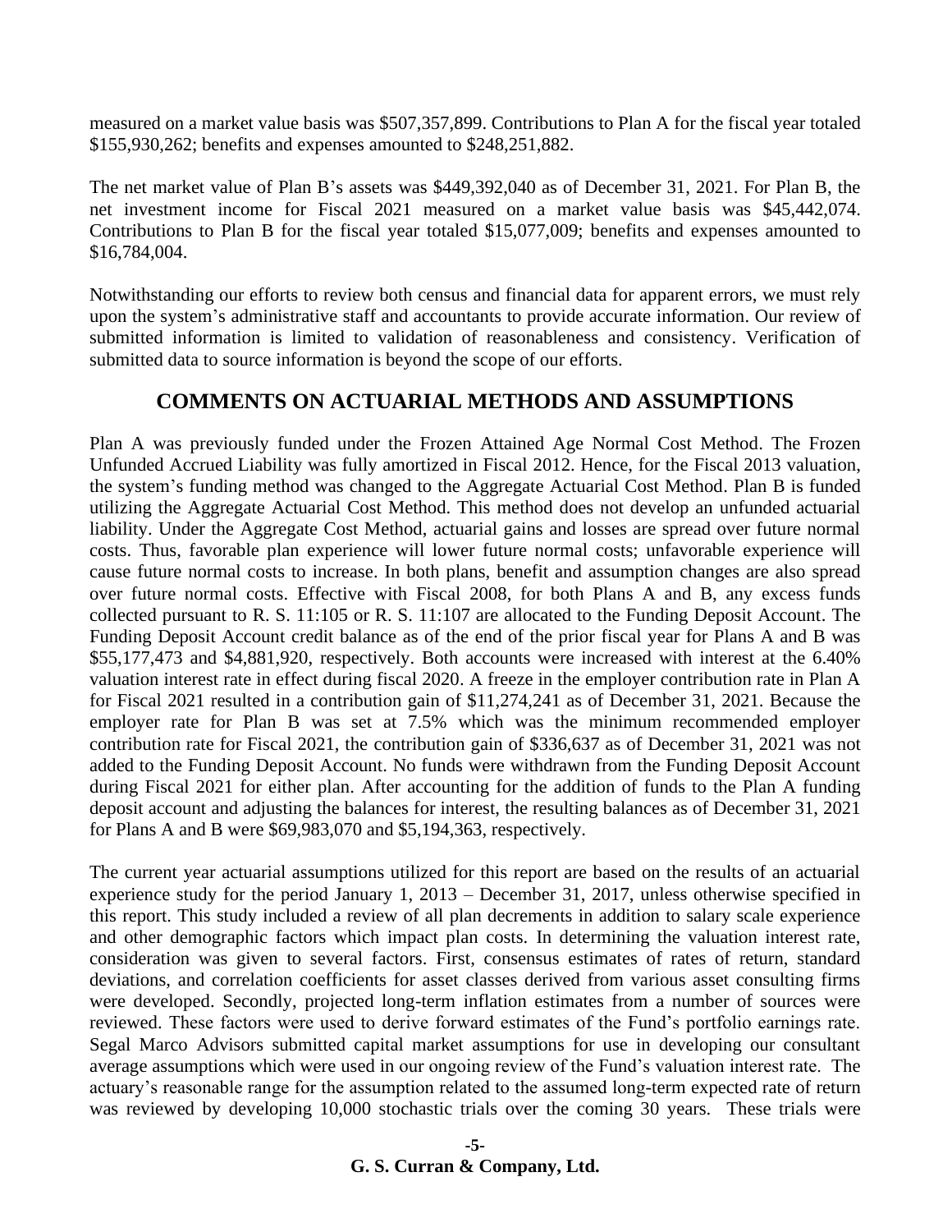measured on a market value basis was $507,357,899. Contributions to Plan A for the fiscal year totaled $155,930,262; benefits and expenses amounted to $248,251,882.

The net market value of Plan B's assets was $449,392,040 as of December 31, 2021. For Plan B, the net investment income for Fiscal 2021 measured on a market value basis was $45,442,074. Contributions to Plan B for the fiscal year totaled $15,077,009; benefits and expenses amounted to $16,784,004.

Notwithstanding our efforts to review both census and financial data for apparent errors, we must rely upon the system's administrative staff and accountants to provide accurate information. Our review of submitted information is limited to validation of reasonableness and consistency. Verification of submitted data to source information is beyond the scope of our efforts.

## COMMENTS ON ACTUARIAL METHODS AND ASSUMPTIONS

Plan A was previously funded under the Frozen Attained Age Normal Cost Method. The Frozen Unfunded Accrued Liability was fully amortized in Fiscal 2012. Hence, for the Fiscal 2013 valuation, the system's funding method was changed to the Aggregate Actuarial Cost Method. Plan B is funded utilizing the Aggregate Actuarial Cost Method. This method does not develop an unfunded actuarial liability. Under the Aggregate Cost Method, actuarial gains and losses are spread over future normal costs. Thus, favorable plan experience will lower future normal costs; unfavorable experience will cause future normal costs to increase. In both plans, benefit and assumption changes are also spread over future normal costs. Effective with Fiscal 2008, for both Plans A and B, any excess funds collected pursuant to R. S. 11:105 or R. S. 11:107 are allocated to the Funding Deposit Account. The Funding Deposit Account credit balance as of the end of the prior fiscal year for Plans A and B was $55,177,473 and $4,881,920, respectively. Both accounts were increased with interest at the 6.40% valuation interest rate in effect during fiscal 2020. A freeze in the employer contribution rate in Plan A for Fiscal 2021 resulted in a contribution gain of $11,274,241 as of December 31, 2021. Because the employer rate for Plan B was set at 7.5% which was the minimum recommended employer contribution rate for Fiscal 2021, the contribution gain of $336,637 as of December 31, 2021 was not added to the Funding Deposit Account. No funds were withdrawn from the Funding Deposit Account during Fiscal 2021 for either plan. After accounting for the addition of funds to the Plan A funding deposit account and adjusting the balances for interest, the resulting balances as of December 31, 2021 for Plans A and B were $69,983,070 and $5,194,363, respectively.

The current year actuarial assumptions utilized for this report are based on the results of an actuarial experience study for the period January 1, 2013 – December 31, 2017, unless otherwise specified in this report. This study included a review of all plan decrements in addition to salary scale experience and other demographic factors which impact plan costs. In determining the valuation interest rate, consideration was given to several factors. First, consensus estimates of rates of return, standard deviations, and correlation coefficients for asset classes derived from various asset consulting firms were developed. Secondly, projected long-term inflation estimates from a number of sources were reviewed. These factors were used to derive forward estimates of the Fund's portfolio earnings rate. Segal Marco Advisors submitted capital market assumptions for use in developing our consultant average assumptions which were used in our ongoing review of the Fund's valuation interest rate. The actuary's reasonable range for the assumption related to the assumed long-term expected rate of return was reviewed by developing 10,000 stochastic trials over the coming 30 years. These trials were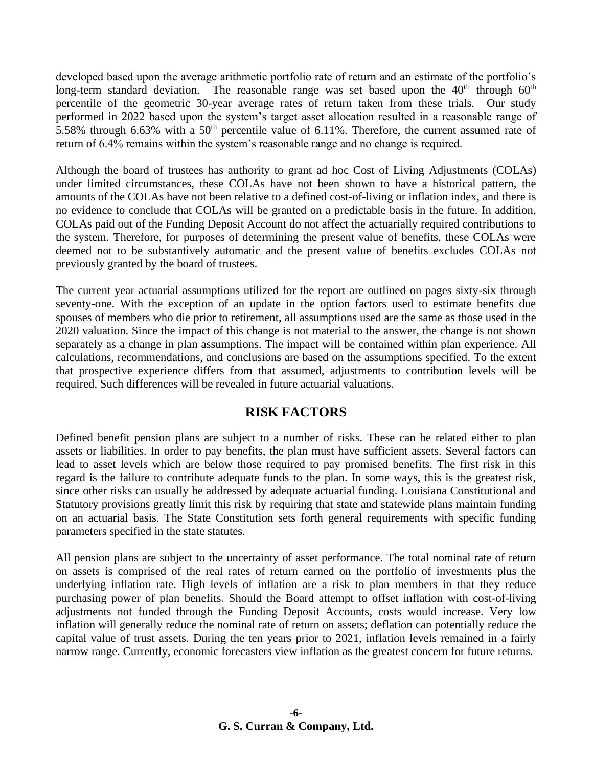developed based upon the average arithmetic portfolio rate of return and an estimate of the portfolio's long-term standard deviation. The reasonable range was set based upon the $40^{th}$ through $60^{th}$ percentile of the geometric 30-year average rates of return taken from these trials. Our study performed in 2022 based upon the system's target asset allocation resulted in a reasonable range of 5.58% through 6.63% with a $50^{th}$ percentile value of 6.11%. Therefore, the current assumed rate of return of 6.4% remains within the system's reasonable range and no change is required.

Although the board of trustees has authority to grant ad hoc Cost of Living Adjustments (COLAs) under limited circumstances, these COLAs have not been shown to have a historical pattern, the amounts of the COLAs have not been relative to a defined cost-of-living or inflation index, and there is no evidence to conclude that COLAs will be granted on a predictable basis in the future. In addition, COLAs paid out of the Funding Deposit Account do not affect the actuarially required contributions to the system. Therefore, for purposes of determining the present value of benefits, these COLAs were deemed not to be substantively automatic and the present value of benefits excludes COLAs not previously granted by the board of trustees.

The current year actuarial assumptions utilized for the report are outlined on pages sixty-six through seventy-one. With the exception of an update in the option factors used to estimate benefits due spouses of members who die prior to retirement, all assumptions used are the same as those used in the 2020 valuation. Since the impact of this change is not material to the answer, the change is not shown separately as a change in plan assumptions. The impact will be contained within plan experience. All calculations, recommendations, and conclusions are based on the assumptions specified. To the extent that prospective experience differs from that assumed, adjustments to contribution levels will be required. Such differences will be revealed in future actuarial valuations.

## RISK FACTORS

Defined benefit pension plans are subject to a number of risks. These can be related either to plan assets or liabilities. In order to pay benefits, the plan must have sufficient assets. Several factors can lead to asset levels which are below those required to pay promised benefits. The first risk in this regard is the failure to contribute adequate funds to the plan. In some ways, this is the greatest risk, since other risks can usually be addressed by adequate actuarial funding. Louisiana Constitutional and Statutory provisions greatly limit this risk by requiring that state and statewide plans maintain funding on an actuarial basis. The State Constitution sets forth general requirements with specific funding parameters specified in the state statutes.

All pension plans are subject to the uncertainty of asset performance. The total nominal rate of return on assets is comprised of the real rates of return earned on the portfolio of investments plus the underlying inflation rate. High levels of inflation are a risk to plan members in that they reduce purchasing power of plan benefits. Should the Board attempt to offset inflation with cost-of-living adjustments not funded through the Funding Deposit Accounts, costs would increase. Very low inflation will generally reduce the nominal rate of return on assets; deflation can potentially reduce the capital value of trust assets. During the ten years prior to 2021, inflation levels remained in a fairly narrow range. Currently, economic forecasters view inflation as the greatest concern for future returns.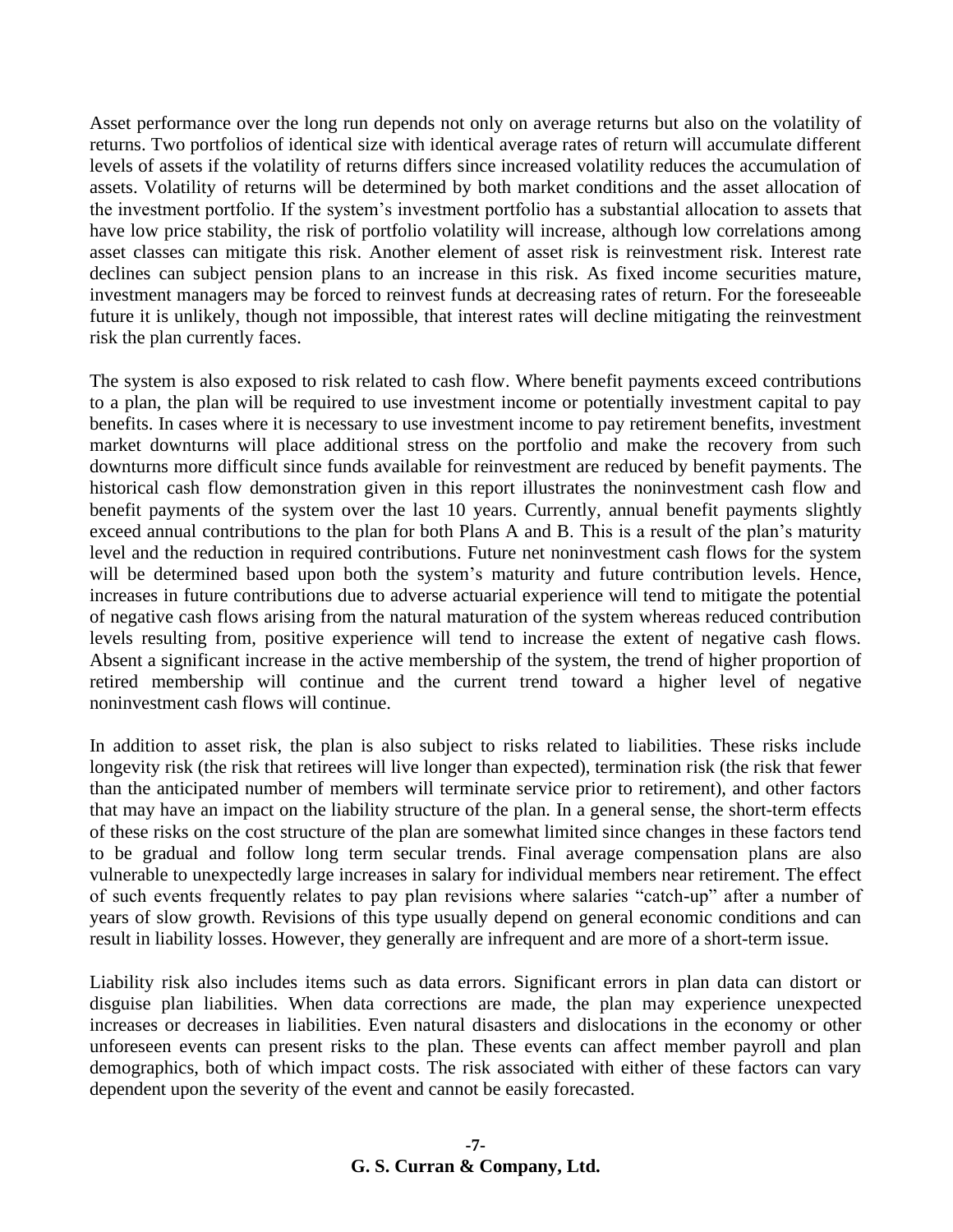Asset performance over the long run depends not only on average returns but also on the volatility of returns. Two portfolios of identical size with identical average rates of return will accumulate different levels of assets if the volatility of returns differs since increased volatility reduces the accumulation of assets. Volatility of returns will be determined by both market conditions and the asset allocation of the investment portfolio. If the system's investment portfolio has a substantial allocation to assets that have low price stability, the risk of portfolio volatility will increase, although low correlations among asset classes can mitigate this risk. Another element of asset risk is reinvestment risk. Interest rate declines can subject pension plans to an increase in this risk. As fixed income securities mature, investment managers may be forced to reinvest funds at decreasing rates of return. For the foreseeable future it is unlikely, though not impossible, that interest rates will decline mitigating the reinvestment risk the plan currently faces.

The system is also exposed to risk related to cash flow. Where benefit payments exceed contributions to a plan, the plan will be required to use investment income or potentially investment capital to pay benefits. In cases where it is necessary to use investment income to pay retirement benefits, investment market downturns will place additional stress on the portfolio and make the recovery from such downturns more difficult since funds available for reinvestment are reduced by benefit payments. The historical cash flow demonstration given in this report illustrates the noninvestment cash flow and benefit payments of the system over the last 10 years. Currently, annual benefit payments slightly exceed annual contributions to the plan for both Plans A and B. This is a result of the plan's maturity level and the reduction in required contributions. Future net noninvestment cash flows for the system will be determined based upon both the system's maturity and future contribution levels. Hence, increases in future contributions due to adverse actuarial experience will tend to mitigate the potential of negative cash flows arising from the natural maturation of the system whereas reduced contribution levels resulting from, positive experience will tend to increase the extent of negative cash flows. Absent a significant increase in the active membership of the system, the trend of higher proportion of retired membership will continue and the current trend toward a higher level of negative noninvestment cash flows will continue.

In addition to asset risk, the plan is also subject to risks related to liabilities. These risks include longevity risk (the risk that retirees will live longer than expected), termination risk (the risk that fewer than the anticipated number of members will terminate service prior to retirement), and other factors that may have an impact on the liability structure of the plan. In a general sense, the short-term effects of these risks on the cost structure of the plan are somewhat limited since changes in these factors tend to be gradual and follow long term secular trends. Final average compensation plans are also vulnerable to unexpectedly large increases in salary for individual members near retirement. The effect of such events frequently relates to pay plan revisions where salaries "catch-up" after a number of years of slow growth. Revisions of this type usually depend on general economic conditions and can result in liability losses. However, they generally are infrequent and are more of a short-term issue.

Liability risk also includes items such as data errors. Significant errors in plan data can distort or disguise plan liabilities. When data corrections are made, the plan may experience unexpected increases or decreases in liabilities. Even natural disasters and dislocations in the economy or other unforeseen events can present risks to the plan. These events can affect member payroll and plan demographics, both of which impact costs. The risk associated with either of these factors can vary dependent upon the severity of the event and cannot be easily forecasted.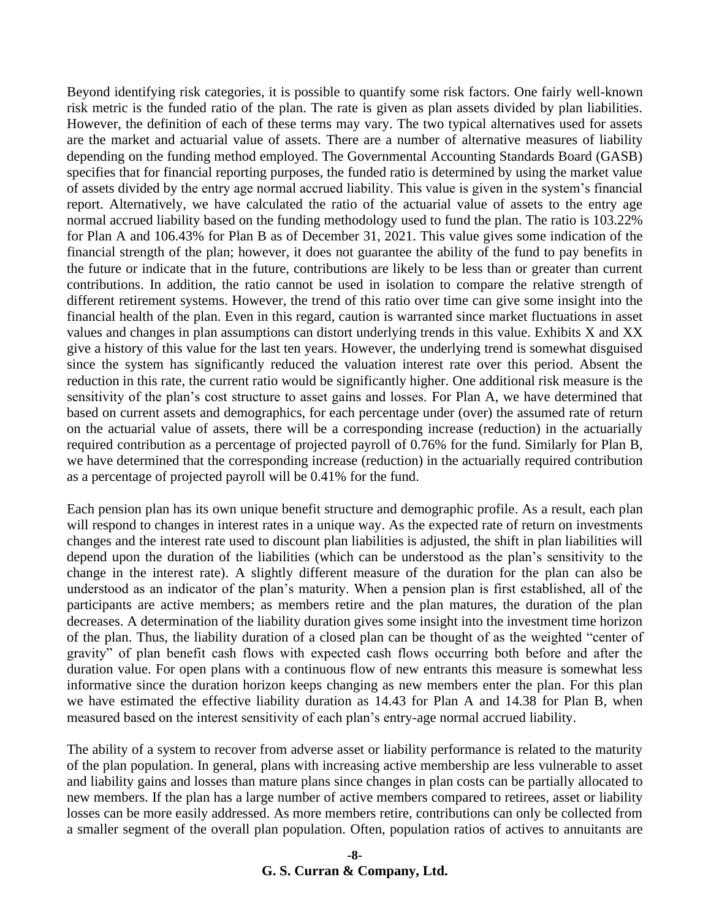Beyond identifying risk categories, it is possible to quantify some risk factors. One fairly well-known risk metric is the funded ratio of the plan. The rate is given as plan assets divided by plan liabilities. However, the definition of each of these terms may vary. The two typical alternatives used for assets are the market and actuarial value of assets. There are a number of alternative measures of liability depending on the funding method employed. The Governmental Accounting Standards Board (GASB) specifies that for financial reporting purposes, the funded ratio is determined by using the market value of assets divided by the entry age normal accrued liability. This value is given in the system's financial report. Alternatively, we have calculated the ratio of the actuarial value of assets to the entry age normal accrued liability based on the funding methodology used to fund the plan. The ratio is 103.22% for Plan A and 106.43% for Plan B as of December 31, 2021. This value gives some indication of the financial strength of the plan; however, it does not guarantee the ability of the fund to pay benefits in the future or indicate that in the future, contributions are likely to be less than or greater than current contributions. In addition, the ratio cannot be used in isolation to compare the relative strength of different retirement systems. However, the trend of this ratio over time can give some insight into the financial health of the plan. Even in this regard, caution is warranted since market fluctuations in asset values and changes in plan assumptions can distort underlying trends in this value. Exhibits X and XX give a history of this value for the last ten years. However, the underlying trend is somewhat disguised since the system has significantly reduced the valuation interest rate over this period. Absent the reduction in this rate, the current ratio would be significantly higher. One additional risk measure is the sensitivity of the plan's cost structure to asset gains and losses. For Plan A, we have determined that based on current assets and demographics, for each percentage under (over) the assumed rate of return on the actuarial value of assets, there will be a corresponding increase (reduction) in the actuarially required contribution as a percentage of projected payroll of 0.76% for the fund. Similarly for Plan B, we have determined that the corresponding increase (reduction) in the actuarially required contribution as a percentage of projected payroll will be 0.41% for the fund.

Each pension plan has its own unique benefit structure and demographic profile. As a result, each plan will respond to changes in interest rates in a unique way. As the expected rate of return on investments changes and the interest rate used to discount plan liabilities is adjusted, the shift in plan liabilities will depend upon the duration of the liabilities (which can be understood as the plan's sensitivity to the change in the interest rate). A slightly different measure of the duration for the plan can also be understood as an indicator of the plan's maturity. When a pension plan is first established, all of the participants are active members; as members retire and the plan matures, the duration of the plan decreases. A determination of the liability duration gives some insight into the investment time horizon of the plan. Thus, the liability duration of a closed plan can be thought of as the weighted "center of gravity" of plan benefit cash flows with expected cash flows occurring both before and after the duration value. For open plans with a continuous flow of new entrants this measure is somewhat less informative since the duration horizon keeps changing as new members enter the plan. For this plan we have estimated the effective liability duration as 14.43 for Plan A and 14.38 for Plan B, when measured based on the interest sensitivity of each plan's entry-age normal accrued liability.

The ability of a system to recover from adverse asset or liability performance is related to the maturity of the plan population. In general, plans with increasing active membership are less vulnerable to asset and liability gains and losses than mature plans since changes in plan costs can be partially allocated to new members. If the plan has a large number of active members compared to retirees, asset or liability losses can be more easily addressed. As more members retire, contributions can only be collected from a smaller segment of the overall plan population. Often, population ratios of actives to annuitants are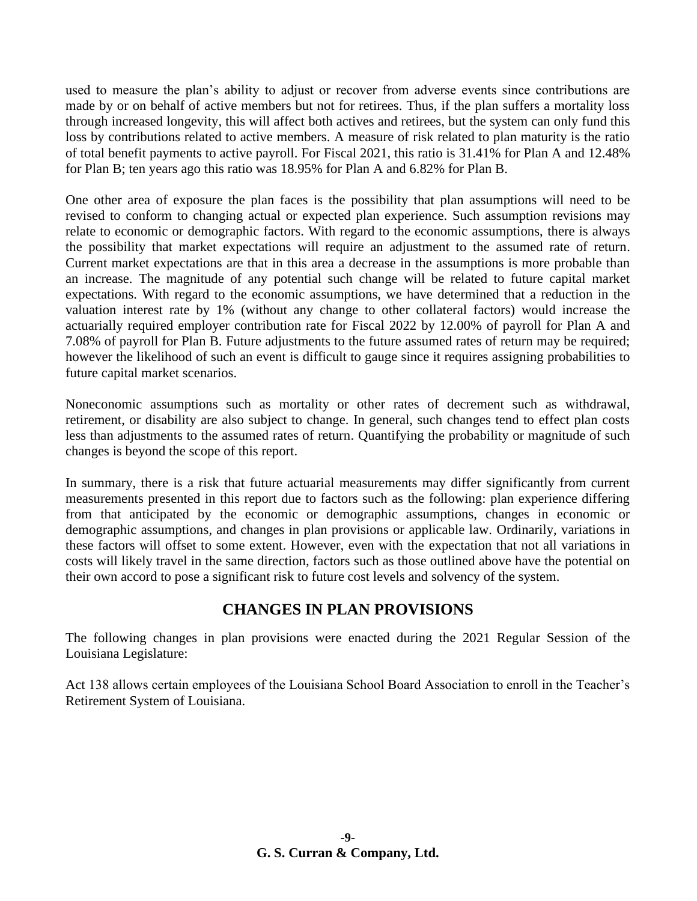used to measure the plan's ability to adjust or recover from adverse events since contributions are made by or on behalf of active members but not for retirees. Thus, if the plan suffers a mortality loss through increased longevity, this will affect both actives and retirees, but the system can only fund this loss by contributions related to active members. A measure of risk related to plan maturity is the ratio of total benefit payments to active payroll. For Fiscal 2021, this ratio is 31.41% for Plan A and 12.48% for Plan B; ten years ago this ratio was 18.95% for Plan A and 6.82% for Plan B.

One other area of exposure the plan faces is the possibility that plan assumptions will need to be revised to conform to changing actual or expected plan experience. Such assumption revisions may relate to economic or demographic factors. With regard to the economic assumptions, there is always the possibility that market expectations will require an adjustment to the assumed rate of return. Current market expectations are that in this area a decrease in the assumptions is more probable than an increase. The magnitude of any potential such change will be related to future capital market expectations. With regard to the economic assumptions, we have determined that a reduction in the valuation interest rate by 1% (without any change to other collateral factors) would increase the actuarially required employer contribution rate for Fiscal 2022 by 12.00% of payroll for Plan A and 7.08% of payroll for Plan B. Future adjustments to the future assumed rates of return may be required; however the likelihood of such an event is difficult to gauge since it requires assigning probabilities to future capital market scenarios.

Noneconomic assumptions such as mortality or other rates of decrement such as withdrawal, retirement, or disability are also subject to change. In general, such changes tend to effect plan costs less than adjustments to the assumed rates of return. Quantifying the probability or magnitude of such changes is beyond the scope of this report.

In summary, there is a risk that future actuarial measurements may differ significantly from current measurements presented in this report due to factors such as the following: plan experience differing from that anticipated by the economic or demographic assumptions, changes in economic or demographic assumptions, and changes in plan provisions or applicable law. Ordinarily, variations in these factors will offset to some extent. However, even with the expectation that not all variations in costs will likely travel in the same direction, factors such as those outlined above have the potential on their own accord to pose a significant risk to future cost levels and solvency of the system.

## CHANGES IN PLAN PROVISIONS

The following changes in plan provisions were enacted during the 2021 Regular Session of the Louisiana Legislature:

Act 138 allows certain employees of the Louisiana School Board Association to enroll in the Teacher's Retirement System of Louisiana.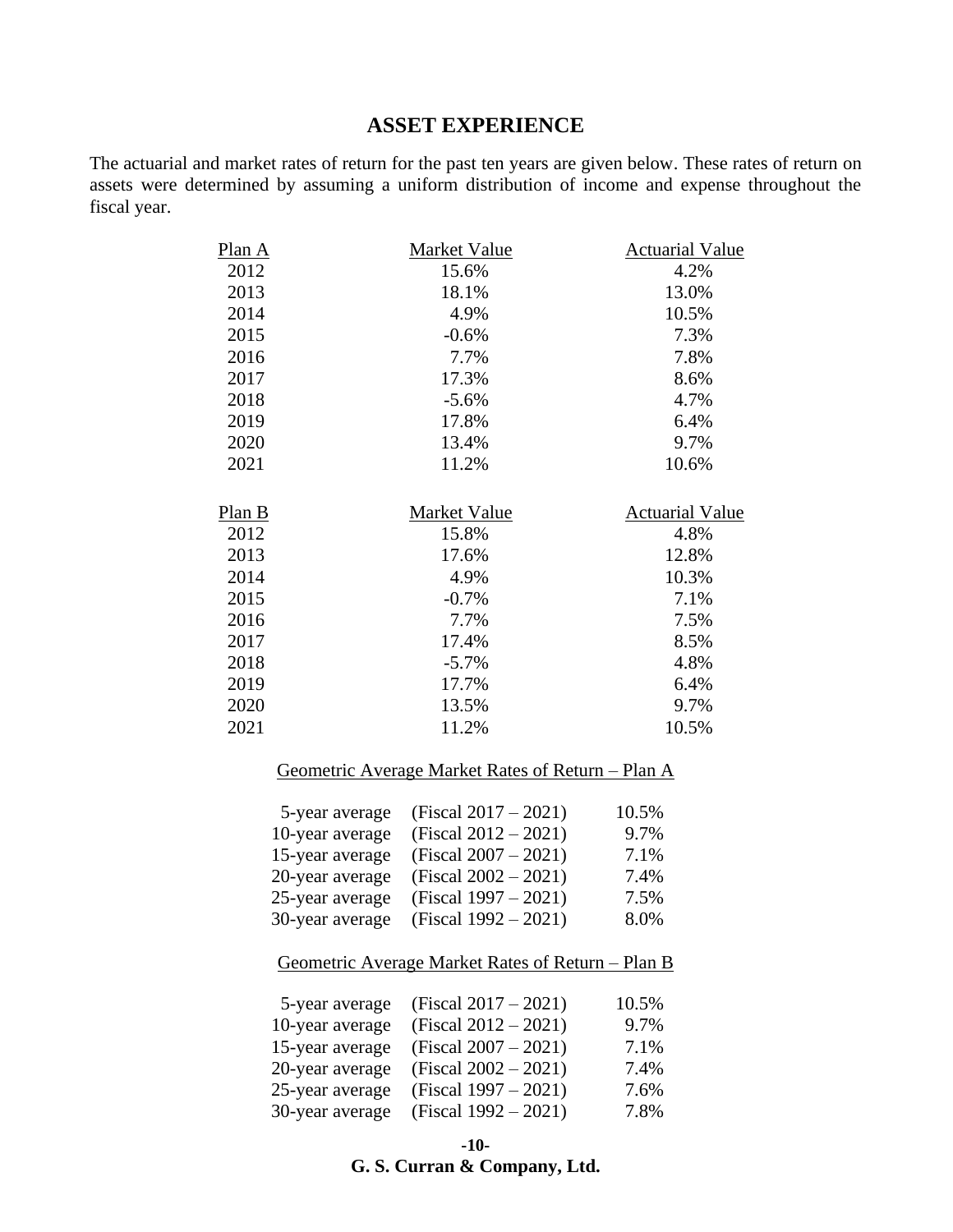## ASSET EXPERIENCE

The actuarial and market rates of return for the past ten years are given below. These rates of return on assets were determined by assuming a uniform distribution of income and expense throughout the fiscal year.

| Plan A | Market Value | Actuarial Value |
|---|---|---|
| 2012 | 15.6% | 4.2% |
| 2013 | 18.1% | 13.0% |
| 2014 | 4.9% | 10.5% |
| 2015 | -0.6% | 7.3% |
| 2016 | 7.7% | 7.8% |
| 2017 | 17.3% | 8.6% |
| 2018 | -5.6% | 4.7% |
| 2019 | 17.8% | 6.4% |
| 2020 | 13.4% | 9.7% |
| 2021 | 11.2% | 10.6% |

| Plan B | Market Value | Actuarial Value |
|---|---|---|
| 2012 | 15.8% | 4.8% |
| 2013 | 17.6% | 12.8% |
| 2014 | 4.9% | 10.3% |
| 2015 | -0.7% | 7.1% |
| 2016 | 7.7% | 7.5% |
| 2017 | 17.4% | 8.5% |
| 2018 | -5.7% | 4.8% |
| 2019 | 17.7% | 6.4% |
| 2020 | 13.5% | 9.7% |
| 2021 | 11.2% | 10.5% |

Geometric Average Market Rates of Return – Plan A

| | | |
|---|---|---|
| 5-year average | (Fiscal 2017 – 2021) | 10.5% |
| 10-year average | (Fiscal 2012 – 2021) | 9.7% |
| 15-year average | (Fiscal 2007 – 2021) | 7.1% |
| 20-year average | (Fiscal 2002 – 2021) | 7.4% |
| 25-year average | (Fiscal 1997 – 2021) | 7.5% |
| 30-year average | (Fiscal 1992 – 2021) | 8.0% |

Geometric Average Market Rates of Return – Plan B

| | | |
|---|---|---|
| 5-year average | (Fiscal 2017 – 2021) | 10.5% |
| 10-year average | (Fiscal 2012 – 2021) | 9.7% |
| 15-year average | (Fiscal 2007 – 2021) | 7.1% |
| 20-year average | (Fiscal 2002 – 2021) | 7.4% |
| 25-year average | (Fiscal 1997 – 2021) | 7.6% |
| 30-year average | (Fiscal 1992 – 2021) | 7.8% |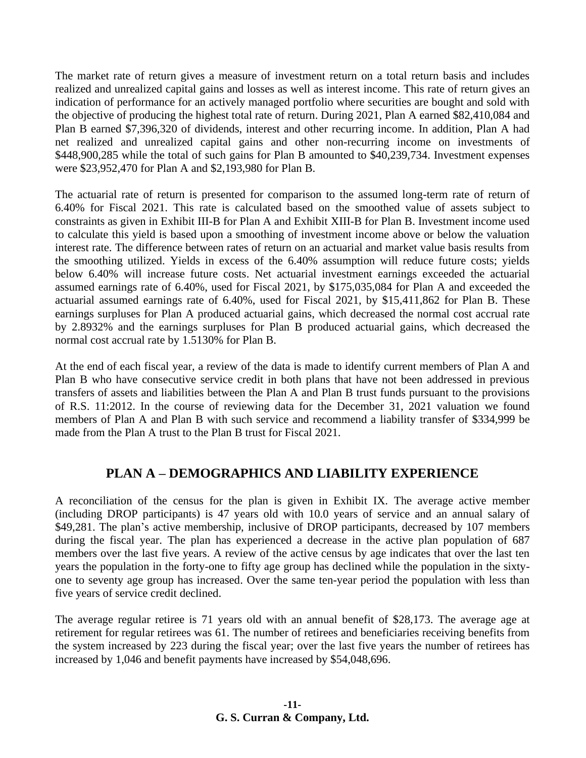The market rate of return gives a measure of investment return on a total return basis and includes realized and unrealized capital gains and losses as well as interest income. This rate of return gives an indication of performance for an actively managed portfolio where securities are bought and sold with the objective of producing the highest total rate of return. During 2021, Plan A earned $82,410,084 and Plan B earned $7,396,320 of dividends, interest and other recurring income. In addition, Plan A had net realized and unrealized capital gains and other non-recurring income on investments of $448,900,285 while the total of such gains for Plan B amounted to $40,239,734. Investment expenses were $23,952,470 for Plan A and $2,193,980 for Plan B.

The actuarial rate of return is presented for comparison to the assumed long-term rate of return of 6.40% for Fiscal 2021. This rate is calculated based on the smoothed value of assets subject to constraints as given in Exhibit III-B for Plan A and Exhibit XIII-B for Plan B. Investment income used to calculate this yield is based upon a smoothing of investment income above or below the valuation interest rate. The difference between rates of return on an actuarial and market value basis results from the smoothing utilized. Yields in excess of the 6.40% assumption will reduce future costs; yields below 6.40% will increase future costs. Net actuarial investment earnings exceeded the actuarial assumed earnings rate of 6.40%, used for Fiscal 2021, by $175,035,084 for Plan A and exceeded the actuarial assumed earnings rate of 6.40%, used for Fiscal 2021, by $15,411,862 for Plan B. These earnings surpluses for Plan A produced actuarial gains, which decreased the normal cost accrual rate by 2.8932% and the earnings surpluses for Plan B produced actuarial gains, which decreased the normal cost accrual rate by 1.5130% for Plan B.

At the end of each fiscal year, a review of the data is made to identify current members of Plan A and Plan B who have consecutive service credit in both plans that have not been addressed in previous transfers of assets and liabilities between the Plan A and Plan B trust funds pursuant to the provisions of R.S. 11:2012. In the course of reviewing data for the December 31, 2021 valuation we found members of Plan A and Plan B with such service and recommend a liability transfer of $334,999 be made from the Plan A trust to the Plan B trust for Fiscal 2021.

## PLAN A – DEMOGRAPHICS AND LIABILITY EXPERIENCE

A reconciliation of the census for the plan is given in Exhibit IX. The average active member (including DROP participants) is 47 years old with 10.0 years of service and an annual salary of $49,281. The plan's active membership, inclusive of DROP participants, decreased by 107 members during the fiscal year. The plan has experienced a decrease in the active plan population of 687 members over the last five years. A review of the active census by age indicates that over the last ten years the population in the forty-one to fifty age group has declined while the population in the sixty-one to seventy age group has increased. Over the same ten-year period the population with less than five years of service credit declined.

The average regular retiree is 71 years old with an annual benefit of $28,173. The average age at retirement for regular retirees was 61. The number of retirees and beneficiaries receiving benefits from the system increased by 223 during the fiscal year; over the last five years the number of retirees has increased by 1,046 and benefit payments have increased by $54,048,696.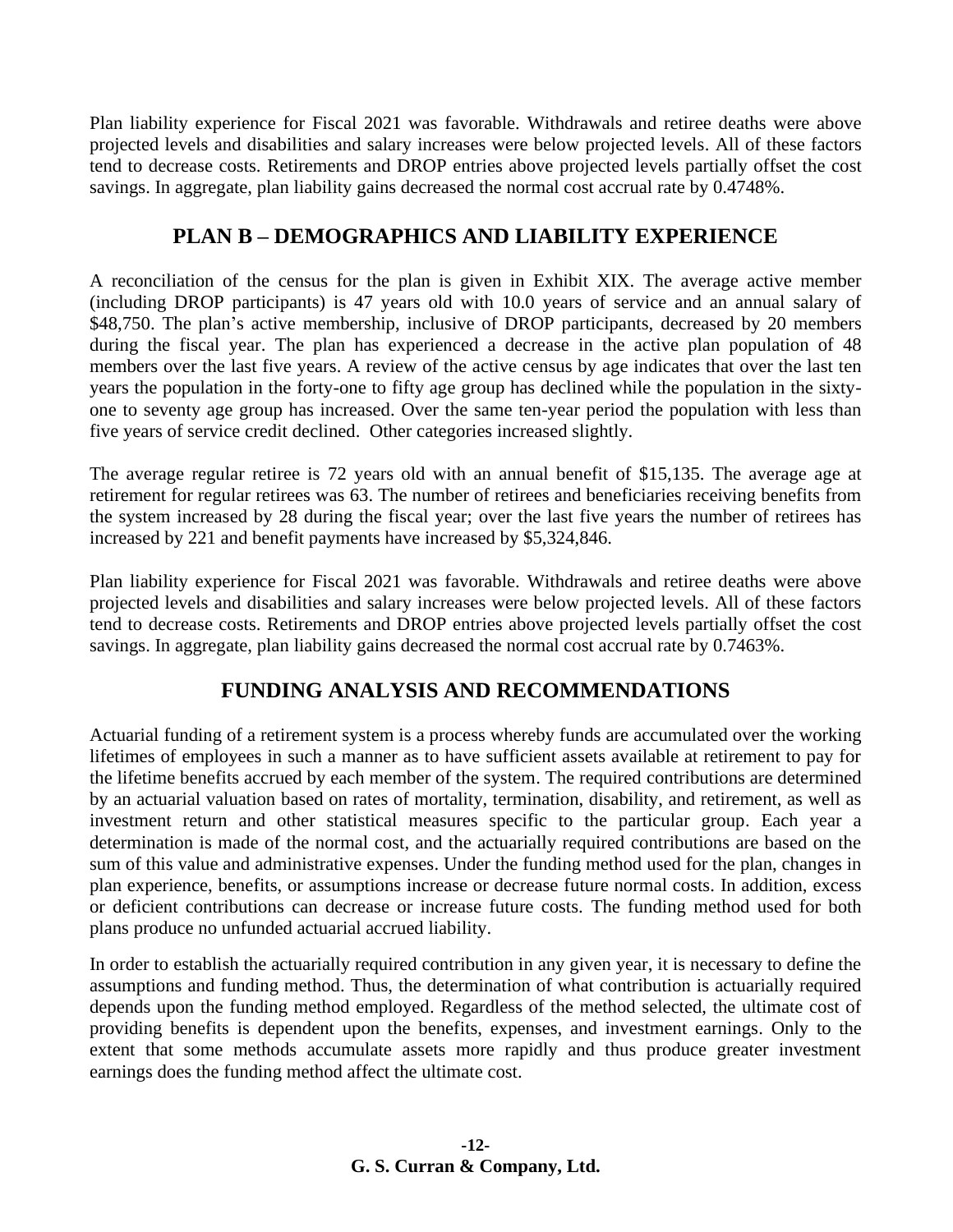Plan liability experience for Fiscal 2021 was favorable. Withdrawals and retiree deaths were above projected levels and disabilities and salary increases were below projected levels. All of these factors tend to decrease costs. Retirements and DROP entries above projected levels partially offset the cost savings. In aggregate, plan liability gains decreased the normal cost accrual rate by 0.4748%.

## PLAN B – DEMOGRAPHICS AND LIABILITY EXPERIENCE

A reconciliation of the census for the plan is given in Exhibit XIX. The average active member (including DROP participants) is 47 years old with 10.0 years of service and an annual salary of $48,750. The plan's active membership, inclusive of DROP participants, decreased by 20 members during the fiscal year. The plan has experienced a decrease in the active plan population of 48 members over the last five years. A review of the active census by age indicates that over the last ten years the population in the forty-one to fifty age group has declined while the population in the sixty-one to seventy age group has increased. Over the same ten-year period the population with less than five years of service credit declined. Other categories increased slightly.

The average regular retiree is 72 years old with an annual benefit of $15,135. The average age at retirement for regular retirees was 63. The number of retirees and beneficiaries receiving benefits from the system increased by 28 during the fiscal year; over the last five years the number of retirees has increased by 221 and benefit payments have increased by $5,324,846.

Plan liability experience for Fiscal 2021 was favorable. Withdrawals and retiree deaths were above projected levels and disabilities and salary increases were below projected levels. All of these factors tend to decrease costs. Retirements and DROP entries above projected levels partially offset the cost savings. In aggregate, plan liability gains decreased the normal cost accrual rate by 0.7463%.

## FUNDING ANALYSIS AND RECOMMENDATIONS

Actuarial funding of a retirement system is a process whereby funds are accumulated over the working lifetimes of employees in such a manner as to have sufficient assets available at retirement to pay for the lifetime benefits accrued by each member of the system. The required contributions are determined by an actuarial valuation based on rates of mortality, termination, disability, and retirement, as well as investment return and other statistical measures specific to the particular group. Each year a determination is made of the normal cost, and the actuarially required contributions are based on the sum of this value and administrative expenses. Under the funding method used for the plan, changes in plan experience, benefits, or assumptions increase or decrease future normal costs. In addition, excess or deficient contributions can decrease or increase future costs. The funding method used for both plans produce no unfunded actuarial accrued liability.

In order to establish the actuarially required contribution in any given year, it is necessary to define the assumptions and funding method. Thus, the determination of what contribution is actuarially required depends upon the funding method employed. Regardless of the method selected, the ultimate cost of providing benefits is dependent upon the benefits, expenses, and investment earnings. Only to the extent that some methods accumulate assets more rapidly and thus produce greater investment earnings does the funding method affect the ultimate cost.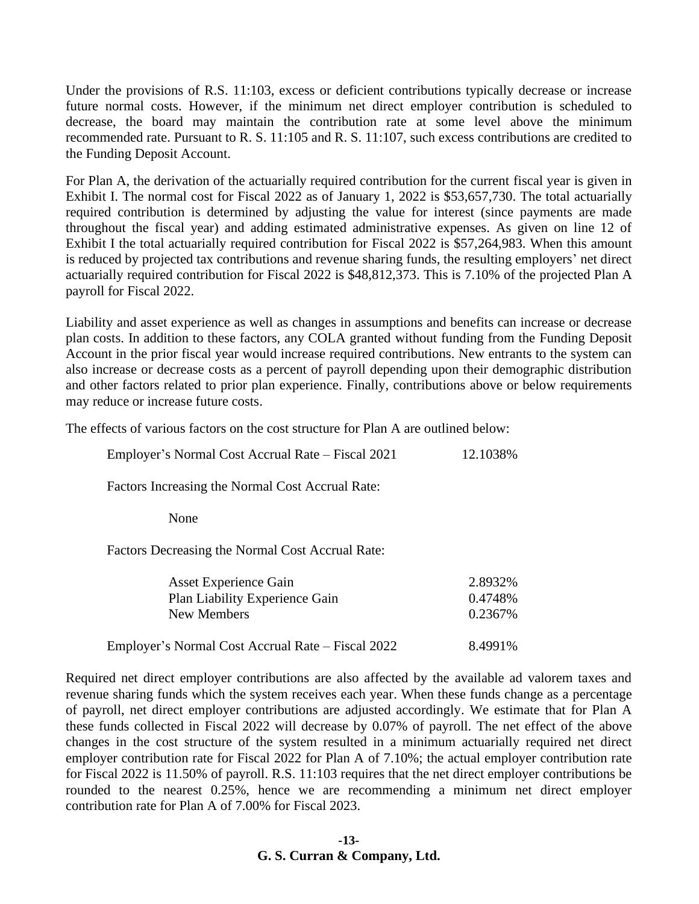Under the provisions of R.S. 11:103, excess or deficient contributions typically decrease or increase future normal costs. However, if the minimum net direct employer contribution is scheduled to decrease, the board may maintain the contribution rate at some level above the minimum recommended rate. Pursuant to R. S. 11:105 and R. S. 11:107, such excess contributions are credited to the Funding Deposit Account.

For Plan A, the derivation of the actuarially required contribution for the current fiscal year is given in Exhibit I. The normal cost for Fiscal 2022 as of January 1, 2022 is $53,657,730. The total actuarially required contribution is determined by adjusting the value for interest (since payments are made throughout the fiscal year) and adding estimated administrative expenses. As given on line 12 of Exhibit I the total actuarially required contribution for Fiscal 2022 is $57,264,983. When this amount is reduced by projected tax contributions and revenue sharing funds, the resulting employers' net direct actuarially required contribution for Fiscal 2022 is $48,812,373. This is 7.10% of the projected Plan A payroll for Fiscal 2022.

Liability and asset experience as well as changes in assumptions and benefits can increase or decrease plan costs. In addition to these factors, any COLA granted without funding from the Funding Deposit Account in the prior fiscal year would increase required contributions. New entrants to the system can also increase or decrease costs as a percent of payroll depending upon their demographic distribution and other factors related to prior plan experience. Finally, contributions above or below requirements may reduce or increase future costs.

The effects of various factors on the cost structure for Plan A are outlined below:

| | |
|---|---|
| Employer's Normal Cost Accrual Rate – Fiscal 2021 | 12.1038% |
| Factors Increasing the Normal Cost Accrual Rate: | |
| None | |
| Factors Decreasing the Normal Cost Accrual Rate: | |
| Asset Experience Gain | 2.8932% |
| Plan Liability Experience Gain | 0.4748% |
| New Members | 0.2367% |
| Employer's Normal Cost Accrual Rate – Fiscal 2022 | 8.4991% |

Required net direct employer contributions are also affected by the available ad valorem taxes and revenue sharing funds which the system receives each year. When these funds change as a percentage of payroll, net direct employer contributions are adjusted accordingly. We estimate that for Plan A these funds collected in Fiscal 2022 will decrease by 0.07% of payroll. The net effect of the above changes in the cost structure of the system resulted in a minimum actuarially required net direct employer contribution rate for Fiscal 2022 for Plan A of 7.10%; the actual employer contribution rate for Fiscal 2022 is 11.50% of payroll. R.S. 11:103 requires that the net direct employer contributions be rounded to the nearest 0.25%, hence we are recommending a minimum net direct employer contribution rate for Plan A of 7.00% for Fiscal 2023.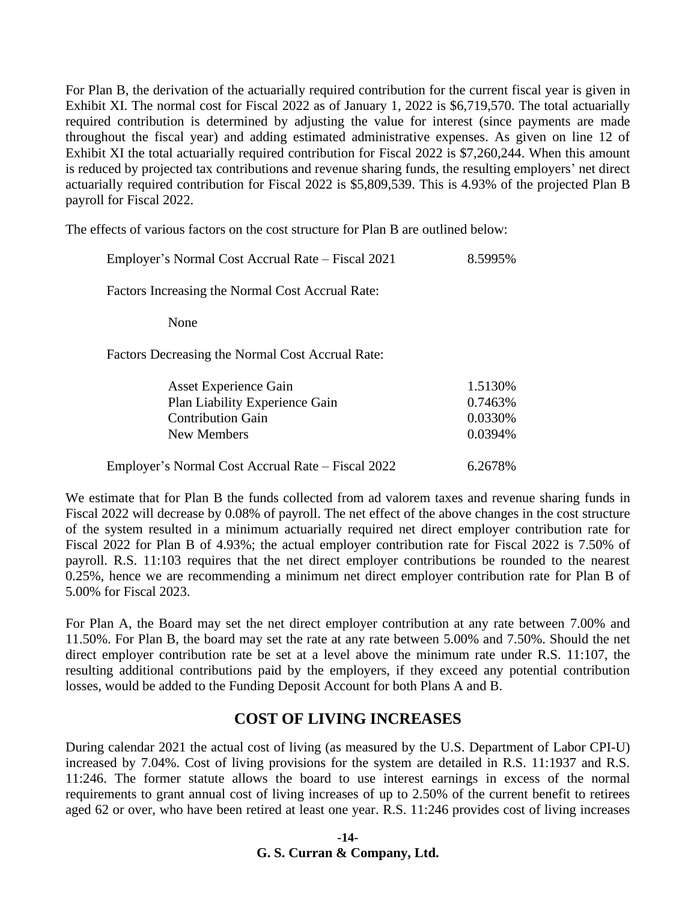For Plan B, the derivation of the actuarially required contribution for the current fiscal year is given in Exhibit XI. The normal cost for Fiscal 2022 as of January 1, 2022 is $6,719,570. The total actuarially required contribution is determined by adjusting the value for interest (since payments are made throughout the fiscal year) and adding estimated administrative expenses. As given on line 12 of Exhibit XI the total actuarially required contribution for Fiscal 2022 is $7,260,244. When this amount is reduced by projected tax contributions and revenue sharing funds, the resulting employers' net direct actuarially required contribution for Fiscal 2022 is $5,809,539. This is 4.93% of the projected Plan B payroll for Fiscal 2022.

The effects of various factors on the cost structure for Plan B are outlined below:

| | |
|---|---|
| Employer's Normal Cost Accrual Rate – Fiscal 2021 | 8.5995% |
| Factors Increasing the Normal Cost Accrual Rate: | |
| None | |
| Factors Decreasing the Normal Cost Accrual Rate: | |
| Asset Experience Gain | 1.5130% |
| Plan Liability Experience Gain | 0.7463% |
| Contribution Gain | 0.0330% |
| New Members | 0.0394% |
| Employer's Normal Cost Accrual Rate – Fiscal 2022 | 6.2678% |

We estimate that for Plan B the funds collected from ad valorem taxes and revenue sharing funds in Fiscal 2022 will decrease by 0.08% of payroll. The net effect of the above changes in the cost structure of the system resulted in a minimum actuarially required net direct employer contribution rate for Fiscal 2022 for Plan B of 4.93%; the actual employer contribution rate for Fiscal 2022 is 7.50% of payroll. R.S. 11:103 requires that the net direct employer contributions be rounded to the nearest 0.25%, hence we are recommending a minimum net direct employer contribution rate for Plan B of 5.00% for Fiscal 2023.

For Plan A, the Board may set the net direct employer contribution at any rate between 7.00% and 11.50%. For Plan B, the board may set the rate at any rate between 5.00% and 7.50%. Should the net direct employer contribution rate be set at a level above the minimum rate under R.S. 11:107, the resulting additional contributions paid by the employers, if they exceed any potential contribution losses, would be added to the Funding Deposit Account for both Plans A and B.

## COST OF LIVING INCREASES

During calendar 2021 the actual cost of living (as measured by the U.S. Department of Labor CPI-U) increased by 7.04%. Cost of living provisions for the system are detailed in R.S. 11:1937 and R.S. 11:246. The former statute allows the board to use interest earnings in excess of the normal requirements to grant annual cost of living increases of up to 2.50% of the current benefit to retirees aged 62 or over, who have been retired at least one year. R.S. 11:246 provides cost of living increases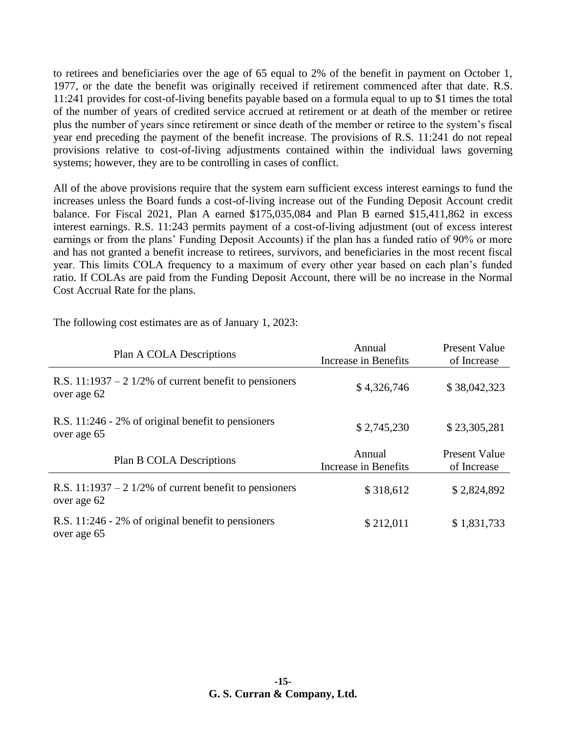to retirees and beneficiaries over the age of 65 equal to 2% of the benefit in payment on October 1, 1977, or the date the benefit was originally received if retirement commenced after that date. R.S. 11:241 provides for cost-of-living benefits payable based on a formula equal to up to $1 times the total of the number of years of credited service accrued at retirement or at death of the member or retiree plus the number of years since retirement or since death of the member or retiree to the system's fiscal year end preceding the payment of the benefit increase. The provisions of R.S. 11:241 do not repeal provisions relative to cost-of-living adjustments contained within the individual laws governing systems; however, they are to be controlling in cases of conflict.

All of the above provisions require that the system earn sufficient excess interest earnings to fund the increases unless the Board funds a cost-of-living increase out of the Funding Deposit Account credit balance. For Fiscal 2021, Plan A earned $175,035,084 and Plan B earned $15,411,862 in excess interest earnings. R.S. 11:243 permits payment of a cost-of-living adjustment (out of excess interest earnings or from the plans' Funding Deposit Accounts) if the plan has a funded ratio of 90% or more and has not granted a benefit increase to retirees, survivors, and beneficiaries in the most recent fiscal year. This limits COLA frequency to a maximum of every other year based on each plan's funded ratio. If COLAs are paid from the Funding Deposit Account, there will be no increase in the Normal Cost Accrual Rate for the plans.

The following cost estimates are as of January 1, 2023:

| Plan A COLA Descriptions | Annual Increase in Benefits | Present Value of Increase |
|---|---|---|
| R.S. 11:1937 – 2 1/2% of current benefit to pensioners over age 62 | $ 4,326,746 | $ 38,042,323 |
| R.S. 11:246 - 2% of original benefit to pensioners over age 65 | $ 2,745,230 | $ 23,305,281 |

| Plan B COLA Descriptions | Annual Increase in Benefits | Present Value of Increase |
|---|---|---|
| R.S. 11:1937 – 2 1/2% of current benefit to pensioners over age 62 | $ 318,612 | $ 2,824,892 |
| R.S. 11:246 - 2% of original benefit to pensioners over age 65 | $ 212,011 | $ 1,831,733 |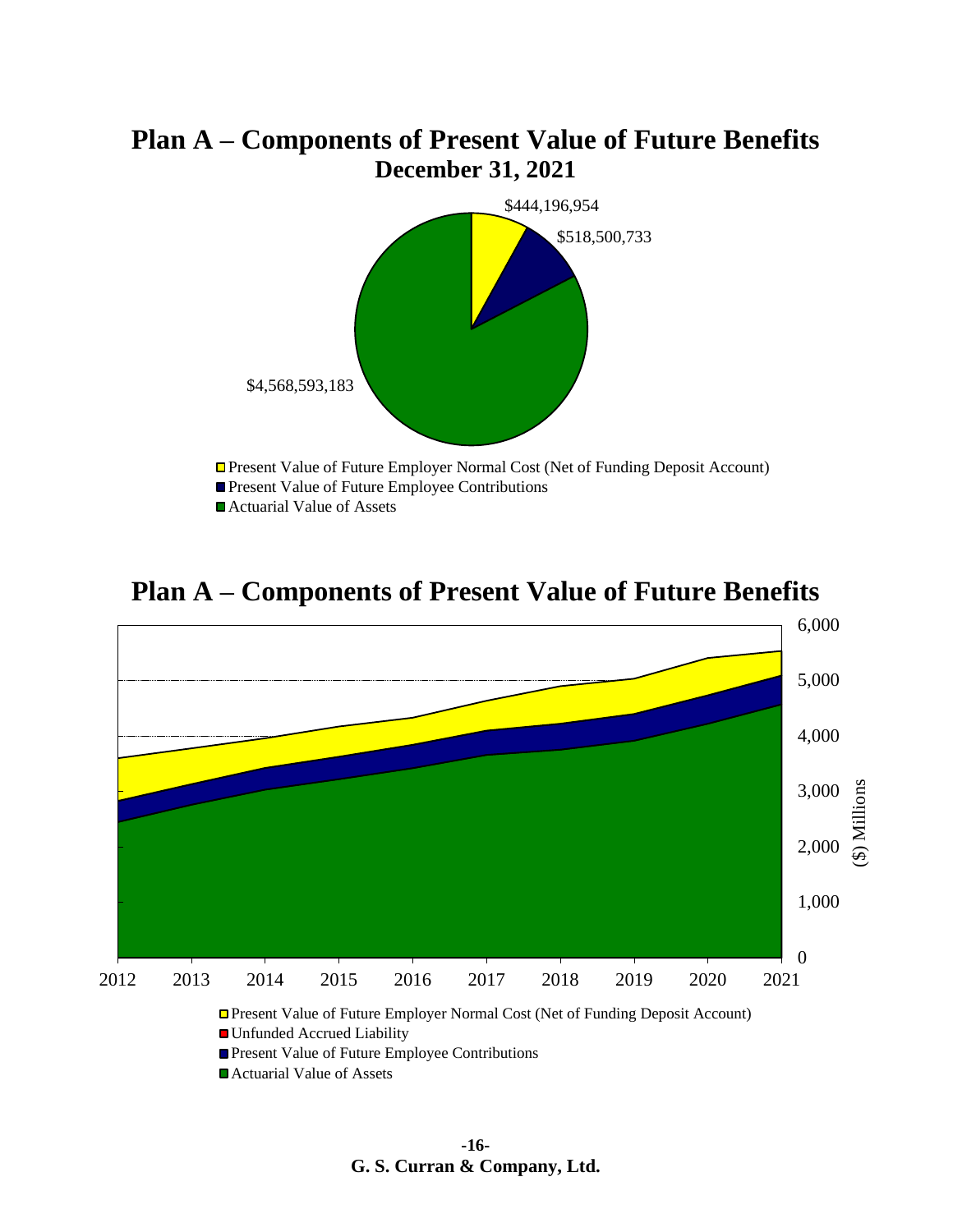## Plan A – Components of Present Value of Future Benefits
### December 31, 2021

$444,196,954

$518,500,733

$4,568,593,183

Present Value of Future Employer Normal Cost (Net of Funding Deposit Account)
Present Value of Future Employee Contributions
Actuarial Value of Assets

## Plan A – Components of Present Value of Future Benefits

6,000
5,000
4,000
3,000
2,000
1,000
0

($) Millions

2012 2013 2014 2015 2016 2017 2018 2019 2020 2021

Present Value of Future Employer Normal Cost (Net of Funding Deposit Account)
Unfunded Accrued Liability
Present Value of Future Employee Contributions
Actuarial Value of Assets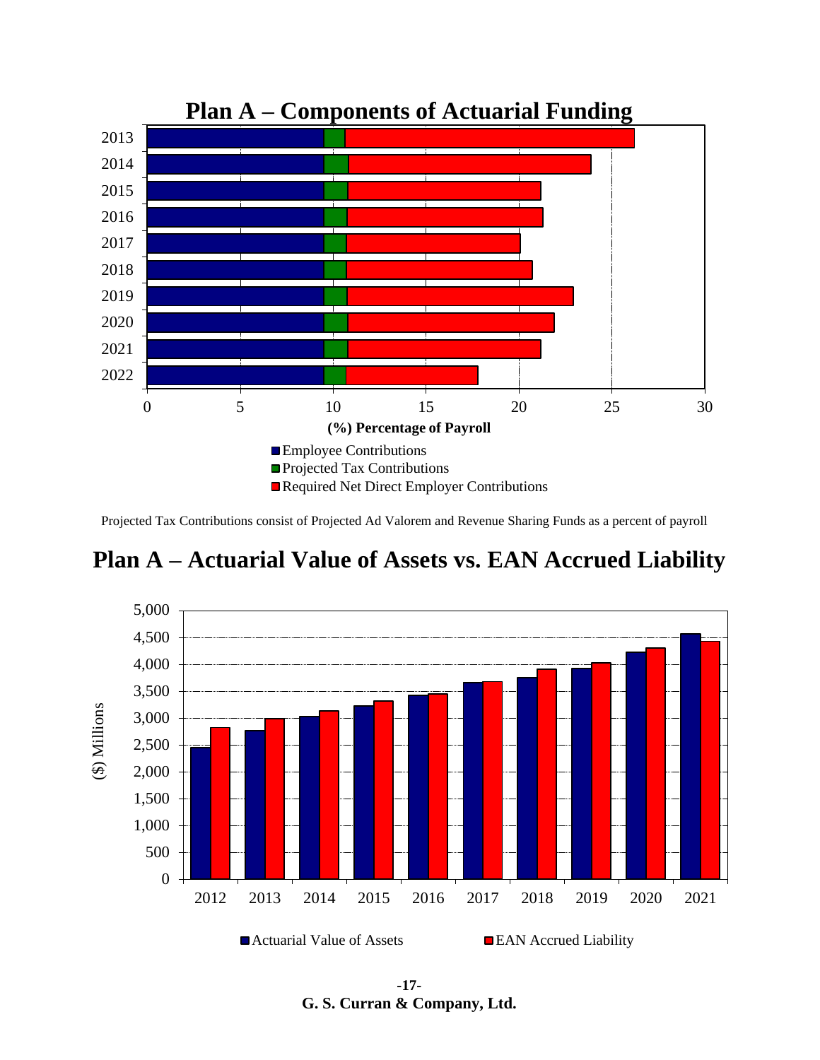## Plan A – Components of Actuarial Funding

2013
2014
2015
2016
2017
2018
2019
2020
2021
2022

0 5 10 15 20 25 30

**(%) Percentage of Payroll**

Employee Contributions
Projected Tax Contributions
Required Net Direct Employer Contributions

Projected Tax Contributions consist of Projected Ad Valorem and Revenue Sharing Funds as a percent of payroll

## Plan A – Actuarial Value of Assets vs. EAN Accrued Liability

($) Millions

5,000
4,500
4,000
3,500
3,000
2,500
2,000
1,500
1,000
500
0

2012 2013 2014 2015 2016 2017 2018 2019 2020 2021

Actuarial Value of Assets
EAN Accrued Liability

**G. S. Curran & Company, Ltd.**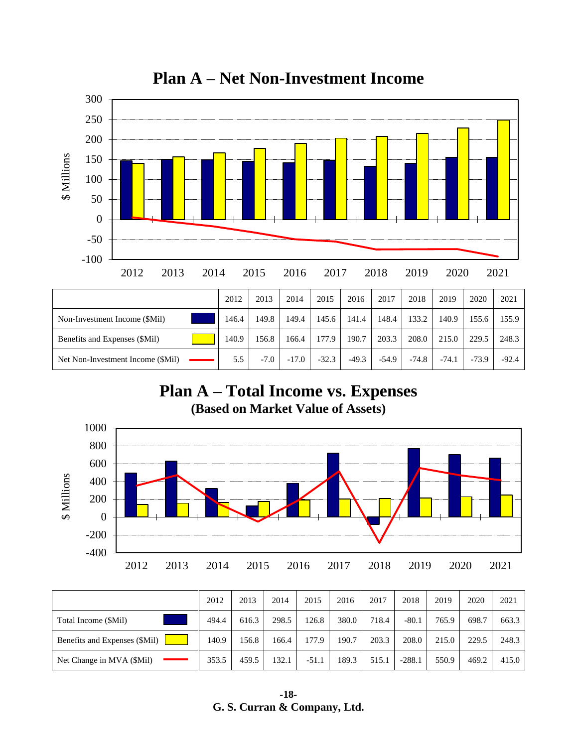## Plan A – Net Non-Investment Income

300
250
200
150
100
50
0
-50
-100

$ Millions

2012 2013 2014 2015 2016 2017 2018 2019 2020 2021

| | 2012 | 2013 | 2014 | 2015 | 2016 | 2017 | 2018 | 2019 | 2020 | 2021 |
|---|---|---|---|---|---|---|---|---|---|---|
| Non-Investment Income ($Mil) | 146.4 | 149.8 | 149.4 | 145.6 | 141.4 | 148.4 | 133.2 | 140.9 | 155.6 | 155.9 |
| Benefits and Expenses ($Mil) | 140.9 | 156.8 | 166.4 | 177.9 | 190.7 | 203.3 | 208.0 | 215.0 | 229.5 | 248.3 |
| Net Non-Investment Income ($Mil) | 5.5 | -7.0 | -17.0 | -32.3 | -49.3 | -54.9 | -74.8 | -74.1 | -73.9 | -92.4 |

## Plan A – Total Income vs. Expenses
### (Based on Market Value of Assets)

1000
800
600
400
200
0
-200
-400

$ Millions

2012 2013 2014 2015 2016 2017 2018 2019 2020 2021

| | 2012 | 2013 | 2014 | 2015 | 2016 | 2017 | 2018 | 2019 | 2020 | 2021 |
|---|---|---|---|---|---|---|---|---|---|---|
| Total Income ($Mil) | 494.4 | 616.3 | 298.5 | 126.8 | 380.0 | 718.4 | -80.1 | 765.9 | 698.7 | 663.3 |
| Benefits and Expenses ($Mil) | 140.9 | 156.8 | 166.4 | 177.9 | 190.7 | 203.3 | 208.0 | 215.0 | 229.5 | 248.3 |
| Net Change in MVA ($Mil) | 353.5 | 459.5 | 132.1 | -51.1 | 189.3 | 515.1 | -288.1 | 550.9 | 469.2 | 415.0 |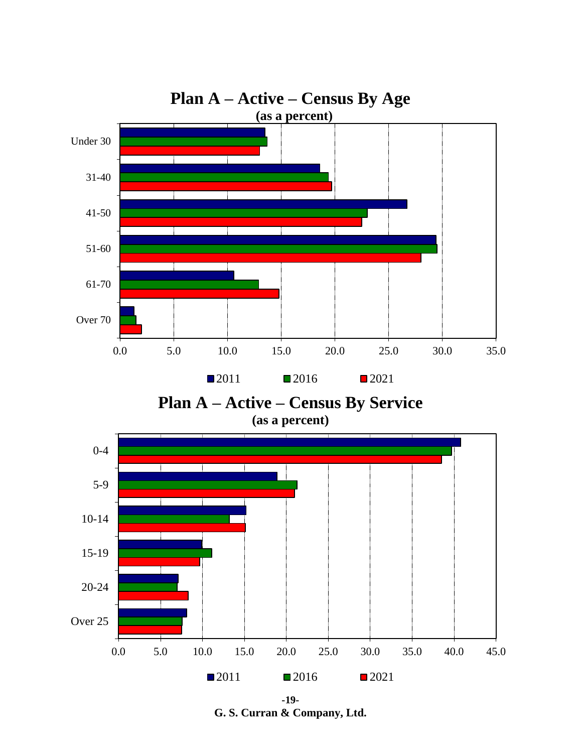## Plan A – Active – Census By Age

**(as a percent)**

Under 30
31-40
41-50
51-60
61-70
Over 70

0.0 5.0 10.0 15.0 20.0 25.0 30.0 35.0

2011 2016 2021

## Plan A – Active – Census By Service

**(as a percent)**

0-4
5-9
10-14
15-19
20-24
Over 25

0.0 5.0 10.0 15.0 20.0 25.0 30.0 35.0 40.0 45.0

2011 2016 2021

**G. S. Curran & Company, Ltd.**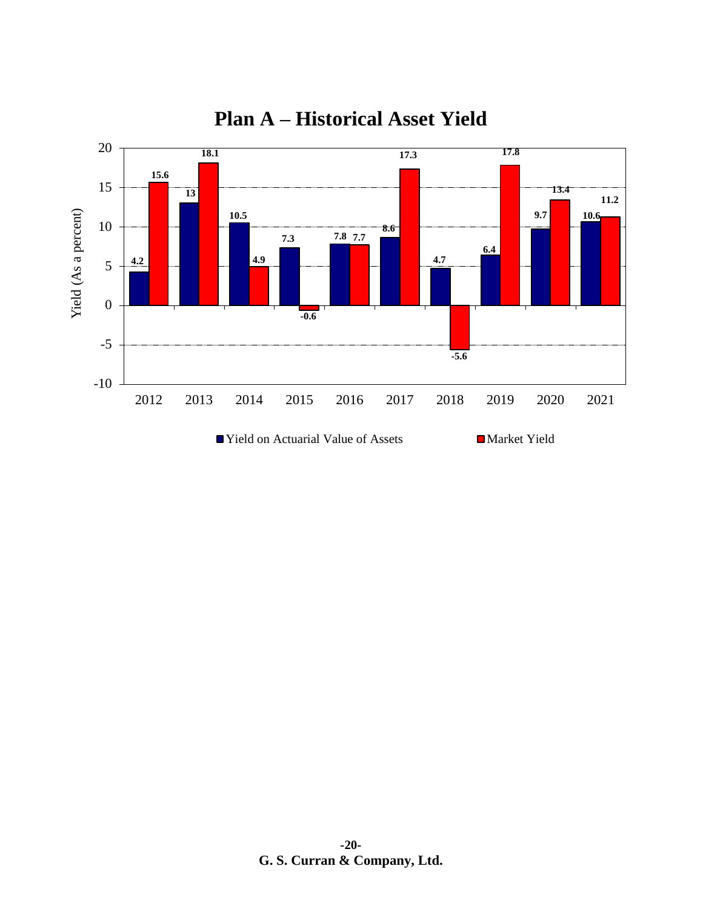# Plan A – Historical Asset Yield

Yield (As a percent)

20
15
10
5
0
-5
-10

2012 2013 2014 2015 2016 2017 2018 2019 2020 2021

4.2 15.6
13 18.1
10.5 4.9
7.3 -0.6
7.8 7.7
8.6 17.3
4.7 -5.6
6.4 17.8
9.7 13.4
10.6 11.2

Yield on Actuarial Value of Assets
Market Yield

**G. S. Curran & Company, Ltd.**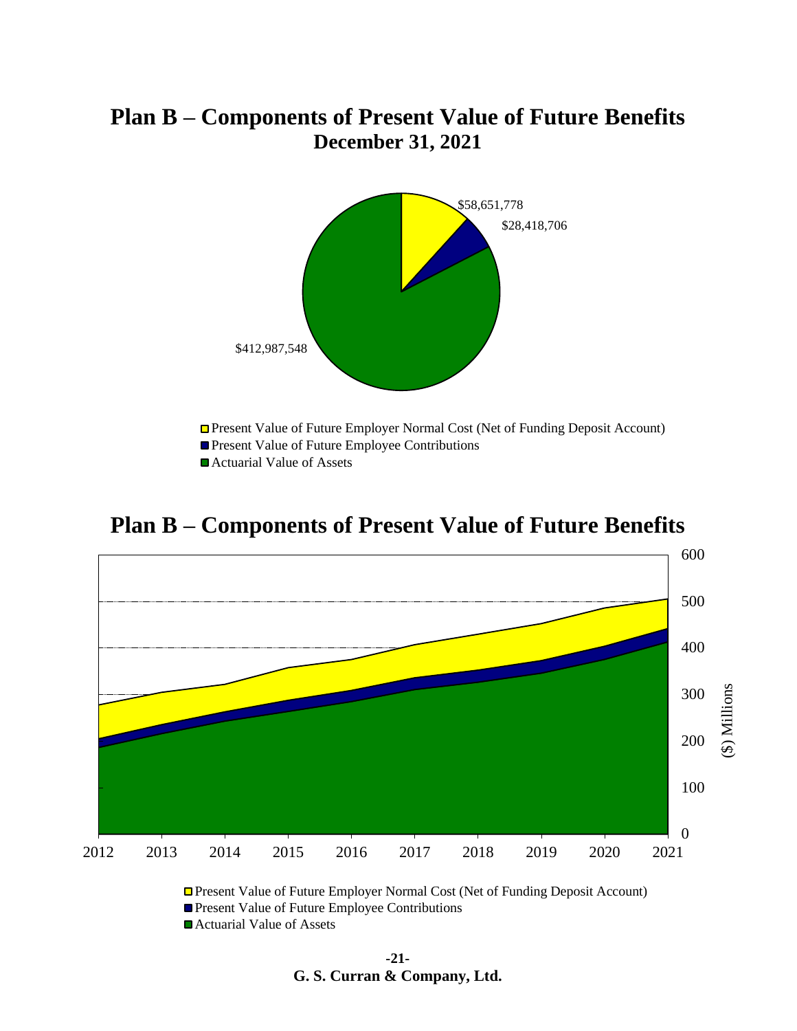# Plan B – Components of Present Value of Future Benefits
## December 31, 2021

$58,651,778

$28,418,706

$412,987,548

Present Value of Future Employer Normal Cost (Net of Funding Deposit Account)
Present Value of Future Employee Contributions
Actuarial Value of Assets

# Plan B – Components of Present Value of Future Benefits

600
500
400
300
200
100
0

($) Millions

2012 2013 2014 2015 2016 2017 2018 2019 2020 2021

Present Value of Future Employer Normal Cost (Net of Funding Deposit Account)
Present Value of Future Employee Contributions
Actuarial Value of Assets

**G. S. Curran & Company, Ltd.**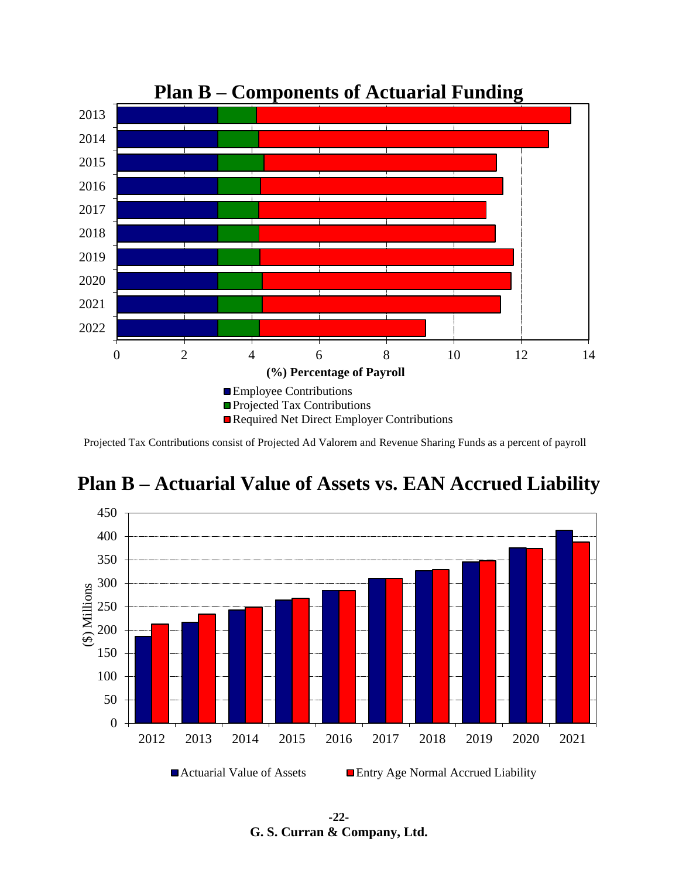## Plan B – Components of Actuarial Funding

2013
2014
2015
2016
2017
2018
2019
2020
2021
2022

0 2 4 6 8 10 12 14

**(%) Percentage of Payroll**

Employee Contributions
Projected Tax Contributions
Required Net Direct Employer Contributions

Projected Tax Contributions consist of Projected Ad Valorem and Revenue Sharing Funds as a percent of payroll

## Plan B – Actuarial Value of Assets vs. EAN Accrued Liability

($) Millions

0 50 100 150 200 250 300 350 400 450

2012 2013 2014 2015 2016 2017 2018 2019 2020 2021

Actuarial Value of Assets
Entry Age Normal Accrued Liability

**G. S. Curran & Company, Ltd.**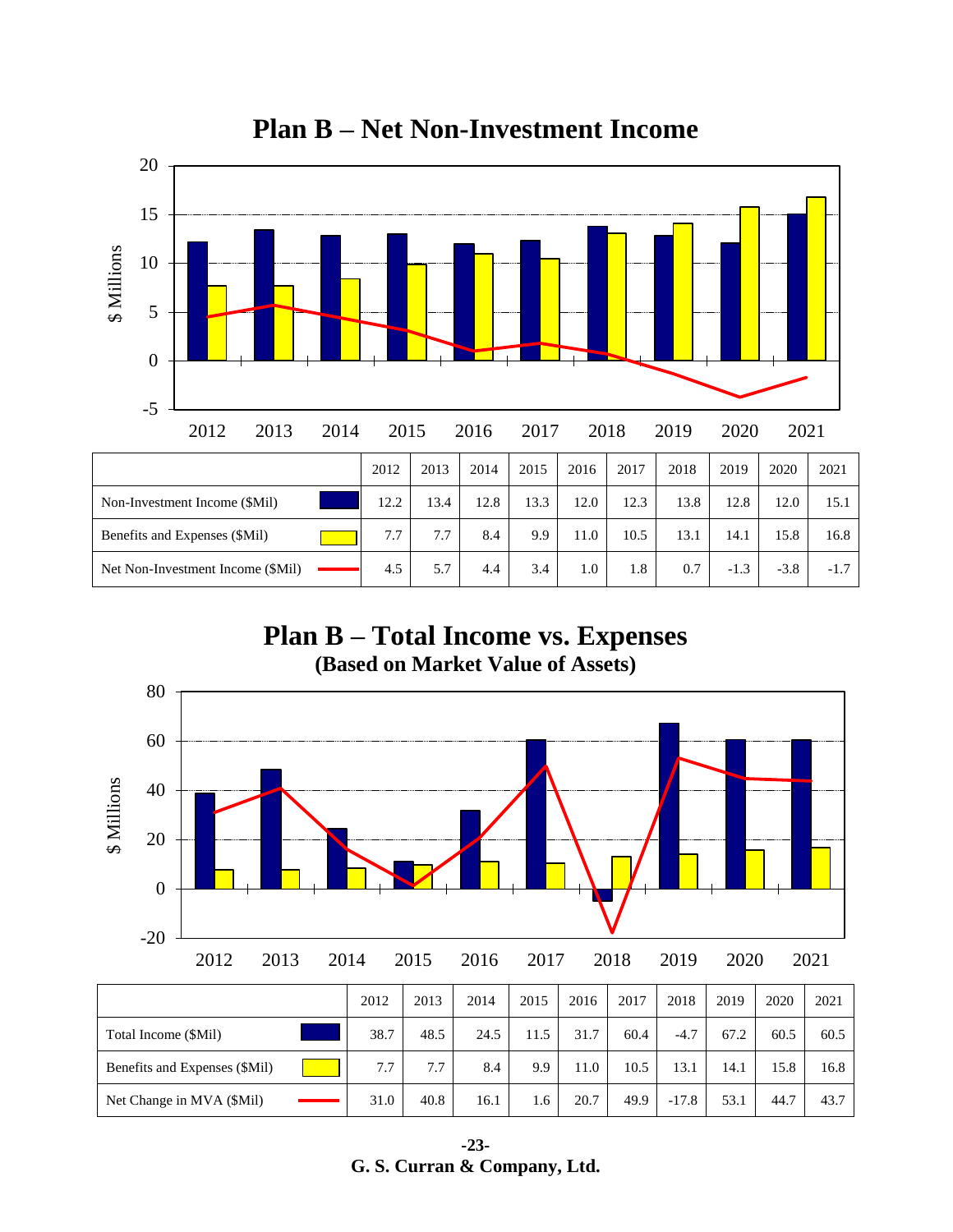## Plan B – Net Non-Investment Income

20
15
10
5
0
-5

$ Millions

2012 2013 2014 2015 2016 2017 2018 2019 2020 2021

| | 2012 | 2013 | 2014 | 2015 | 2016 | 2017 | 2018 | 2019 | 2020 | 2021 |
|---|---|---|---|---|---|---|---|---|---|---|
| Non-Investment Income ($Mil) | 12.2 | 13.4 | 12.8 | 13.3 | 12.0 | 12.3 | 13.8 | 12.8 | 12.0 | 15.1 |
| Benefits and Expenses ($Mil) | 7.7 | 7.7 | 8.4 | 9.9 | 11.0 | 10.5 | 13.1 | 14.1 | 15.8 | 16.8 |
| Net Non-Investment Income ($Mil) | 4.5 | 5.7 | 4.4 | 3.4 | 1.0 | 1.8 | 0.7 | -1.3 | -3.8 | -1.7 |

## Plan B – Total Income vs. Expenses
### (Based on Market Value of Assets)

80
60
40
20
0
-20

$ Millions

2012 2013 2014 2015 2016 2017 2018 2019 2020 2021

| | 2012 | 2013 | 2014 | 2015 | 2016 | 2017 | 2018 | 2019 | 2020 | 2021 |
|---|---|---|---|---|---|---|---|---|---|---|
| Total Income ($Mil) | 38.7 | 48.5 | 24.5 | 11.5 | 31.7 | 60.4 | -4.7 | 67.2 | 60.5 | 60.5 |
| Benefits and Expenses ($Mil) | 7.7 | 7.7 | 8.4 | 9.9 | 11.0 | 10.5 | 13.1 | 14.1 | 15.8 | 16.8 |
| Net Change in MVA ($Mil) | 31.0 | 40.8 | 16.1 | 1.6 | 20.7 | 49.9 | -17.8 | 53.1 | 44.7 | 43.7 |

**G. S. Curran & Company, Ltd.**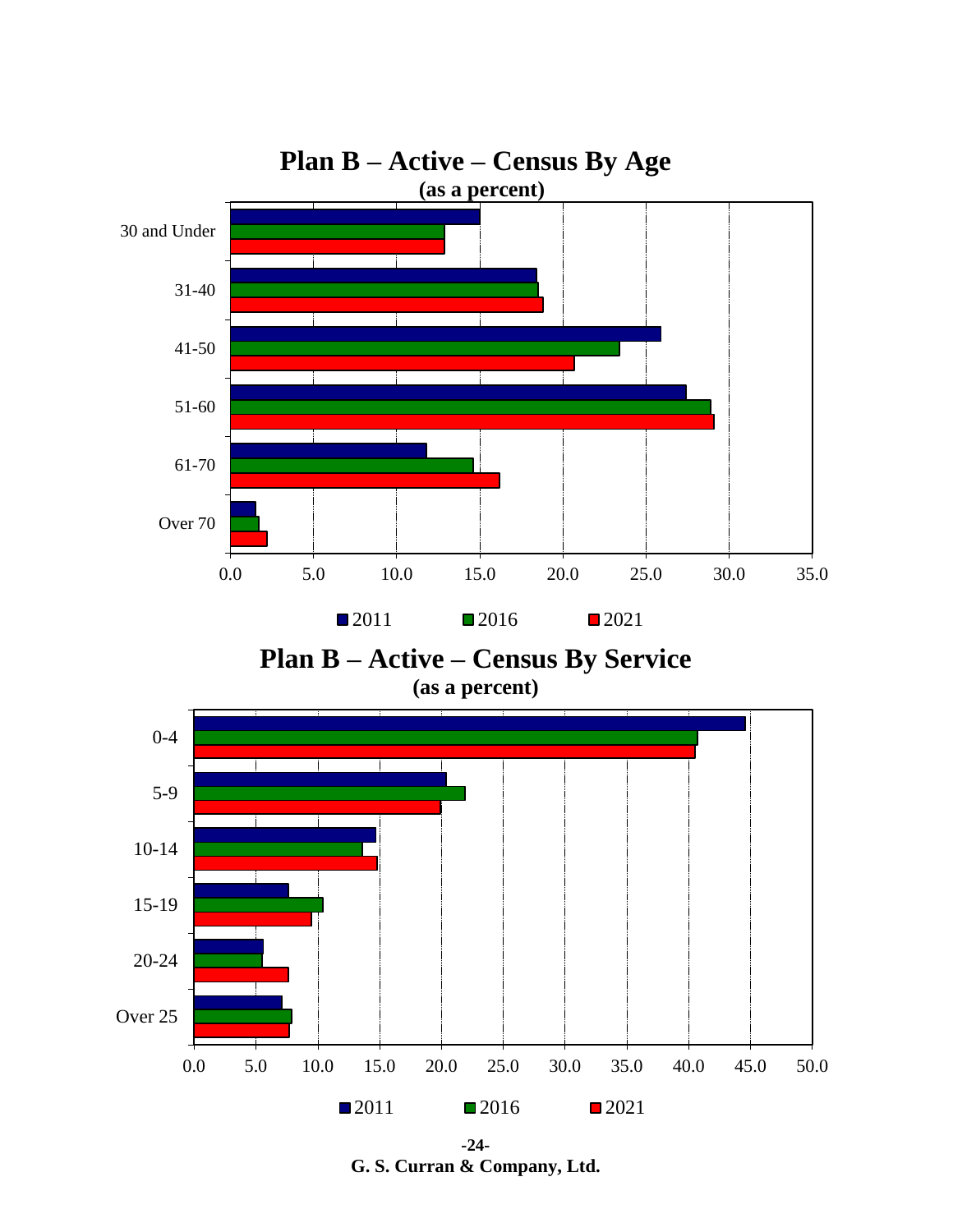## Plan B – Active – Census By Age

**(as a percent)**

30 and Under

31-40

41-50

51-60

61-70

Over 70

0.0 5.0 10.0 15.0 20.0 25.0 30.0 35.0

2011 2016 2021

## Plan B – Active – Census By Service

**(as a percent)**

0-4

5-9

10-14

15-19

20-24

Over 25

0.0 5.0 10.0 15.0 20.0 25.0 30.0 35.0 40.0 45.0 50.0

2011 2016 2021

**G. S. Curran & Company, Ltd.**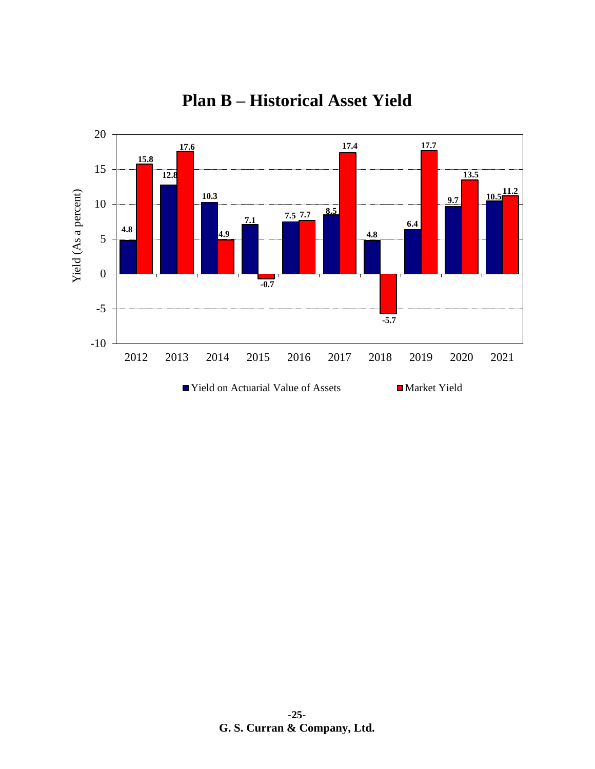# Plan B – Historical Asset Yield

Yield (As a percent)

20
15
10
5
0
-5
-10

2012 2013 2014 2015 2016 2017 2018 2019 2020 2021

4.8 15.8
12.8 17.6
10.3 4.9
7.1 -0.7
7.5 7.7
8.5 17.4
4.8 -5.7
6.4 17.7
9.7 13.5
10.5 11.2

Yield on Actuarial Value of Assets

Market Yield

**G. S. Curran & Company, Ltd.**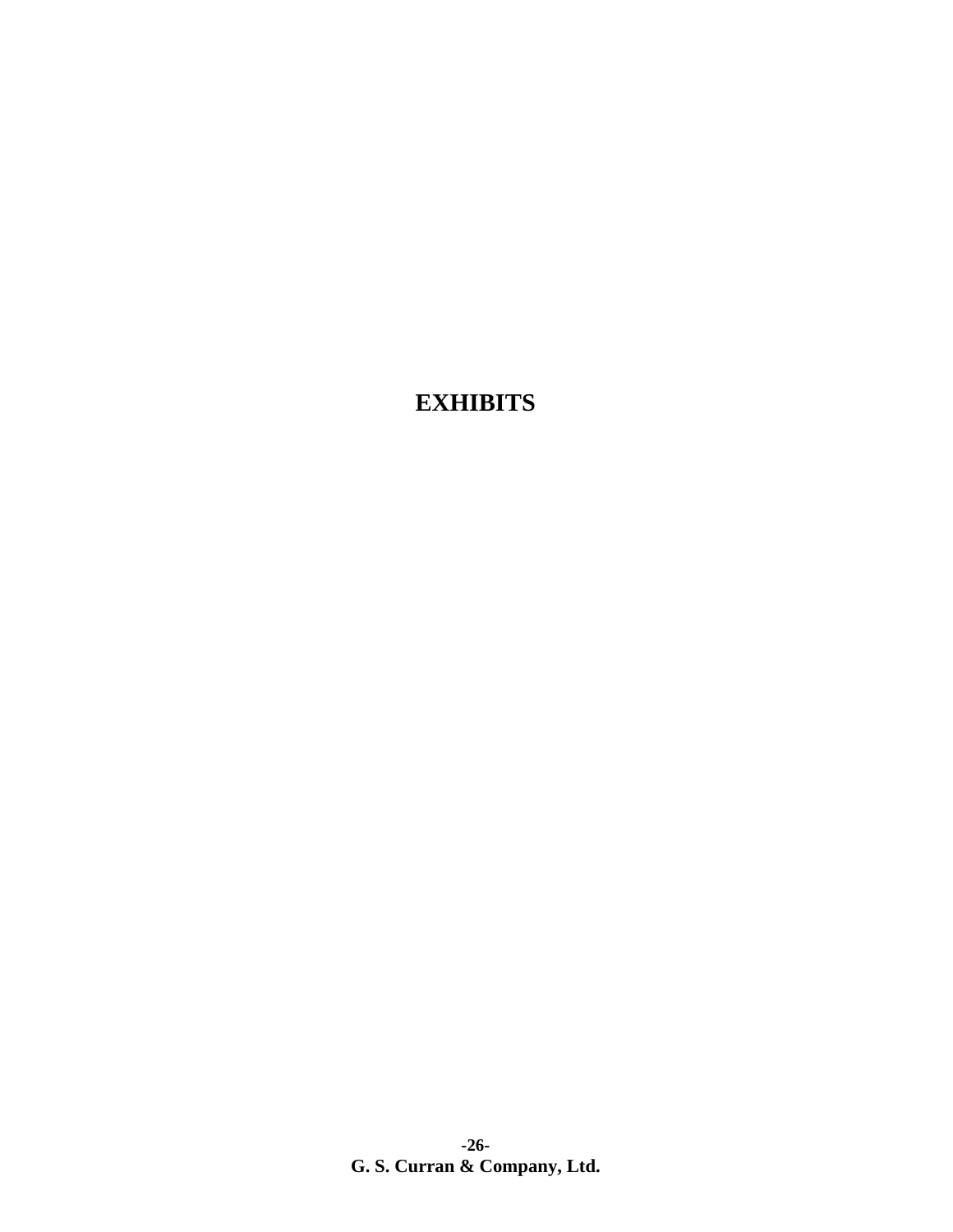# EXHIBITS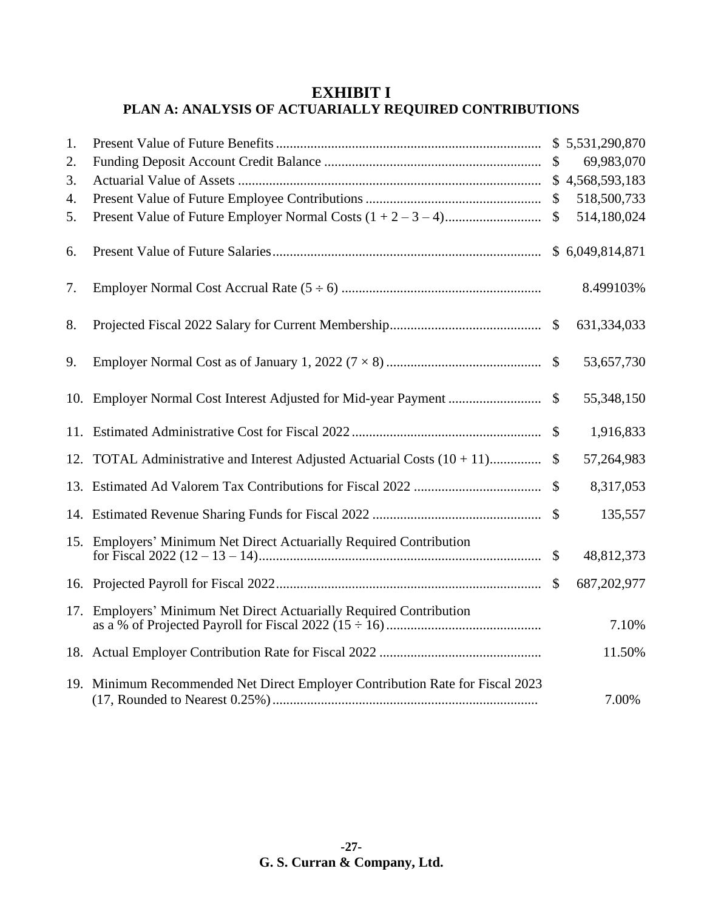# EXHIBIT I

## PLAN A: ANALYSIS OF ACTUARIALLY REQUIRED CONTRIBUTIONS

| | | |
|---|---|---|
| 1. | Present Value of Future Benefits | \$ 5,531,290,870 |
| 2. | Funding Deposit Account Credit Balance | \$ 69,983,070 |
| 3. | Actuarial Value of Assets | \$ 4,568,593,183 |
| 4. | Present Value of Future Employee Contributions | \$ 518,500,733 |
| 5. | Present Value of Future Employer Normal Costs (1 + 2 – 3 – 4) | \$ 514,180,024 |
| 6. | Present Value of Future Salaries | \$ 6,049,814,871 |
| 7. | Employer Normal Cost Accrual Rate (5 ÷ 6) | 8.499103% |
| 8. | Projected Fiscal 2022 Salary for Current Membership | \$ 631,334,033 |
| 9. | Employer Normal Cost as of January 1, 2022 (7 × 8) | \$ 53,657,730 |
| 10. | Employer Normal Cost Interest Adjusted for Mid-year Payment | \$ 55,348,150 |
| 11. | Estimated Administrative Cost for Fiscal 2022 | \$ 1,916,833 |
| 12. | TOTAL Administrative and Interest Adjusted Actuarial Costs (10 + 11) | \$ 57,264,983 |
| 13. | Estimated Ad Valorem Tax Contributions for Fiscal 2022 | \$ 8,317,053 |
| 14. | Estimated Revenue Sharing Funds for Fiscal 2022 | \$ 135,557 |
| 15. | Employers' Minimum Net Direct Actuarially Required Contribution for Fiscal 2022 (12 – 13 – 14) | \$ 48,812,373 |
| 16. | Projected Payroll for Fiscal 2022 | \$ 687,202,977 |
| 17. | Employers' Minimum Net Direct Actuarially Required Contribution as a % of Projected Payroll for Fiscal 2022 (15 ÷ 16) | 7.10% |
| 18. | Actual Employer Contribution Rate for Fiscal 2022 | 11.50% |
| 19. | Minimum Recommended Net Direct Employer Contribution Rate for Fiscal 2023 (17, Rounded to Nearest 0.25%) | 7.00% |

**G. S. Curran & Company, Ltd.**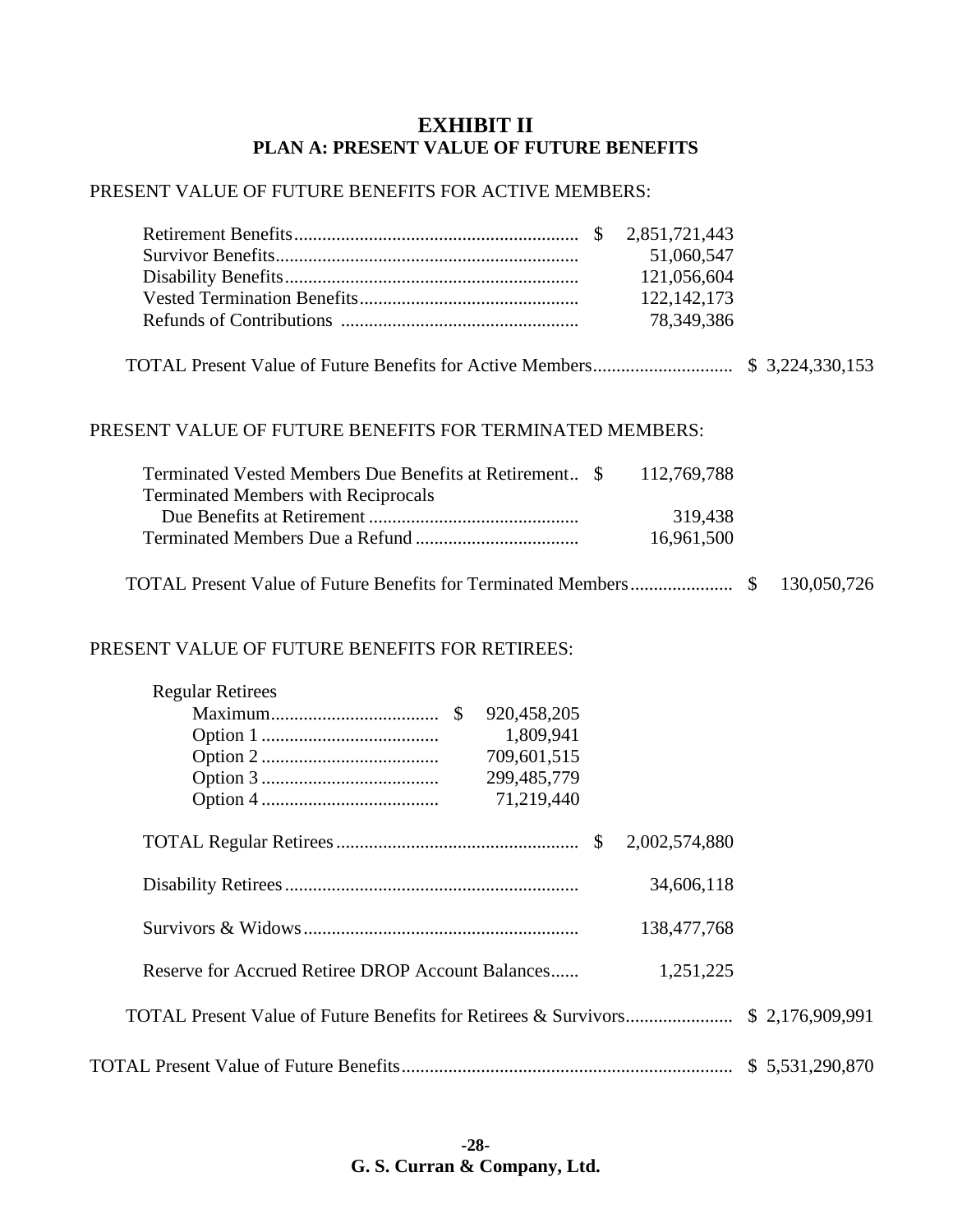# EXHIBIT II

## PLAN A: PRESENT VALUE OF FUTURE BENEFITS

PRESENT VALUE OF FUTURE BENEFITS FOR ACTIVE MEMBERS:

| | | | |
|---|---|---|---|
| Retirement Benefits | | $ 2,851,721,443 | |
| Survivor Benefits | | 51,060,547 | |
| Disability Benefits | | 121,056,604 | |
| Vested Termination Benefits | | 122,142,173 | |
| Refunds of Contributions | | 78,349,386 | |
| TOTAL Present Value of Future Benefits for Active Members | | | $ 3,224,330,153 |

PRESENT VALUE OF FUTURE BENEFITS FOR TERMINATED MEMBERS:

| | | | |
|---|---|---|---|
| Terminated Vested Members Due Benefits at Retirement | | $ 112,769,788 | |
| Terminated Members with Reciprocals Due Benefits at Retirement | | 319,438 | |
| Terminated Members Due a Refund | | 16,961,500 | |
| TOTAL Present Value of Future Benefits for Terminated Members | | | $ 130,050,726 |

PRESENT VALUE OF FUTURE BENEFITS FOR RETIREES:

| | | | |
|---|---|---|---|
| Regular Retirees | | | |
| Maximum | $ 920,458,205 | | |
| Option 1 | 1,809,941 | | |
| Option 2 | 709,601,515 | | |
| Option 3 | 299,485,779 | | |
| Option 4 | 71,219,440 | | |
| TOTAL Regular Retirees | | $ 2,002,574,880 | |
| Disability Retirees | | 34,606,118 | |
| Survivors & Widows | | 138,477,768 | |
| Reserve for Accrued Retiree DROP Account Balances | | 1,251,225 | |
| TOTAL Present Value of Future Benefits for Retirees & Survivors | | | $ 2,176,909,991 |

| | |
|---|---|
| TOTAL Present Value of Future Benefits | $ 5,531,290,870 |

G. S. Curran & Company, Ltd.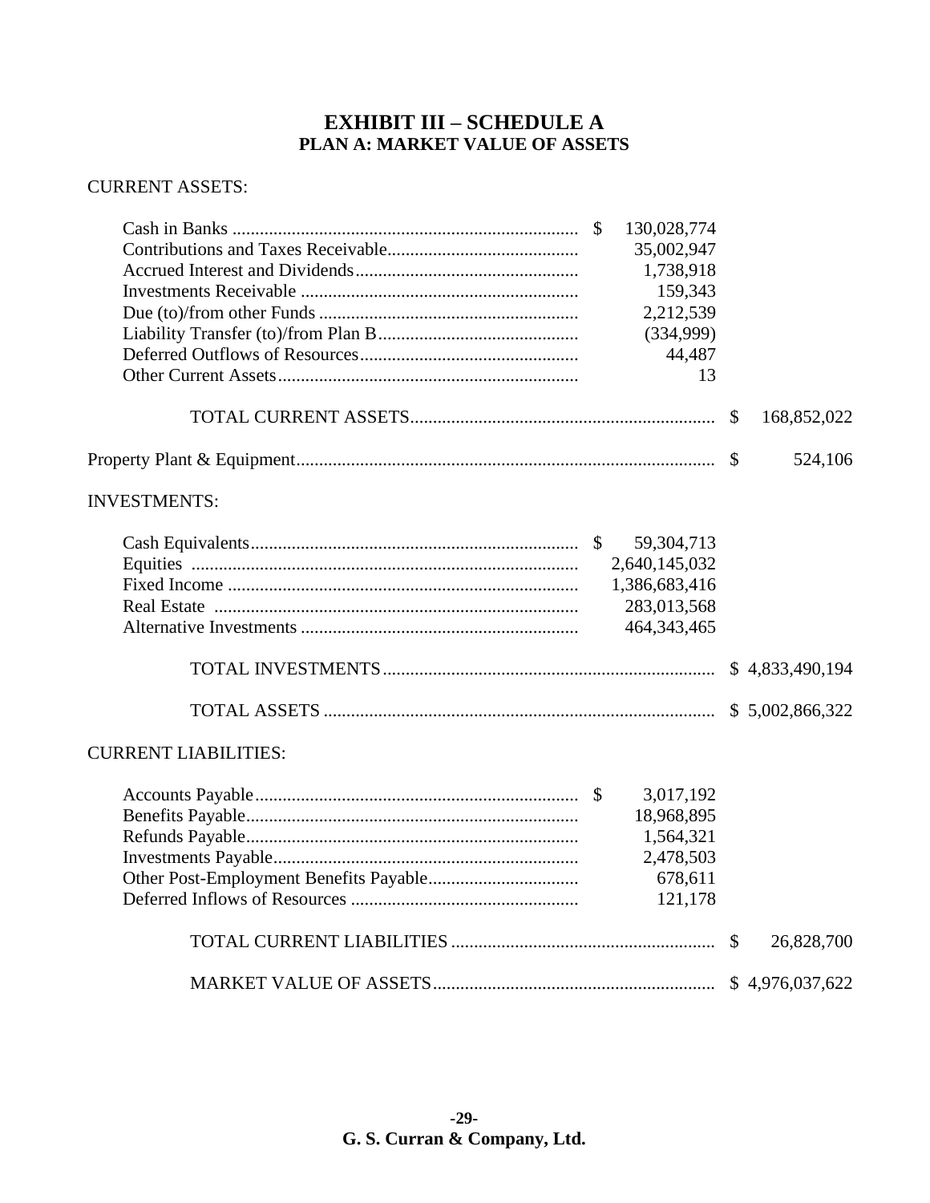# EXHIBIT III – SCHEDULE A

## PLAN A: MARKET VALUE OF ASSETS

CURRENT ASSETS:

| | | |
|---|---|---|
| Cash in Banks | $ 130,028,774 | |
| Contributions and Taxes Receivable | 35,002,947 | |
| Accrued Interest and Dividends | 1,738,918 | |
| Investments Receivable | 159,343 | |
| Due (to)/from other Funds | 2,212,539 | |
| Liability Transfer (to)/from Plan B | (334,999) | |
| Deferred Outflows of Resources | 44,487 | |
| Other Current Assets | 13 | |
| TOTAL CURRENT ASSETS | | $ 168,852,022 |
| Property Plant & Equipment | | $ 524,106 |

INVESTMENTS:

| | | |
|---|---|---|
| Cash Equivalents | $ 59,304,713 | |
| Equities | 2,640,145,032 | |
| Fixed Income | 1,386,683,416 | |
| Real Estate | 283,013,568 | |
| Alternative Investments | 464,343,465 | |
| TOTAL INVESTMENTS | | $ 4,833,490,194 |
| TOTAL ASSETS | | $ 5,002,866,322 |

CURRENT LIABILITIES:

| | | |
|---|---|---|
| Accounts Payable | $ 3,017,192 | |
| Benefits Payable | 18,968,895 | |
| Refunds Payable | 1,564,321 | |
| Investments Payable | 2,478,503 | |
| Other Post-Employment Benefits Payable | 678,611 | |
| Deferred Inflows of Resources | 121,178 | |
| TOTAL CURRENT LIABILITIES | | $ 26,828,700 |
| MARKET VALUE OF ASSETS | | $ 4,976,037,622 |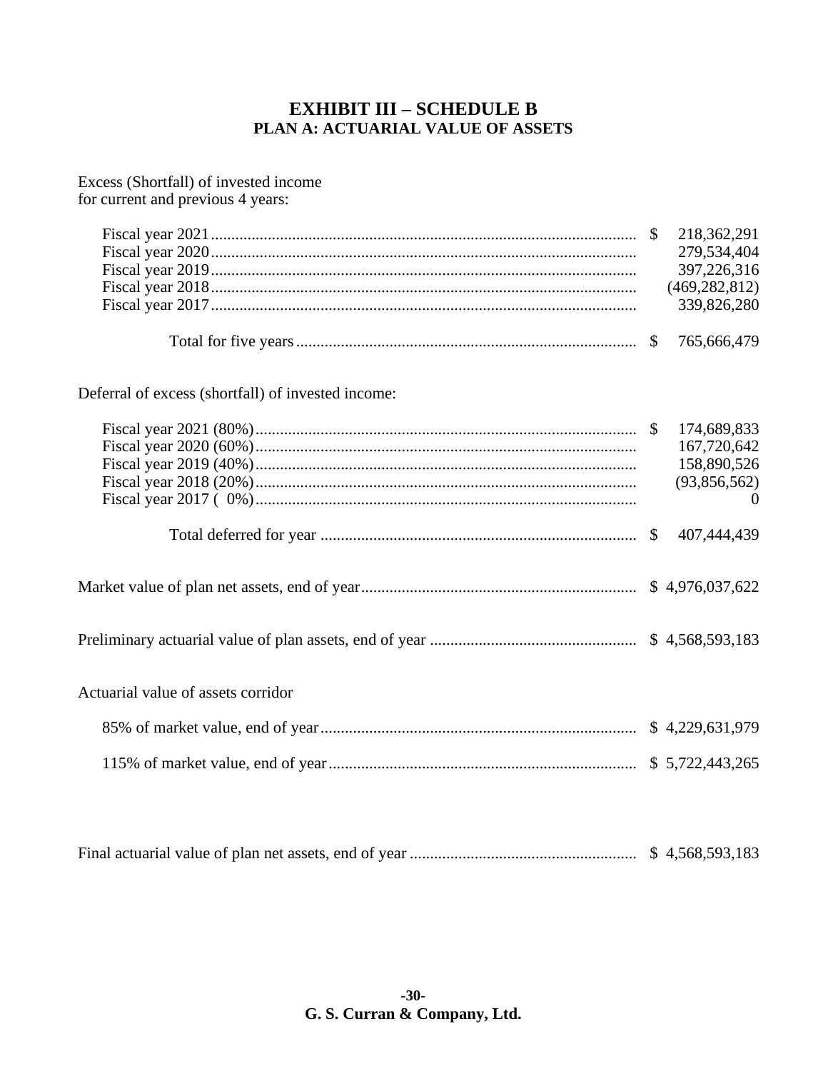# EXHIBIT III – SCHEDULE B
## PLAN A: ACTUARIAL VALUE OF ASSETS

Excess (Shortfall) of invested income
for current and previous 4 years:

| | |
|---|---|
| Fiscal year 2021 | $ 218,362,291 |
| Fiscal year 2020 | 279,534,404 |
| Fiscal year 2019 | 397,226,316 |
| Fiscal year 2018 | (469,282,812) |
| Fiscal year 2017 | 339,826,280 |
| Total for five years | $ 765,666,479 |

Deferral of excess (shortfall) of invested income:

| | |
|---|---|
| Fiscal year 2021 (80%) | $ 174,689,833 |
| Fiscal year 2020 (60%) | 167,720,642 |
| Fiscal year 2019 (40%) | 158,890,526 |
| Fiscal year 2018 (20%) | (93,856,562) |
| Fiscal year 2017 ( 0%) | 0 |
| Total deferred for year | $ 407,444,439 |

| | |
|---|---|
| Market value of plan net assets, end of year | $ 4,976,037,622 |
| Preliminary actuarial value of plan assets, end of year | $ 4,568,593,183 |

Actuarial value of assets corridor

| | |
|---|---|
| 85% of market value, end of year | $ 4,229,631,979 |
| 115% of market value, end of year | $ 5,722,443,265 |

| | |
|---|---|
| Final actuarial value of plan net assets, end of year | $ 4,568,593,183 |

G. S. Curran & Company, Ltd.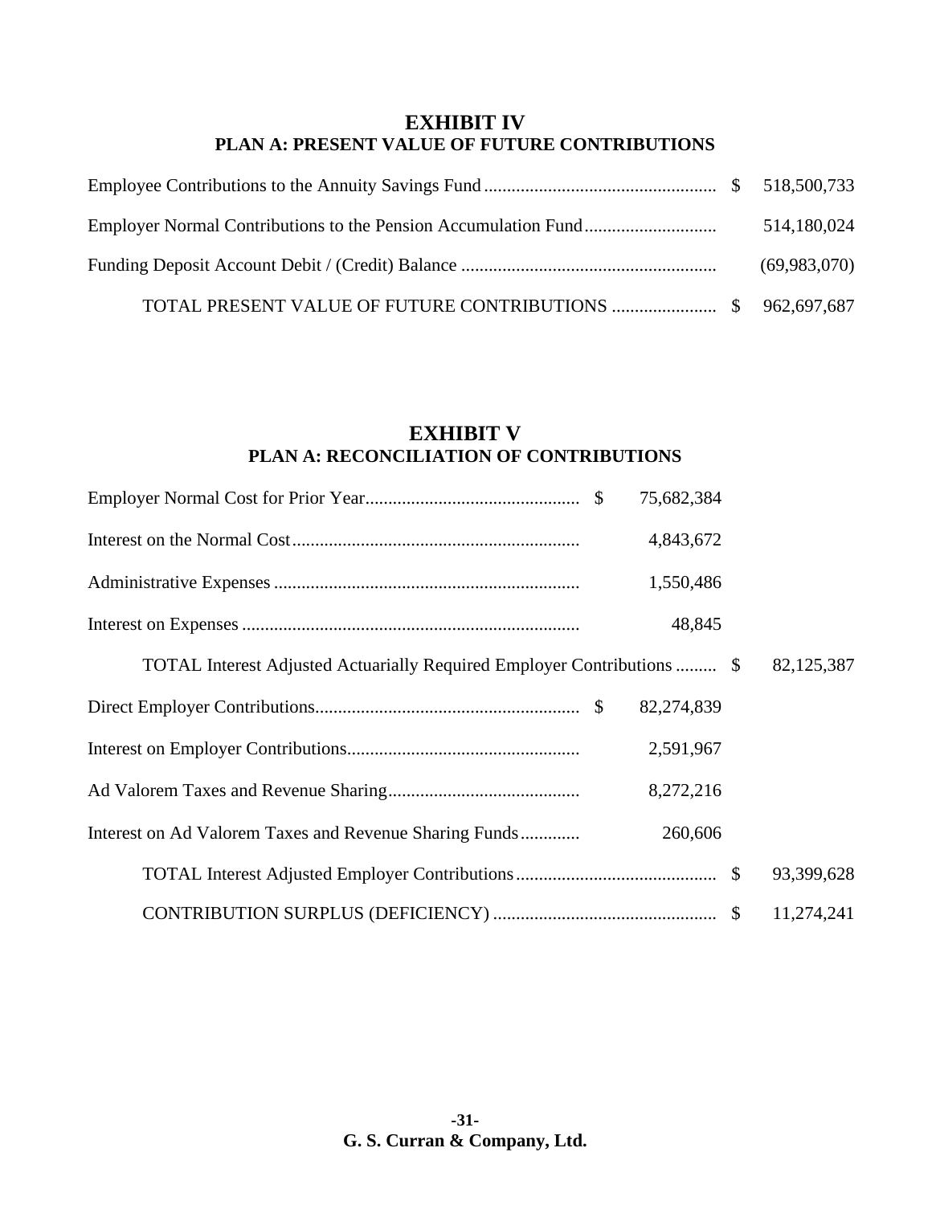# EXHIBIT IV
## PLAN A: PRESENT VALUE OF FUTURE CONTRIBUTIONS

| | | |
|---|---|---|
| Employee Contributions to the Annuity Savings Fund | $ | 518,500,733 |
| Employer Normal Contributions to the Pension Accumulation Fund | | 514,180,024 |
| Funding Deposit Account Debit / (Credit) Balance | | (69,983,070) |
| TOTAL PRESENT VALUE OF FUTURE CONTRIBUTIONS | $ | 962,697,687 |

# EXHIBIT V
## PLAN A: RECONCILIATION OF CONTRIBUTIONS

| | | | | |
|---|---|---|---|---|
| Employer Normal Cost for Prior Year | $ | 75,682,384 | | |
| Interest on the Normal Cost | | 4,843,672 | | |
| Administrative Expenses | | 1,550,486 | | |
| Interest on Expenses | | 48,845 | | |
| TOTAL Interest Adjusted Actuarially Required Employer Contributions | | | $ | 82,125,387 |
| Direct Employer Contributions | $ | 82,274,839 | | |
| Interest on Employer Contributions | | 2,591,967 | | |
| Ad Valorem Taxes and Revenue Sharing | | 8,272,216 | | |
| Interest on Ad Valorem Taxes and Revenue Sharing Funds | | 260,606 | | |
| TOTAL Interest Adjusted Employer Contributions | | | $ | 93,399,628 |
| CONTRIBUTION SURPLUS (DEFICIENCY) | | | $ | 11,274,241 |

G. S. Curran & Company, Ltd.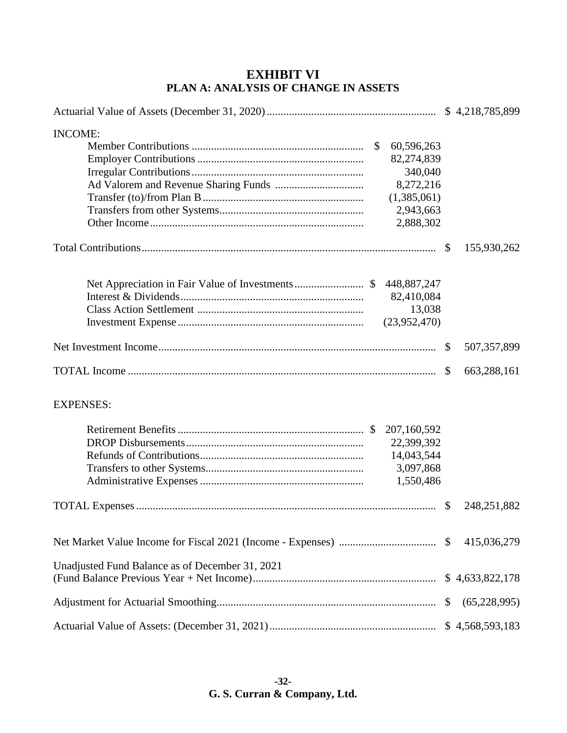# EXHIBIT VI
## PLAN A: ANALYSIS OF CHANGE IN ASSETS

| | | |
|---|---|---|
| Actuarial Value of Assets (December 31, 2020) | | $ 4,218,785,899 |
| **INCOME:** | | |
| Member Contributions | $ 60,596,263 | |
| Employer Contributions | 82,274,839 | |
| Irregular Contributions | 340,040 | |
| Ad Valorem and Revenue Sharing Funds | 8,272,216 | |
| Transfer (to)/from Plan B | (1,385,061) | |
| Transfers from other Systems | 2,943,663 | |
| Other Income | 2,888,302 | |
| Total Contributions | | $ 155,930,262 |
| Net Appreciation in Fair Value of Investments | $ 448,887,247 | |
| Interest & Dividends | 82,410,084 | |
| Class Action Settlement | 13,038 | |
| Investment Expense | (23,952,470) | |
| Net Investment Income | | $ 507,357,899 |
| TOTAL Income | | $ 663,288,161 |
| **EXPENSES:** | | |
| Retirement Benefits | $ 207,160,592 | |
| DROP Disbursements | 22,399,392 | |
| Refunds of Contributions | 14,043,544 | |
| Transfers to other Systems | 3,097,868 | |
| Administrative Expenses | 1,550,486 | |
| TOTAL Expenses | | $ 248,251,882 |
| Net Market Value Income for Fiscal 2021 (Income - Expenses) | | $ 415,036,279 |
| Unadjusted Fund Balance as of December 31, 2021 (Fund Balance Previous Year + Net Income) | | $ 4,633,822,178 |
| Adjustment for Actuarial Smoothing | | $ (65,228,995) |
| Actuarial Value of Assets: (December 31, 2021) | | $ 4,568,593,183 |

**G. S. Curran & Company, Ltd.**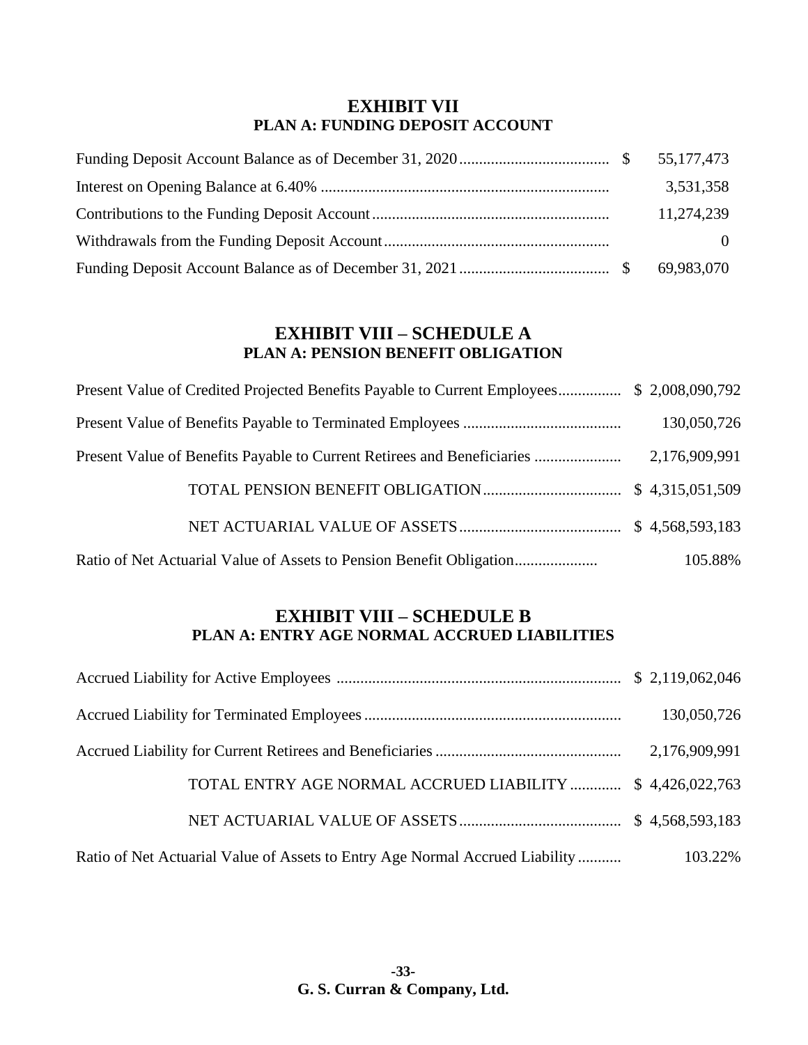## EXHIBIT VII
### PLAN A: FUNDING DEPOSIT ACCOUNT

| | | |
|---|---|---|
| Funding Deposit Account Balance as of December 31, 2020 | $ | 55,177,473 |
| Interest on Opening Balance at 6.40% | | 3,531,358 |
| Contributions to the Funding Deposit Account | | 11,274,239 |
| Withdrawals from the Funding Deposit Account | | 0 |
| Funding Deposit Account Balance as of December 31, 2021 | $ | 69,983,070 |

## EXHIBIT VIII – SCHEDULE A
### PLAN A: PENSION BENEFIT OBLIGATION

| | |
|---|---|
| Present Value of Credited Projected Benefits Payable to Current Employees | $ 2,008,090,792 |
| Present Value of Benefits Payable to Terminated Employees | 130,050,726 |
| Present Value of Benefits Payable to Current Retirees and Beneficiaries | 2,176,909,991 |
| TOTAL PENSION BENEFIT OBLIGATION | $ 4,315,051,509 |
| NET ACTUARIAL VALUE OF ASSETS | $ 4,568,593,183 |
| Ratio of Net Actuarial Value of Assets to Pension Benefit Obligation | 105.88% |

## EXHIBIT VIII – SCHEDULE B
### PLAN A: ENTRY AGE NORMAL ACCRUED LIABILITIES

| | |
|---|---|
| Accrued Liability for Active Employees | $ 2,119,062,046 |
| Accrued Liability for Terminated Employees | 130,050,726 |
| Accrued Liability for Current Retirees and Beneficiaries | 2,176,909,991 |
| TOTAL ENTRY AGE NORMAL ACCRUED LIABILITY | $ 4,426,022,763 |
| NET ACTUARIAL VALUE OF ASSETS | $ 4,568,593,183 |
| Ratio of Net Actuarial Value of Assets to Entry Age Normal Accrued Liability | 103.22% |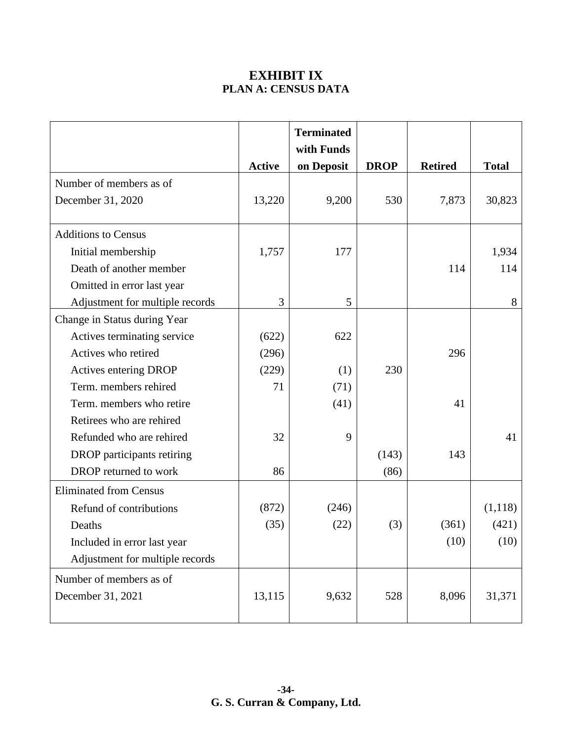# EXHIBIT IX
## PLAN A: CENSUS DATA

| | Active | Terminated with Funds on Deposit | DROP | Retired | Total |
|---|---|---|---|---|---|
| Number of members as of December 31, 2020 | 13,220 | 9,200 | 530 | 7,873 | 30,823 |
| Additions to Census | | | | | |
| Initial membership | 1,757 | 177 | | | 1,934 |
| Death of another member | | | | 114 | 114 |
| Omitted in error last year | | | | | |
| Adjustment for multiple records | 3 | 5 | | | 8 |
| Change in Status during Year | | | | | |
| Actives terminating service | (622) | 622 | | | |
| Actives who retired | (296) | | | 296 | |
| Actives entering DROP | (229) | (1) | 230 | | |
| Term. members rehired | 71 | (71) | | | |
| Term. members who retire | | (41) | | 41 | |
| Retirees who are rehired | | | | | |
| Refunded who are rehired | 32 | 9 | | | 41 |
| DROP participants retiring | | | (143) | 143 | |
| DROP returned to work | 86 | | (86) | | |
| Eliminated from Census | | | | | |
| Refund of contributions | (872) | (246) | | | (1,118) |
| Deaths | (35) | (22) | (3) | (361) | (421) |
| Included in error last year | | | | (10) | (10) |
| Adjustment for multiple records | | | | | |
| Number of members as of December 31, 2021 | 13,115 | 9,632 | 528 | 8,096 | 31,371 |

G. S. Curran & Company, Ltd.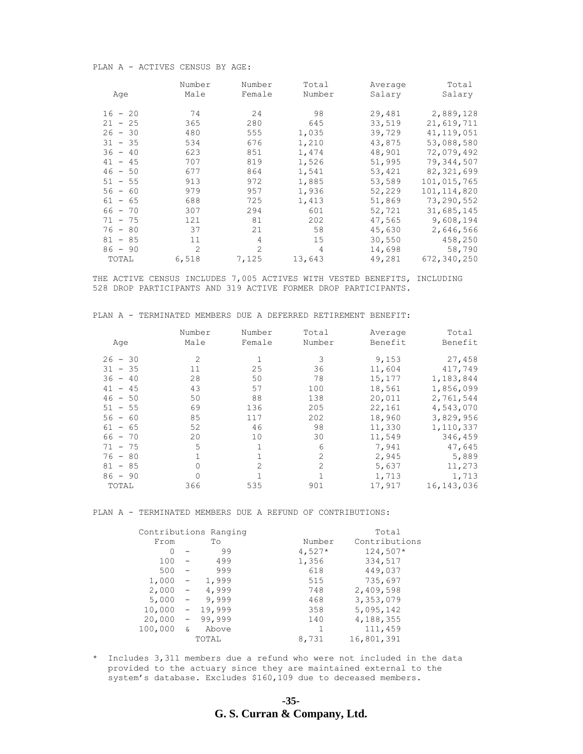PLAN A - ACTIVES CENSUS BY AGE:

| Age | Number Male | Number Female | Total Number | Average Salary | Total Salary |
|---|---|---|---|---|---|
| 16 - 20 | 74 | 24 | 98 | 29,481 | 2,889,128 |
| 21 - 25 | 365 | 280 | 645 | 33,519 | 21,619,711 |
| 26 - 30 | 480 | 555 | 1,035 | 39,729 | 41,119,051 |
| 31 - 35 | 534 | 676 | 1,210 | 43,875 | 53,088,580 |
| 36 - 40 | 623 | 851 | 1,474 | 48,901 | 72,079,492 |
| 41 - 45 | 707 | 819 | 1,526 | 51,995 | 79,344,507 |
| 46 - 50 | 677 | 864 | 1,541 | 53,421 | 82,321,699 |
| 51 - 55 | 913 | 972 | 1,885 | 53,589 | 101,015,765 |
| 56 - 60 | 979 | 957 | 1,936 | 52,229 | 101,114,820 |
| 61 - 65 | 688 | 725 | 1,413 | 51,869 | 73,290,552 |
| 66 - 70 | 307 | 294 | 601 | 52,721 | 31,685,145 |
| 71 - 75 | 121 | 81 | 202 | 47,565 | 9,608,194 |
| 76 - 80 | 37 | 21 | 58 | 45,630 | 2,646,566 |
| 81 - 85 | 11 | 4 | 15 | 30,550 | 458,250 |
| 86 - 90 | 2 | 2 | 4 | 14,698 | 58,790 |
| TOTAL | 6,518 | 7,125 | 13,643 | 49,281 | 672,340,250 |

THE ACTIVE CENSUS INCLUDES 7,005 ACTIVES WITH VESTED BENEFITS, INCLUDING 528 DROP PARTICIPANTS AND 319 ACTIVE FORMER DROP PARTICIPANTS.

PLAN A - TERMINATED MEMBERS DUE A DEFERRED RETIREMENT BENEFIT:

| Age | Number Male | Number Female | Total Number | Average Benefit | Total Benefit |
|---|---|---|---|---|---|
| 26 - 30 | 2 | 1 | 3 | 9,153 | 27,458 |
| 31 - 35 | 11 | 25 | 36 | 11,604 | 417,749 |
| 36 - 40 | 28 | 50 | 78 | 15,177 | 1,183,844 |
| 41 - 45 | 43 | 57 | 100 | 18,561 | 1,856,099 |
| 46 - 50 | 50 | 88 | 138 | 20,011 | 2,761,544 |
| 51 - 55 | 69 | 136 | 205 | 22,161 | 4,543,070 |
| 56 - 60 | 85 | 117 | 202 | 18,960 | 3,829,956 |
| 61 - 65 | 52 | 46 | 98 | 11,330 | 1,110,337 |
| 66 - 70 | 20 | 10 | 30 | 11,549 | 346,459 |
| 71 - 75 | 5 | 1 | 6 | 7,941 | 47,645 |
| 76 - 80 | 1 | 1 | 2 | 2,945 | 5,889 |
| 81 - 85 | 0 | 2 | 2 | 5,637 | 11,273 |
| 86 - 90 | 0 | 1 | 1 | 1,713 | 1,713 |
| TOTAL | 366 | 535 | 901 | 17,917 | 16,143,036 |

PLAN A - TERMINATED MEMBERS DUE A REFUND OF CONTRIBUTIONS:

| Contributions Ranging From | | To | Number | Total Contributions |
|---|---|---|---|---|
| 0 | - | 99 | 4,527* | 124,507* |
| 100 | - | 499 | 1,356 | 334,517 |
| 500 | - | 999 | 618 | 449,037 |
| 1,000 | - | 1,999 | 515 | 735,697 |
| 2,000 | - | 4,999 | 748 | 2,409,598 |
| 5,000 | - | 9,999 | 468 | 3,353,079 |
| 10,000 | - | 19,999 | 358 | 5,095,142 |
| 20,000 | - | 99,999 | 140 | 4,188,355 |
| 100,000 | & | Above | 1 | 111,459 |
| | | TOTAL | 8,731 | 16,801,391 |

* Includes 3,311 members due a refund who were not included in the data provided to the actuary since they are maintained external to the system's database. Excludes $160,109 due to deceased members.

**G. S. Curran & Company, Ltd.**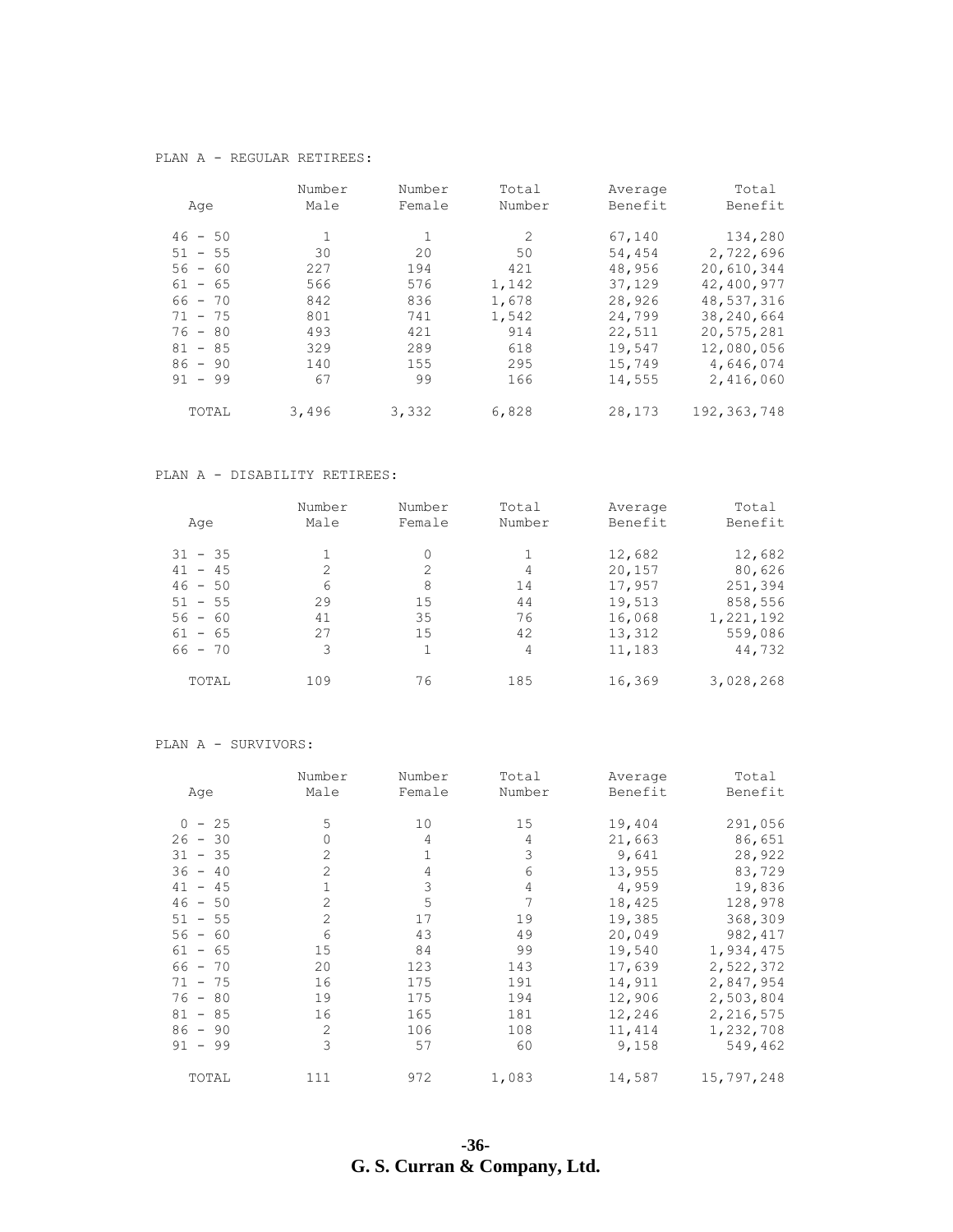PLAN A - REGULAR RETIREES:

| Age | Number Male | Number Female | Total Number | Average Benefit | Total Benefit |
|---|---|---|---|---|---|
| 46 - 50 | 1 | 1 | 2 | 67,140 | 134,280 |
| 51 - 55 | 30 | 20 | 50 | 54,454 | 2,722,696 |
| 56 - 60 | 227 | 194 | 421 | 48,956 | 20,610,344 |
| 61 - 65 | 566 | 576 | 1,142 | 37,129 | 42,400,977 |
| 66 - 70 | 842 | 836 | 1,678 | 28,926 | 48,537,316 |
| 71 - 75 | 801 | 741 | 1,542 | 24,799 | 38,240,664 |
| 76 - 80 | 493 | 421 | 914 | 22,511 | 20,575,281 |
| 81 - 85 | 329 | 289 | 618 | 19,547 | 12,080,056 |
| 86 - 90 | 140 | 155 | 295 | 15,749 | 4,646,074 |
| 91 - 99 | 67 | 99 | 166 | 14,555 | 2,416,060 |
| TOTAL | 3,496 | 3,332 | 6,828 | 28,173 | 192,363,748 |

PLAN A - DISABILITY RETIREES:

| Age | Number Male | Number Female | Total Number | Average Benefit | Total Benefit |
|---|---|---|---|---|---|
| 31 - 35 | 1 | 0 | 1 | 12,682 | 12,682 |
| 41 - 45 | 2 | 2 | 4 | 20,157 | 80,626 |
| 46 - 50 | 6 | 8 | 14 | 17,957 | 251,394 |
| 51 - 55 | 29 | 15 | 44 | 19,513 | 858,556 |
| 56 - 60 | 41 | 35 | 76 | 16,068 | 1,221,192 |
| 61 - 65 | 27 | 15 | 42 | 13,312 | 559,086 |
| 66 - 70 | 3 | 1 | 4 | 11,183 | 44,732 |
| TOTAL | 109 | 76 | 185 | 16,369 | 3,028,268 |

PLAN A - SURVIVORS:

| Age | Number Male | Number Female | Total Number | Average Benefit | Total Benefit |
|---|---|---|---|---|---|
| 0 - 25 | 5 | 10 | 15 | 19,404 | 291,056 |
| 26 - 30 | 0 | 4 | 4 | 21,663 | 86,651 |
| 31 - 35 | 2 | 1 | 3 | 9,641 | 28,922 |
| 36 - 40 | 2 | 4 | 6 | 13,955 | 83,729 |
| 41 - 45 | 1 | 3 | 4 | 4,959 | 19,836 |
| 46 - 50 | 2 | 5 | 7 | 18,425 | 128,978 |
| 51 - 55 | 2 | 17 | 19 | 19,385 | 368,309 |
| 56 - 60 | 6 | 43 | 49 | 20,049 | 982,417 |
| 61 - 65 | 15 | 84 | 99 | 19,540 | 1,934,475 |
| 66 - 70 | 20 | 123 | 143 | 17,639 | 2,522,372 |
| 71 - 75 | 16 | 175 | 191 | 14,911 | 2,847,954 |
| 76 - 80 | 19 | 175 | 194 | 12,906 | 2,503,804 |
| 81 - 85 | 16 | 165 | 181 | 12,246 | 2,216,575 |
| 86 - 90 | 2 | 106 | 108 | 11,414 | 1,232,708 |
| 91 - 99 | 3 | 57 | 60 | 9,158 | 549,462 |
| TOTAL | 111 | 972 | 1,083 | 14,587 | 15,797,248 |

**G. S. Curran & Company, Ltd.**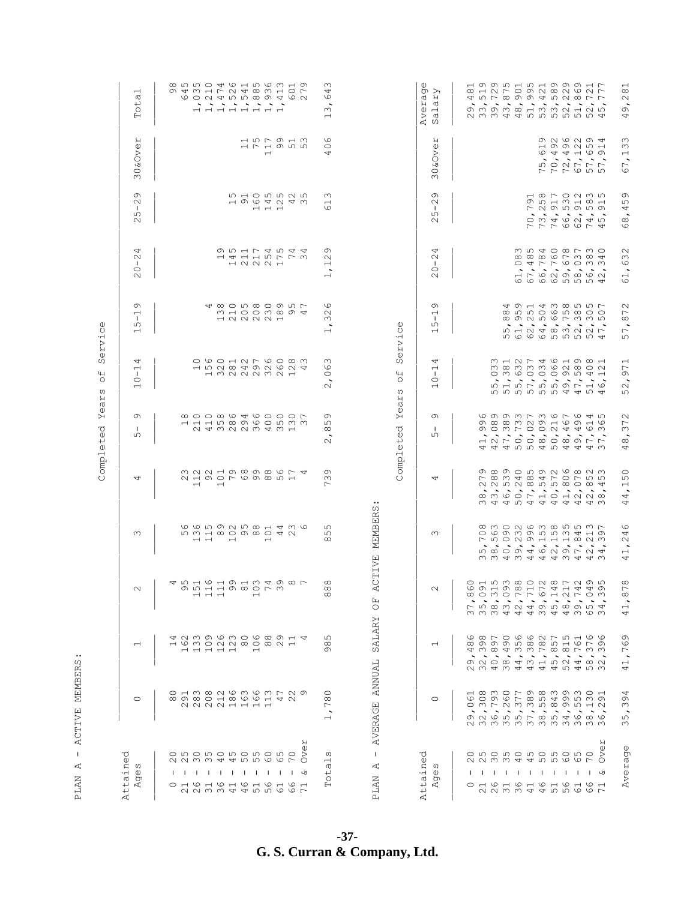PLAN A - ACTIVE MEMBERS:

| Attained Ages | Completed Years of Service | | | | | | | | | | | |
|---|---|---|---|---|---|---|---|---|---|---|---|---|
| | 0 | 1 | 2 | 3 | 4 | 5 - 9 | 10-14 | 15-19 | 20-24 | 25-29 | 30&Over | Total |
| 0 - 20 | 80 | 14 | 4 | | | | | | | | | 98 |
| 21 - 25 | 291 | 162 | 95 | 56 | 23 | 18 | | | | | | 645 |
| 26 - 30 | 283 | 133 | 151 | 136 | 112 | 210 | 10 | | | | | 1,035 |
| 31 - 35 | 208 | 109 | 116 | 115 | 92 | 410 | 156 | 4 | | | | 1,210 |
| 36 - 40 | 212 | 126 | 111 | 89 | 101 | 358 | 320 | 138 | 19 | | | 1,474 |
| 41 - 45 | 186 | 123 | 99 | 102 | 79 | 286 | 281 | 210 | 145 | 15 | | 1,526 |
| 46 - 50 | 163 | 80 | 81 | 95 | 68 | 294 | 242 | 205 | 211 | 91 | 11 | 1,541 |
| 51 - 55 | 166 | 106 | 103 | 88 | 99 | 366 | 297 | 208 | 217 | 160 | 75 | 1,885 |
| 56 - 60 | 113 | 88 | 74 | 101 | 88 | 400 | 326 | 230 | 254 | 145 | 117 | 1,936 |
| 61 - 65 | 47 | 29 | 39 | 44 | 56 | 350 | 260 | 189 | 175 | 125 | 99 | 1,413 |
| 66 - 70 | 22 | 11 | 8 | 23 | 17 | 130 | 128 | 95 | 74 | 42 | 51 | 601 |
| 71 & Over | 9 | 4 | 7 | 6 | 4 | 37 | 43 | 47 | 34 | 35 | 53 | 279 |
| Totals | 1,780 | 985 | 888 | 855 | 739 | 2,859 | 2,063 | 1,326 | 1,129 | 613 | 406 | 13,643 |

PLAN A - AVERAGE ANNUAL SALARY OF ACTIVE MEMBERS:

| Attained Ages | Completed Years of Service | | | | | | | | | | | Average Salary |
|---|---|---|---|---|---|---|---|---|---|---|---|---|
| | 0 | 1 | 2 | 3 | 4 | 5 - 9 | 10-14 | 15-19 | 20-24 | 25-29 | 30&Over | |
| 0 - 20 | 29,061 | 29,486 | 37,860 | | | | | | | | | 29,481 |
| 21 - 25 | 32,308 | 32,398 | 35,091 | 35,708 | 38,279 | 41,996 | | | | | | 33,519 |
| 26 - 30 | 36,793 | 40,897 | 38,315 | 38,563 | 43,288 | 42,089 | 55,033 | | | | | 39,729 |
| 31 - 35 | 35,260 | 38,490 | 43,093 | 40,090 | 46,539 | 47,389 | 51,381 | 55,884 | | | | 43,875 |
| 36 - 40 | 35,377 | 44,356 | 42,788 | 39,232 | 50,240 | 50,733 | 55,632 | 61,959 | 61,083 | | | 48,901 |
| 41 - 45 | 37,389 | 43,386 | 44,710 | 44,996 | 47,885 | 50,027 | 57,037 | 62,251 | 67,485 | 70,791 | | 51,995 |
| 46 - 50 | 38,558 | 41,782 | 39,672 | 46,153 | 41,549 | 48,093 | 55,034 | 64,504 | 66,784 | 73,258 | 75,619 | 53,421 |
| 51 - 55 | 35,843 | 45,857 | 45,148 | 42,158 | 40,572 | 50,216 | 55,066 | 58,663 | 62,760 | 74,917 | 70,492 | 53,589 |
| 56 - 60 | 34,999 | 52,815 | 48,217 | 39,135 | 41,806 | 48,467 | 49,921 | 53,758 | 59,678 | 66,530 | 72,496 | 52,229 |
| 61 - 65 | 36,553 | 44,761 | 39,742 | 47,845 | 42,078 | 49,496 | 47,589 | 52,385 | 58,037 | 62,912 | 67,122 | 51,869 |
| 66 - 70 | 38,130 | 58,376 | 65,049 | 42,213 | 42,852 | 47,614 | 51,408 | 52,305 | 56,383 | 74,583 | 57,659 | 52,721 |
| 71 & Over | 36,291 | 32,396 | 34,395 | 34,397 | 38,453 | 37,365 | 46,121 | 47,507 | 42,340 | 45,915 | 57,914 | 45,777 |
| Average | 35,394 | 41,769 | 41,878 | 41,246 | 44,150 | 48,372 | 52,971 | 57,872 | 61,632 | 68,459 | 67,133 | 49,281 |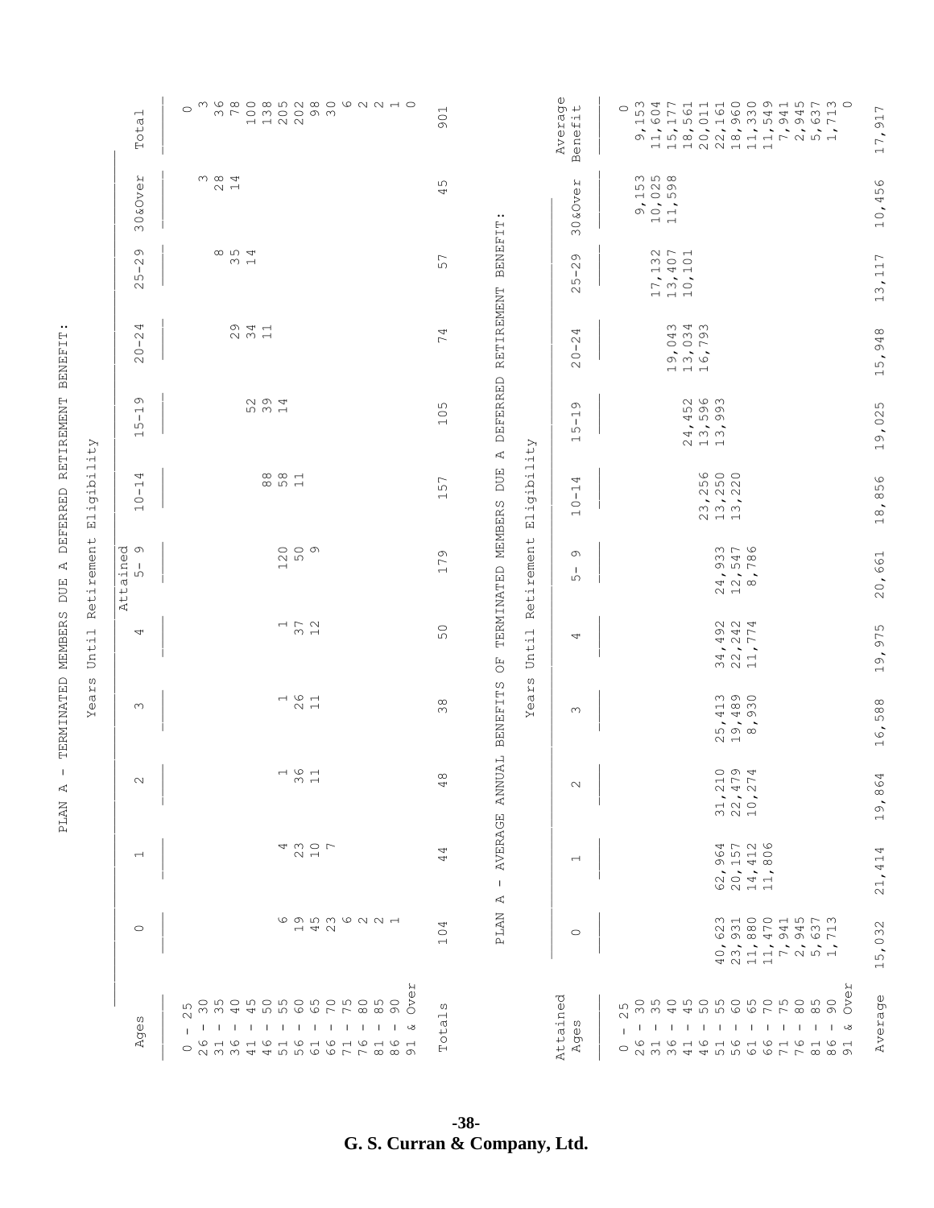## PLAN A - TERMINATED MEMBERS DUE A DEFERRED RETIREMENT BENEFIT:

| Ages | Years Until Retirement Eligibility | | | | | | | | | | | |
|---|---|---|---|---|---|---|---|---|---|---|---|---|
| | 0 | 1 | 2 | 3 | 4 | 5- 9 | 10-14 | 15-19 | 20-24 | 25-29 | 30&Over | Total |
| 0 - 25 | | | | | | | | | | | | 0 |
| 26 - 30 | | | | | | | | | | | 3 | 3 |
| 31 - 35 | | | | | | | | | | 8 | 28 | 36 |
| 36 - 40 | | | | | | | | | 29 | 35 | 14 | 78 |
| 41 - 45 | | | | | | | | 52 | 34 | 14 | | 100 |
| 46 - 50 | | | | | | | 88 | 39 | 11 | | | 138 |
| 51 - 55 | 6 | 4 | 1 | 1 | 1 | 120 | 58 | 14 | | | | 205 |
| 56 - 60 | 19 | 23 | 36 | 26 | 37 | 50 | 11 | | | | | 202 |
| 61 - 65 | 45 | 10 | 11 | 11 | 12 | 9 | | | | | | 98 |
| 66 - 70 | 23 | 7 | | | | | | | | | | 30 |
| 71 - 75 | 6 | | | | | | | | | | | 6 |
| 76 - 80 | 2 | | | | | | | | | | | 2 |
| 81 - 85 | 2 | | | | | | | | | | | 2 |
| 86 - 90 | 1 | | | | | | | | | | | 1 |
| 91 & Over | | | | | | | | | | | | 0 |
| Totals | 104 | 44 | 48 | 38 | 50 | 179 | 157 | 105 | 74 | 57 | 45 | 901 |

## PLAN A - AVERAGE ANNUAL BENEFITS OF TERMINATED MEMBERS DUE A DEFERRED RETIREMENT BENEFIT:

| Attained Ages | Years Until Retirement Eligibility | | | | | | | | | | | |
|---|---|---|---|---|---|---|---|---|---|---|---|---|
| | 0 | 1 | 2 | 3 | 4 | 5- 9 | 10-14 | 15-19 | 20-24 | 25-29 | 30&Over | Average Benefit |
| 0 - 25 | | | | | | | | | | | | 0 |
| 26 - 30 | | | | | | | | | | | 9,153 | 9,153 |
| 31 - 35 | | | | | | | | | | 17,132 | 10,025 | 11,604 |
| 36 - 40 | | | | | | | | | 19,043 | 13,407 | 11,598 | 15,177 |
| 41 - 45 | | | | | | | | 24,452 | 13,034 | 10,101 | | 18,561 |
| 46 - 50 | | | | | | | 23,256 | 13,596 | 16,793 | | | 20,011 |
| 51 - 55 | 40,623 | 62,964 | 31,210 | 25,413 | 34,492 | 24,933 | 13,250 | 13,993 | | | | 22,161 |
| 56 - 60 | 23,931 | 20,157 | 22,479 | 19,489 | 22,242 | 12,547 | 13,220 | | | | | 18,960 |
| 61 - 65 | 11,880 | 14,412 | 10,274 | 8,930 | 11,774 | 8,786 | | | | | | 11,330 |
| 66 - 70 | 11,470 | 11,806 | | | | | | | | | | 11,549 |
| 71 - 75 | 7,941 | | | | | | | | | | | 7,941 |
| 76 - 80 | 2,945 | | | | | | | | | | | 2,945 |
| 81 - 85 | 5,637 | | | | | | | | | | | 5,637 |
| 86 - 90 | 1,713 | | | | | | | | | | | 1,713 |
| 91 & Over | | | | | | | | | | | | 0 |
| Average | 15,032 | 21,414 | 19,864 | 16,588 | 19,975 | 20,661 | 18,856 | 19,025 | 15,948 | 13,117 | 10,456 | 17,917 |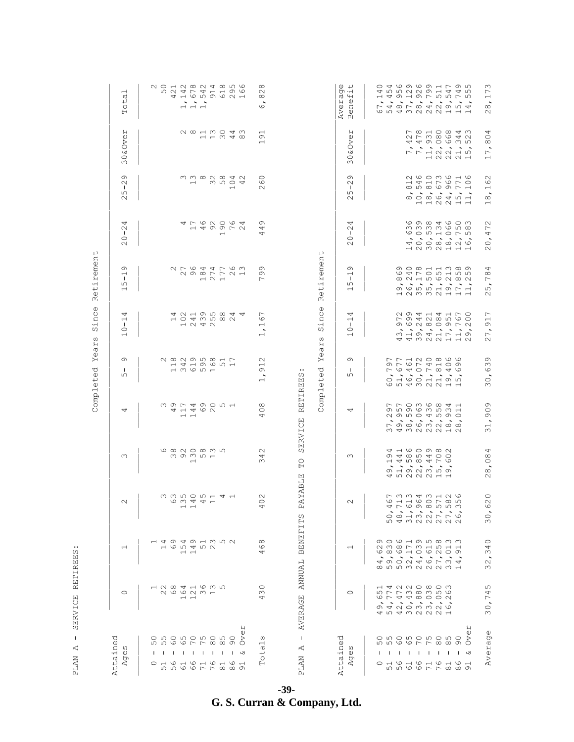PLAN A - SERVICE RETIREES:

| Attained Ages | Completed Years Since Retirement | | | | | | | | | | | |
|---|---|---|---|---|---|---|---|---|---|---|---|---|
| | 0 | 1 | 2 | 3 | 4 | 5- 9 | 10-14 | 15-19 | 20-24 | 25-29 | 30&Over | Total |
| 0 - 50 | 1 | 1 | | | | | | | | | | 2 |
| 51 - 55 | 22 | 14 | 3 | 6 | 3 | 2 | | | | | | 50 |
| 56 - 60 | 68 | 69 | 63 | 38 | 49 | 118 | 14 | 2 | | | | 421 |
| 61 - 65 | 164 | 154 | 135 | 92 | 117 | 342 | 102 | 27 | 4 | 3 | 2 | 1,142 |
| 66 - 70 | 121 | 149 | 140 | 130 | 144 | 619 | 241 | 96 | 17 | 13 | 8 | 1,678 |
| 71 - 75 | 36 | 51 | 45 | 58 | 69 | 595 | 439 | 184 | 46 | 8 | 11 | 1,542 |
| 76 - 80 | 13 | 23 | 11 | 13 | 20 | 168 | 255 | 274 | 92 | 32 | 13 | 914 |
| 81 - 85 | 5 | 5 | 4 | 5 | 5 | 51 | 88 | 177 | 190 | 58 | 30 | 618 |
| 86 - 90 | | 2 | 1 | | 1 | 17 | 24 | 26 | 76 | 104 | 44 | 295 |
| 91 & Over | | | | | | | 4 | 13 | 24 | 42 | 83 | 166 |
| Totals | 430 | 468 | 402 | 342 | 408 | 1,912 | 1,167 | 799 | 449 | 260 | 191 | 6,828 |

PLAN A - AVERAGE ANNUAL BENEFITS PAYABLE TO SERVICE RETIREES:

| Attained Ages | Completed Years Since Retirement | | | | | | | | | | | Average Benefit |
|---|---|---|---|---|---|---|---|---|---|---|---|---|
| | 0 | 1 | 2 | 3 | 4 | 5- 9 | 10-14 | 15-19 | 20-24 | 25-29 | 30&Over | |
| 0 - 50 | 49,651 | 84,629 | | | | | | | | | | 67,140 |
| 51 - 55 | 54,774 | 59,830 | 50,467 | 49,194 | 37,297 | 60,797 | | | | | | 54,454 |
| 56 - 60 | 42,472 | 50,686 | 48,713 | 51,441 | 49,957 | 51,677 | 43,972 | 19,869 | | | | 48,956 |
| 61 - 65 | 30,432 | 32,171 | 31,613 | 29,586 | 38,590 | 46,461 | 41,699 | 26,240 | 14,636 | 8,812 | 7,427 | 37,129 |
| 66 - 70 | 23,880 | 24,039 | 23,964 | 22,850 | 26,063 | 30,072 | 39,244 | 35,178 | 20,039 | 10,546 | 7,478 | 28,926 |
| 71 - 75 | 23,038 | 26,615 | 22,803 | 23,449 | 23,436 | 21,740 | 24,821 | 35,501 | 30,538 | 18,810 | 11,931 | 24,799 |
| 76 - 80 | 22,050 | 27,258 | 27,571 | 15,708 | 22,558 | 21,818 | 21,084 | 21,651 | 28,134 | 26,673 | 22,080 | 22,511 |
| 81 - 85 | 16,263 | 33,013 | 27,582 | 19,602 | 18,934 | 19,406 | 17,951 | 19,213 | 18,066 | 24,966 | 22,668 | 19,547 |
| 86 - 90 | | 14,913 | 26,356 | | 28,011 | 15,696 | 11,767 | 17,858 | 12,750 | 15,771 | 21,344 | 15,749 |
| 91 & Over | | | | | | | 29,200 | 11,259 | 16,583 | 11,106 | 15,523 | 14,555 |
| Average | 30,745 | 32,340 | 30,620 | 28,084 | 31,909 | 30,639 | 27,917 | 25,784 | 20,472 | 18,162 | 17,804 | 28,173 |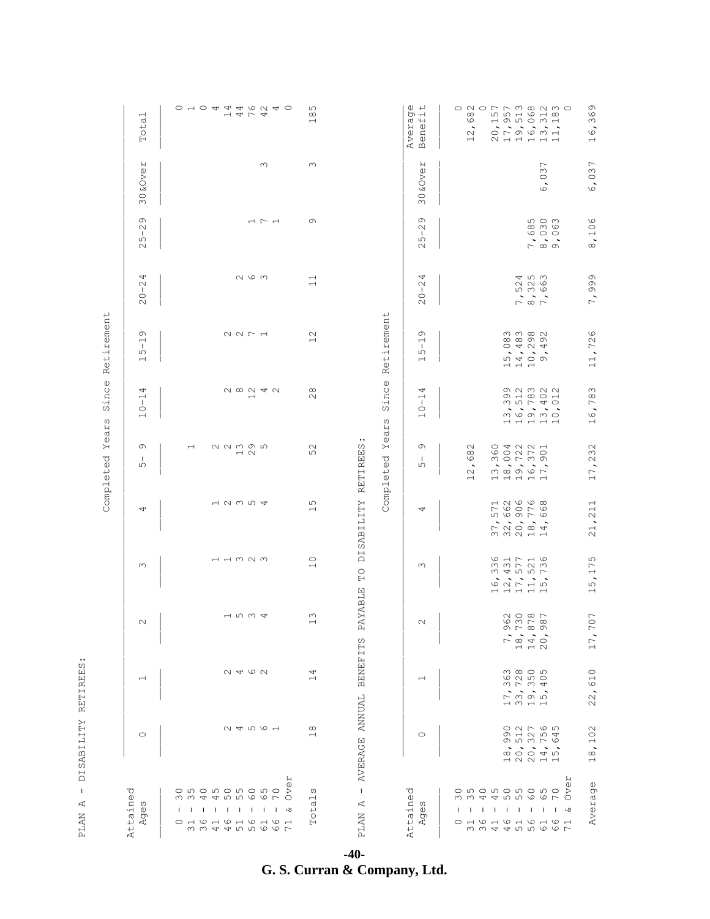PLAN A - DISABILITY RETIREES:

| Attained Ages | Completed Years Since Retirement | | | | | | | | | | | |
|---|---|---|---|---|---|---|---|---|---|---|---|---|
| | 0 | 1 | 2 | 3 | 4 | 5- 9 | 10-14 | 15-19 | 20-24 | 25-29 | 30&Over | Total |
| 0 - 30 | | | | | | | | | | | | 0 |
| 31 - 35 | | | | | | 1 | | | | | | 1 |
| 36 - 40 | | | | | | | | | | | | 0 |
| 41 - 45 | | | | 1 | 1 | 2 | | | | | | 4 |
| 46 - 50 | 2 | 2 | 1 | 1 | 2 | 2 | 2 | 2 | | | | 14 |
| 51 - 55 | 4 | 4 | 5 | 3 | 3 | 13 | 8 | 2 | 2 | | | 44 |
| 56 - 60 | 5 | 6 | 3 | 2 | 5 | 29 | 12 | 7 | 6 | 1 | | 76 |
| 61 - 65 | 6 | 2 | 4 | 3 | 4 | 5 | 4 | 1 | 3 | 7 | 3 | 42 |
| 66 - 70 | 1 | | | | | | 2 | | | 1 | | 4 |
| 71 & Over | | | | | | | | | | | | 0 |
| Totals | 18 | 14 | 13 | 10 | 15 | 52 | 28 | 12 | 11 | 9 | 3 | 185 |

PLAN A - AVERAGE ANNUAL BENEFITS PAYABLE TO DISABILITY RETIREES:

| Attained Ages | Completed Years Since Retirement | | | | | | | | | | | |
|---|---|---|---|---|---|---|---|---|---|---|---|---|
| | 0 | 1 | 2 | 3 | 4 | 5- 9 | 10-14 | 15-19 | 20-24 | 25-29 | 30&Over | Average Benefit |
| 0 - 30 | | | | | | | | | | | | 0 |
| 31 - 35 | | | | | | 12,682 | | | | | | 12,682 |
| 36 - 40 | | | | | | | | | | | | 0 |
| 41 - 45 | | | | 16,336 | 37,571 | 13,360 | | | | | | 20,157 |
| 46 - 50 | 18,990 | 17,363 | 7,962 | 12,431 | 32,662 | 18,004 | 13,399 | 15,083 | | | | 17,957 |
| 51 - 55 | 20,512 | 33,728 | 18,730 | 17,577 | 20,906 | 19,722 | 16,512 | 14,483 | 7,524 | | | 19,513 |
| 56 - 60 | 20,327 | 19,350 | 14,878 | 11,521 | 18,776 | 16,372 | 19,783 | 10,298 | 8,325 | 7,685 | | 16,068 |
| 61 - 65 | 14,756 | 15,405 | 20,987 | 15,736 | 14,668 | 17,901 | 13,402 | 9,492 | 7,663 | 8,030 | 6,037 | 13,312 |
| 66 - 70 | 15,645 | | | | | | 10,012 | | | 9,063 | | 11,183 |
| 71 & Over | | | | | | | | | | | | 0 |
| Average | 18,102 | 22,610 | 17,707 | 15,175 | 21,211 | 17,232 | 16,783 | 11,726 | 7,999 | 8,106 | 6,037 | 16,369 |

-40-

G. S. Curran & Company, Ltd.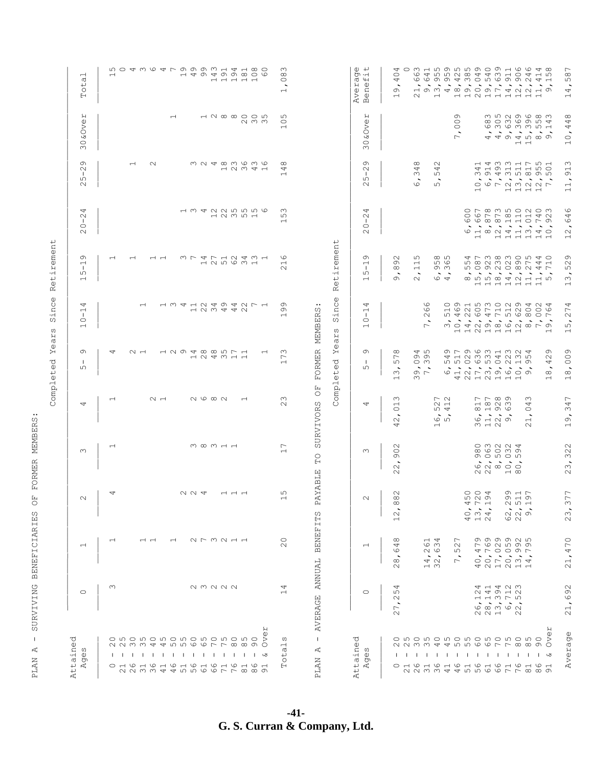PLAN A - SURVIVING BENEFICIARIES OF FORMER MEMBERS:

| Attained Ages | Completed Years Since Retirement | | | | | | | | | | | |
|---|---|---|---|---|---|---|---|---|---|---|---|---|
| | 0 | 1 | 2 | 3 | 4 | 5- 9 | 10-14 | 15-19 | 20-24 | 25-29 | 30&Over | Total |
| 0 - 20 | 3 | 1 | 4 | 1 | 1 | 4 | | 1 | | | | 15 |
| 21 - 25 | | | | | | | | | | | | 0 |
| 26 - 30 | | | | | | 2 | | | | 1 | | 4 |
| 31 - 35 | | 1 | | | | 1 | | 1 | | | | 3 |
| 36 - 40 | | 1 | | | 2 | | 1 | | | | | 6 |
| 41 - 45 | | | | | 1 | 1 | 1 | 1 | | 2 | | 4 |
| 46 - 50 | | 1 | | | | 2 | 3 | 1 | | | 1 | 7 |
| 51 - 55 | | | 2 | | | 9 | 4 | 3 | 1 | | | 19 |
| 56 - 60 | 2 | 2 | 2 | 3 | 2 | 14 | 11 | 7 | 3 | 3 | | 49 |
| 61 - 65 | 3 | 7 | 4 | 8 | 6 | 28 | 22 | 14 | 4 | 2 | 1 | 99 |
| 66 - 70 | 2 | 3 | | 3 | 8 | 48 | 34 | 27 | 12 | 4 | 2 | 143 |
| 71 - 75 | 2 | 2 | 1 | 1 | 2 | 35 | 49 | 51 | 22 | 18 | 8 | 191 |
| 76 - 80 | 2 | 1 | 1 | 1 | | 17 | 44 | 62 | 35 | 23 | 8 | 194 |
| 81 - 85 | | 1 | 1 | | 1 | 11 | 22 | 34 | 55 | 36 | 20 | 181 |
| 86 - 90 | | | | | | | 7 | 13 | 15 | 43 | 30 | 108 |
| 91 & Over | | | | | | 1 | 1 | 1 | 6 | 16 | 35 | 60 |
| Totals | 14 | 20 | 15 | 17 | 23 | 173 | 199 | 216 | 153 | 148 | 105 | 1,083 |

PLAN A - AVERAGE ANNUAL BENEFITS PAYABLE TO SURVIVORS OF FORMER MEMBERS:

| Attained Ages | Completed Years Since Retirement | | | | | | | | | | | Average Benefit |
|---|---|---|---|---|---|---|---|---|---|---|---|---|
| | 0 | 1 | 2 | 3 | 4 | 5- 9 | 10-14 | 15-19 | 20-24 | 25-29 | 30&Over | |
| 0 - 20 | 27,254 | 28,648 | 12,882 | 22,902 | 42,013 | 13,578 | | 9,892 | | | | 19,404 |
| 21 - 25 | | | | | | | | | | | | 0 |
| 26 - 30 | | | | | | 39,094 | | | | 6,348 | | 21,663 |
| 31 - 35 | | 14,261 | | | | 7,395 | | 2,115 | | | | 9,641 |
| 36 - 40 | | 32,634 | | | 16,527 | | 7,266 | | | | | 13,955 |
| 41 - 45 | | | | | 5,412 | 6,549 | 3,510 | 6,958 | | 5,542 | | 4,959 |
| 46 - 50 | | 7,527 | | | | 41,517 | 10,469 | 4,365 | | | 7,009 | 18,425 |
| 51 - 55 | | | 40,450 | | | 22,029 | 14,221 | 8,554 | 6,600 | | | 19,385 |
| 56 - 60 | 26,124 | 40,479 | 13,720 | 26,980 | 36,817 | 17,636 | 22,605 | 15,087 | 11,667 | 10,341 | | 20,049 |
| 61 - 65 | 28,141 | 20,769 | 24,194 | 22,063 | 11,187 | 23,533 | 19,473 | 15,923 | 8,878 | 6,914 | 4,683 | 19,540 |
| 66 - 70 | 13,394 | 17,029 | | 8,502 | 22,928 | 19,041 | 18,710 | 18,238 | 12,873 | 7,493 | 4,305 | 17,639 |
| 71 - 75 | 6,712 | 20,059 | 62,299 | 10,032 | 9,639 | 16,223 | 16,512 | 14,023 | 14,185 | 12,313 | 9,632 | 14,911 |
| 76 - 80 | 22,523 | 13,992 | 22,511 | 80,594 | | 10,132 | 12,629 | 12,890 | 11,110 | 13,511 | 14,369 | 12,906 |
| 81 - 85 | | 14,795 | 9,197 | | 21,043 | 9,954 | 8,804 | 11,275 | 13,012 | 12,817 | 15,396 | 12,246 |
| 86 - 90 | | | | | | | 7,002 | 11,444 | 14,740 | 12,955 | 8,558 | 11,414 |
| 91 & Over | | | | | | 18,429 | 19,764 | 5,710 | 10,923 | 7,501 | 9,143 | 9,158 |
| Average | 21,692 | 21,470 | 23,377 | 23,322 | 19,347 | 18,009 | 15,274 | 13,529 | 12,646 | 11,913 | 10,448 | 14,587 |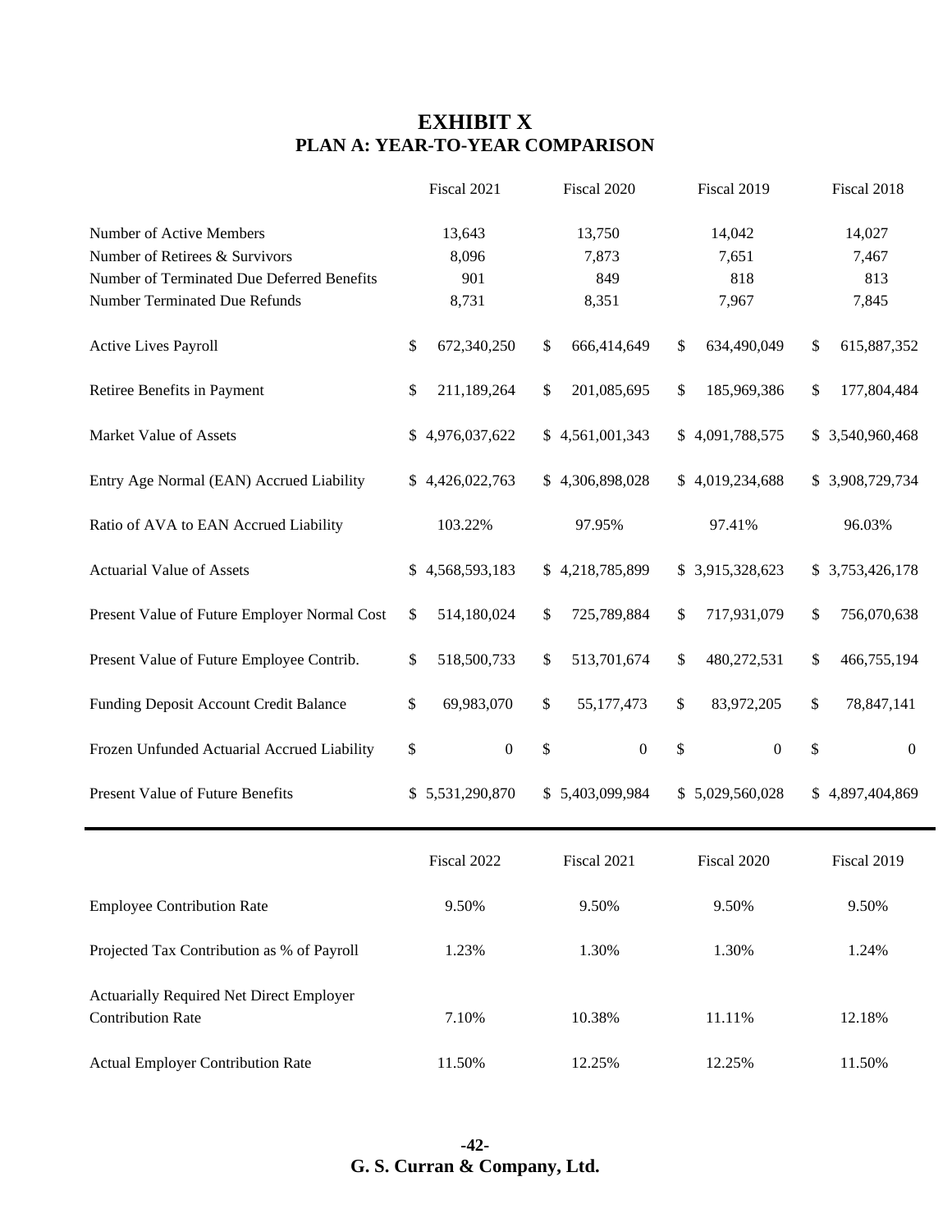# EXHIBIT X
## PLAN A: YEAR-TO-YEAR COMPARISON

| | Fiscal 2021 | Fiscal 2020 | Fiscal 2019 | Fiscal 2018 |
|---|---|---|---|---|
| Number of Active Members | 13,643 | 13,750 | 14,042 | 14,027 |
| Number of Retirees & Survivors | 8,096 | 7,873 | 7,651 | 7,467 |
| Number of Terminated Due Deferred Benefits | 901 | 849 | 818 | 813 |
| Number Terminated Due Refunds | 8,731 | 8,351 | 7,967 | 7,845 |
| Active Lives Payroll | $ 672,340,250 | $ 666,414,649 | $ 634,490,049 | $ 615,887,352 |
| Retiree Benefits in Payment | $ 211,189,264 | $ 201,085,695 | $ 185,969,386 | $ 177,804,484 |
| Market Value of Assets | $ 4,976,037,622 | $ 4,561,001,343 | $ 4,091,788,575 | $ 3,540,960,468 |
| Entry Age Normal (EAN) Accrued Liability | $ 4,426,022,763 | $ 4,306,898,028 | $ 4,019,234,688 | $ 3,908,729,734 |
| Ratio of AVA to EAN Accrued Liability | 103.22% | 97.95% | 97.41% | 96.03% |
| Actuarial Value of Assets | $ 4,568,593,183 | $ 4,218,785,899 | $ 3,915,328,623 | $ 3,753,426,178 |
| Present Value of Future Employer Normal Cost | $ 514,180,024 | $ 725,789,884 | $ 717,931,079 | $ 756,070,638 |
| Present Value of Future Employee Contrib. | $ 518,500,733 | $ 513,701,674 | $ 480,272,531 | $ 466,755,194 |
| Funding Deposit Account Credit Balance | $ 69,983,070 | $ 55,177,473 | $ 83,972,205 | $ 78,847,141 |
| Frozen Unfunded Actuarial Accrued Liability | $ 0 | $ 0 | $ 0 | $ 0 |
| Present Value of Future Benefits | $ 5,531,290,870 | $ 5,403,099,984 | $ 5,029,560,028 | $ 4,897,404,869 |

| | Fiscal 2022 | Fiscal 2021 | Fiscal 2020 | Fiscal 2019 |
|---|---|---|---|---|
| Employee Contribution Rate | 9.50% | 9.50% | 9.50% | 9.50% |
| Projected Tax Contribution as % of Payroll | 1.23% | 1.30% | 1.30% | 1.24% |
| Actuarially Required Net Direct Employer Contribution Rate | 7.10% | 10.38% | 11.11% | 12.18% |
| Actual Employer Contribution Rate | 11.50% | 12.25% | 12.25% | 11.50% |

**G. S. Curran & Company, Ltd.**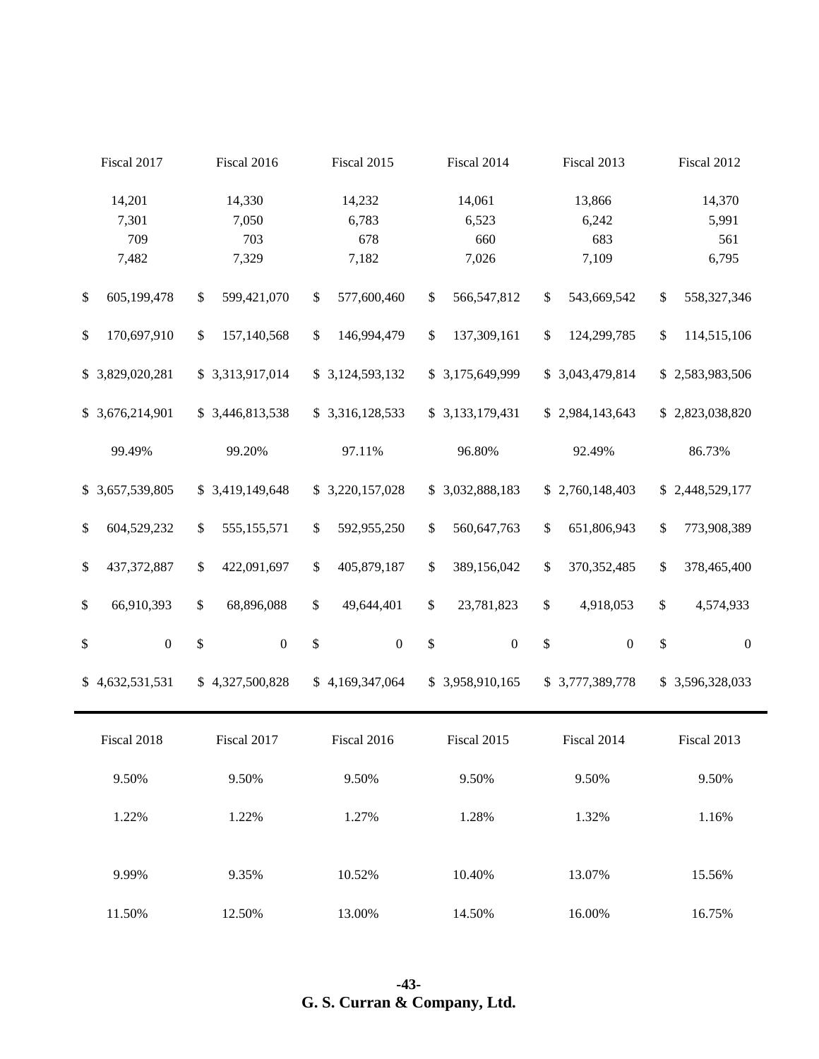| Fiscal 2017 | Fiscal 2016 | Fiscal 2015 | Fiscal 2014 | Fiscal 2013 | Fiscal 2012 |
|---|---|---|---|---|---|
| 14,201 | 14,330 | 14,232 | 14,061 | 13,866 | 14,370 |
| 7,301 | 7,050 | 6,783 | 6,523 | 6,242 | 5,991 |
| 709 | 703 | 678 | 660 | 683 | 561 |
| 7,482 | 7,329 | 7,182 | 7,026 | 7,109 | 6,795 |
| $ 605,199,478 | $ 599,421,070 | $ 577,600,460 | $ 566,547,812 | $ 543,669,542 | $ 558,327,346 |
| $ 170,697,910 | $ 157,140,568 | $ 146,994,479 | $ 137,309,161 | $ 124,299,785 | $ 114,515,106 |
| $ 3,829,020,281 | $ 3,313,917,014 | $ 3,124,593,132 | $ 3,175,649,999 | $ 3,043,479,814 | $ 2,583,983,506 |
| $ 3,676,214,901 | $ 3,446,813,538 | $ 3,316,128,533 | $ 3,133,179,431 | $ 2,984,143,643 | $ 2,823,038,820 |
| 99.49% | 99.20% | 97.11% | 96.80% | 92.49% | 86.73% |
| $ 3,657,539,805 | $ 3,419,149,648 | $ 3,220,157,028 | $ 3,032,888,183 | $ 2,760,148,403 | $ 2,448,529,177 |
| $ 604,529,232 | $ 555,155,571 | $ 592,955,250 | $ 560,647,763 | $ 651,806,943 | $ 773,908,389 |
| $ 437,372,887 | $ 422,091,697 | $ 405,879,187 | $ 389,156,042 | $ 370,352,485 | $ 378,465,400 |
| $ 66,910,393 | $ 68,896,088 | $ 49,644,401 | $ 23,781,823 | $ 4,918,053 | $ 4,574,933 |
| $ 0 | $ 0 | $ 0 | $ 0 | $ 0 | $ 0 |
| $ 4,632,531,531 | $ 4,327,500,828 | $ 4,169,347,064 | $ 3,958,910,165 | $ 3,777,389,778 | $ 3,596,328,033 |

| Fiscal 2018 | Fiscal 2017 | Fiscal 2016 | Fiscal 2015 | Fiscal 2014 | Fiscal 2013 |
|---|---|---|---|---|---|
| 9.50% | 9.50% | 9.50% | 9.50% | 9.50% | 9.50% |
| 1.22% | 1.22% | 1.27% | 1.28% | 1.32% | 1.16% |
| 9.99% | 9.35% | 10.52% | 10.40% | 13.07% | 15.56% |
| 11.50% | 12.50% | 13.00% | 14.50% | 16.00% | 16.75% |

**G. S. Curran & Company, Ltd.**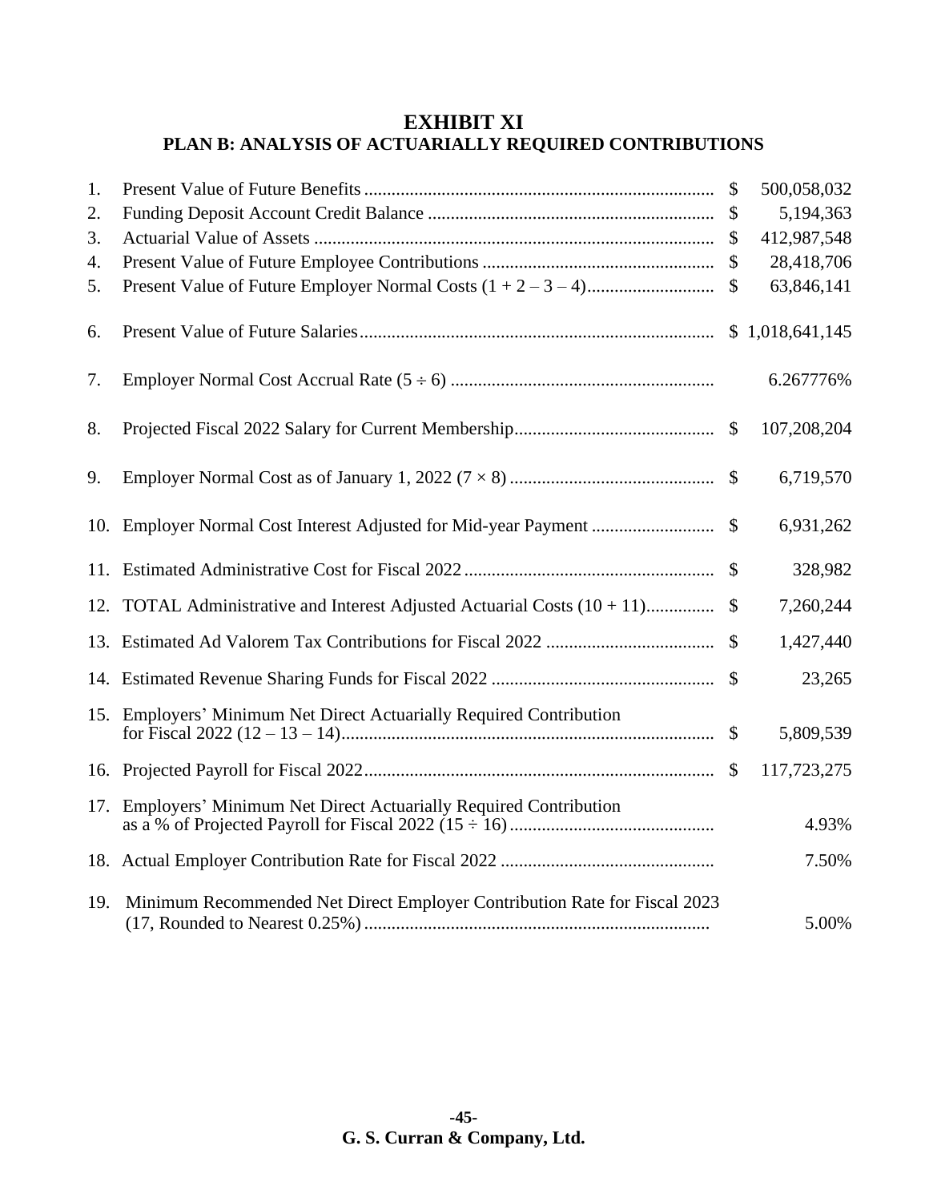# EXHIBIT XI

## PLAN B: ANALYSIS OF ACTUARIALLY REQUIRED CONTRIBUTIONS

| | | | |
|---|---|---|---|
| 1. | Present Value of Future Benefits | $ | 500,058,032 |
| 2. | Funding Deposit Account Credit Balance | $ | 5,194,363 |
| 3. | Actuarial Value of Assets | $ | 412,987,548 |
| 4. | Present Value of Future Employee Contributions | $ | 28,418,706 |
| 5. | Present Value of Future Employer Normal Costs (1 + 2 – 3 – 4) | $ | 63,846,141 |
| 6. | Present Value of Future Salaries | $ | 1,018,641,145 |
| 7. | Employer Normal Cost Accrual Rate (5 ÷ 6) | | 6.267776% |
| 8. | Projected Fiscal 2022 Salary for Current Membership | $ | 107,208,204 |
| 9. | Employer Normal Cost as of January 1, 2022 (7 × 8) | $ | 6,719,570 |
| 10. | Employer Normal Cost Interest Adjusted for Mid-year Payment | $ | 6,931,262 |
| 11. | Estimated Administrative Cost for Fiscal 2022 | $ | 328,982 |
| 12. | TOTAL Administrative and Interest Adjusted Actuarial Costs (10 + 11) | $ | 7,260,244 |
| 13. | Estimated Ad Valorem Tax Contributions for Fiscal 2022 | $ | 1,427,440 |
| 14. | Estimated Revenue Sharing Funds for Fiscal 2022 | $ | 23,265 |
| 15. | Employers' Minimum Net Direct Actuarially Required Contribution for Fiscal 2022 (12 – 13 – 14) | $ | 5,809,539 |
| 16. | Projected Payroll for Fiscal 2022 | $ | 117,723,275 |
| 17. | Employers' Minimum Net Direct Actuarially Required Contribution as a % of Projected Payroll for Fiscal 2022 (15 ÷ 16) | | 4.93% |
| 18. | Actual Employer Contribution Rate for Fiscal 2022 | | 7.50% |
| 19. | Minimum Recommended Net Direct Employer Contribution Rate for Fiscal 2023 (17, Rounded to Nearest 0.25%) | | 5.00% |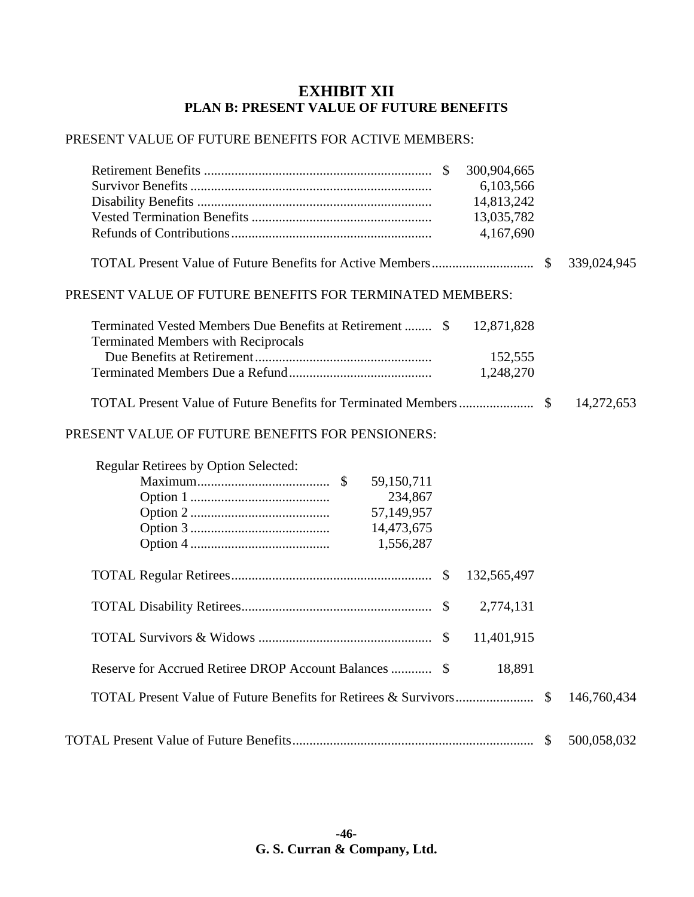# EXHIBIT XII
## PLAN B: PRESENT VALUE OF FUTURE BENEFITS

PRESENT VALUE OF FUTURE BENEFITS FOR ACTIVE MEMBERS:

| | | | |
|---|---|---|---|
| Retirement Benefits | | $ 300,904,665 | |
| Survivor Benefits | | 6,103,566 | |
| Disability Benefits | | 14,813,242 | |
| Vested Termination Benefits | | 13,035,782 | |
| Refunds of Contributions | | 4,167,690 | |
| TOTAL Present Value of Future Benefits for Active Members | | | $ 339,024,945 |

PRESENT VALUE OF FUTURE BENEFITS FOR TERMINATED MEMBERS:

| | | | |
|---|---|---|---|
| Terminated Vested Members Due Benefits at Retirement | | $ 12,871,828 | |
| Terminated Members with Reciprocals Due Benefits at Retirement | | 152,555 | |
| Terminated Members Due a Refund | | 1,248,270 | |
| TOTAL Present Value of Future Benefits for Terminated Members | | | $ 14,272,653 |

PRESENT VALUE OF FUTURE BENEFITS FOR PENSIONERS:

| | | | |
|---|---|---|---|
| Regular Retirees by Option Selected: | | | |
| Maximum | $ 59,150,711 | | |
| Option 1 | 234,867 | | |
| Option 2 | 57,149,957 | | |
| Option 3 | 14,473,675 | | |
| Option 4 | 1,556,287 | | |
| TOTAL Regular Retirees | | $ 132,565,497 | |
| TOTAL Disability Retirees | | $ 2,774,131 | |
| TOTAL Survivors & Widows | | $ 11,401,915 | |
| Reserve for Accrued Retiree DROP Account Balances | | $ 18,891 | |
| TOTAL Present Value of Future Benefits for Retirees & Survivors | | | $ 146,760,434 |
| TOTAL Present Value of Future Benefits | | | $ 500,058,032 |

G. S. Curran & Company, Ltd.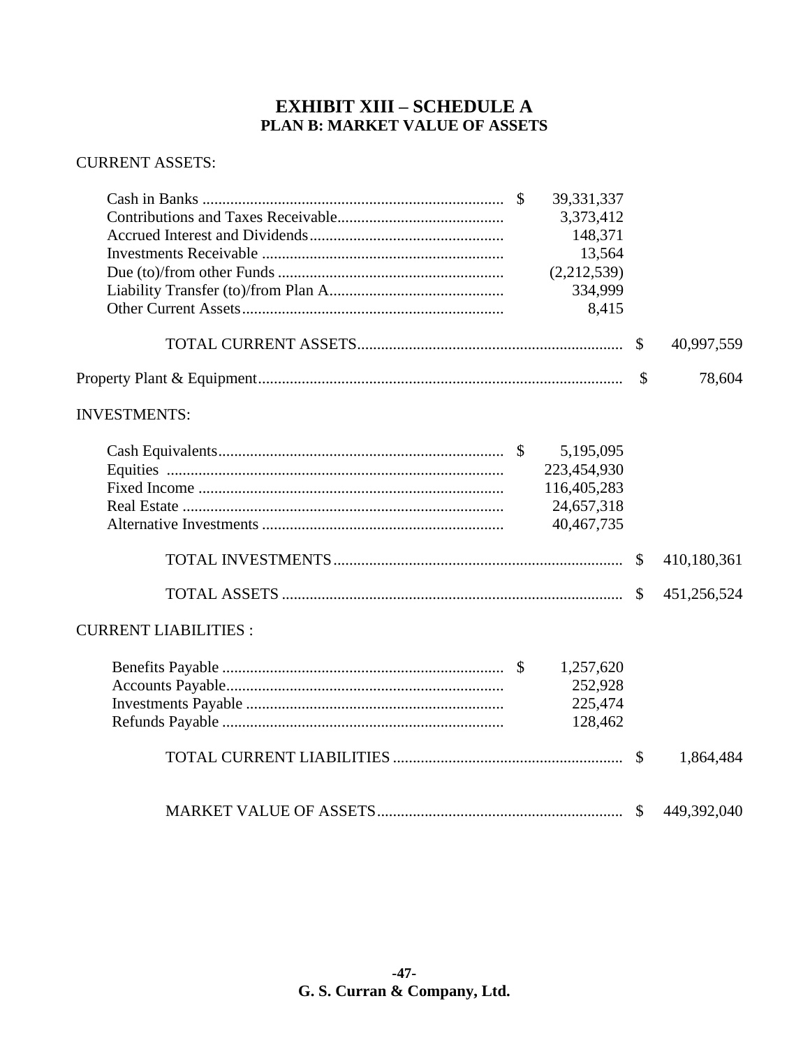# EXHIBIT XIII – SCHEDULE A

## PLAN B: MARKET VALUE OF ASSETS

CURRENT ASSETS:

| | | |
|---|---|---|
| Cash in Banks | $ 39,331,337 | |
| Contributions and Taxes Receivable | 3,373,412 | |
| Accrued Interest and Dividends | 148,371 | |
| Investments Receivable | 13,564 | |
| Due (to)/from other Funds | (2,212,539) | |
| Liability Transfer (to)/from Plan A | 334,999 | |
| Other Current Assets | 8,415 | |
| TOTAL CURRENT ASSETS | | $ 40,997,559 |
| Property Plant & Equipment | | $ 78,604 |

INVESTMENTS:

| | | |
|---|---|---|
| Cash Equivalents | $ 5,195,095 | |
| Equities | 223,454,930 | |
| Fixed Income | 116,405,283 | |
| Real Estate | 24,657,318 | |
| Alternative Investments | 40,467,735 | |
| TOTAL INVESTMENTS | | $ 410,180,361 |
| TOTAL ASSETS | | $ 451,256,524 |

CURRENT LIABILITIES :

| | | |
|---|---|---|
| Benefits Payable | $ 1,257,620 | |
| Accounts Payable | 252,928 | |
| Investments Payable | 225,474 | |
| Refunds Payable | 128,462 | |
| TOTAL CURRENT LIABILITIES | | $ 1,864,484 |
| MARKET VALUE OF ASSETS | | $ 449,392,040 |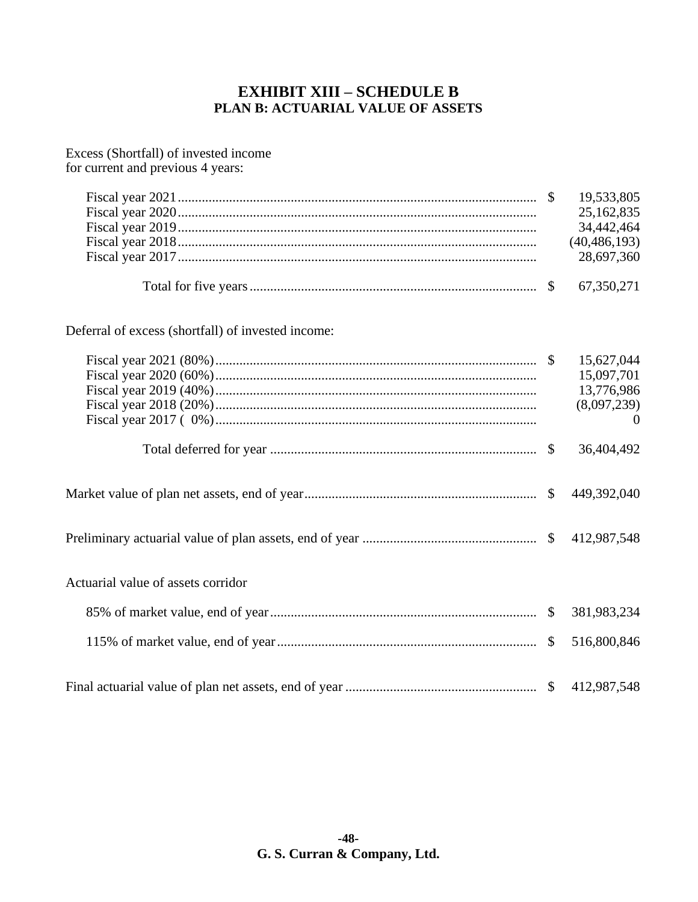# EXHIBIT XIII – SCHEDULE B
## PLAN B: ACTUARIAL VALUE OF ASSETS

Excess (Shortfall) of invested income
for current and previous 4 years:

| | | |
|---|---|---|
| Fiscal year 2021 | $ | 19,533,805 |
| Fiscal year 2020 | | 25,162,835 |
| Fiscal year 2019 | | 34,442,464 |
| Fiscal year 2018 | | (40,486,193) |
| Fiscal year 2017 | | 28,697,360 |
| Total for five years | $ | 67,350,271 |

Deferral of excess (shortfall) of invested income:

| | | |
|---|---|---|
| Fiscal year 2021 (80%) | $ | 15,627,044 |
| Fiscal year 2020 (60%) | | 15,097,701 |
| Fiscal year 2019 (40%) | | 13,776,986 |
| Fiscal year 2018 (20%) | | (8,097,239) |
| Fiscal year 2017 ( 0%) | | 0 |
| Total deferred for year | $ | 36,404,492 |

| | | |
|---|---|---|
| Market value of plan net assets, end of year | $ | 449,392,040 |
| Preliminary actuarial value of plan assets, end of year | $ | 412,987,548 |

Actuarial value of assets corridor

| | | |
|---|---|---|
| 85% of market value, end of year | $ | 381,983,234 |
| 115% of market value, end of year | $ | 516,800,846 |

| | | |
|---|---|---|
| Final actuarial value of plan net assets, end of year | $ | 412,987,548 |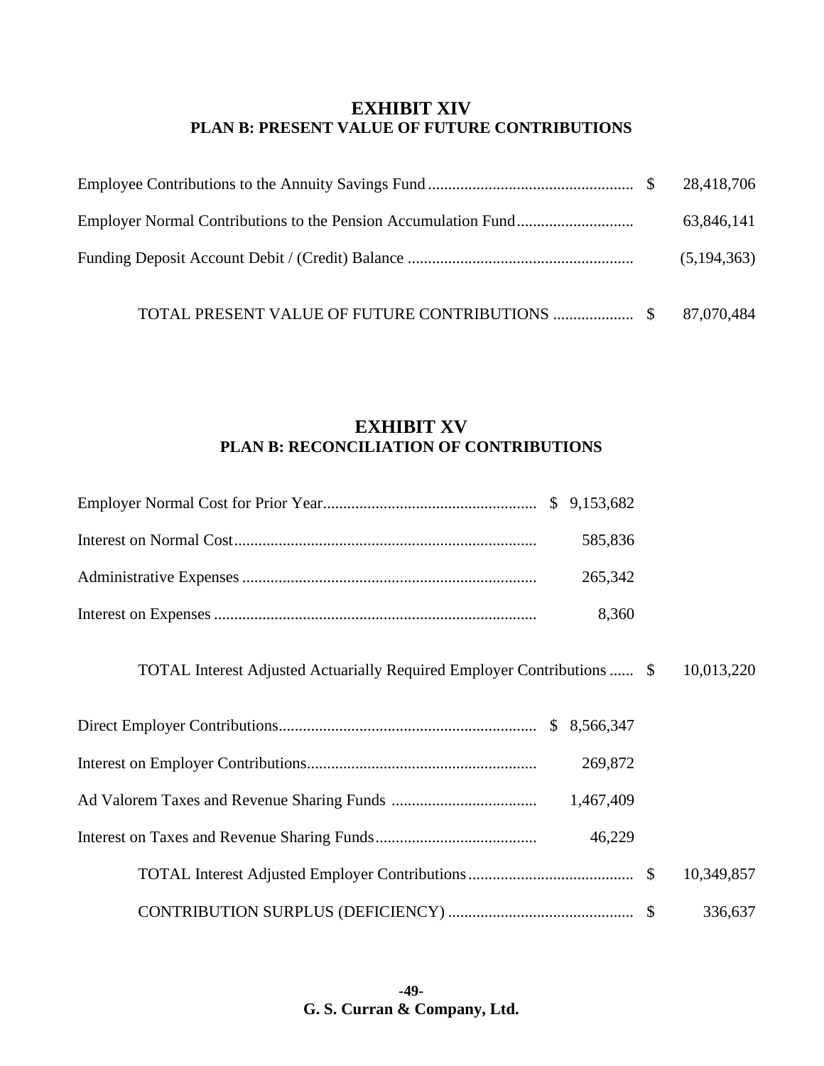# EXHIBIT XIV
## PLAN B: PRESENT VALUE OF FUTURE CONTRIBUTIONS

| | | |
|---|---|---|
| Employee Contributions to the Annuity Savings Fund | $ | 28,418,706 |
| Employer Normal Contributions to the Pension Accumulation Fund | | 63,846,141 |
| Funding Deposit Account Debit / (Credit) Balance | | (5,194,363) |
| TOTAL PRESENT VALUE OF FUTURE CONTRIBUTIONS | $ | 87,070,484 |

# EXHIBIT XV
## PLAN B: RECONCILIATION OF CONTRIBUTIONS

| | | | |
|---|---|---|---|
| Employer Normal Cost for Prior Year | $ 9,153,682 | | |
| Interest on Normal Cost | 585,836 | | |
| Administrative Expenses | 265,342 | | |
| Interest on Expenses | 8,360 | | |
| TOTAL Interest Adjusted Actuarially Required Employer Contributions | | $ | 10,013,220 |
| Direct Employer Contributions | $ 8,566,347 | | |
| Interest on Employer Contributions | 269,872 | | |
| Ad Valorem Taxes and Revenue Sharing Funds | 1,467,409 | | |
| Interest on Taxes and Revenue Sharing Funds | 46,229 | | |
| TOTAL Interest Adjusted Employer Contributions | | $ | 10,349,857 |
| CONTRIBUTION SURPLUS (DEFICIENCY) | | $ | 336,637 |

G. S. Curran & Company, Ltd.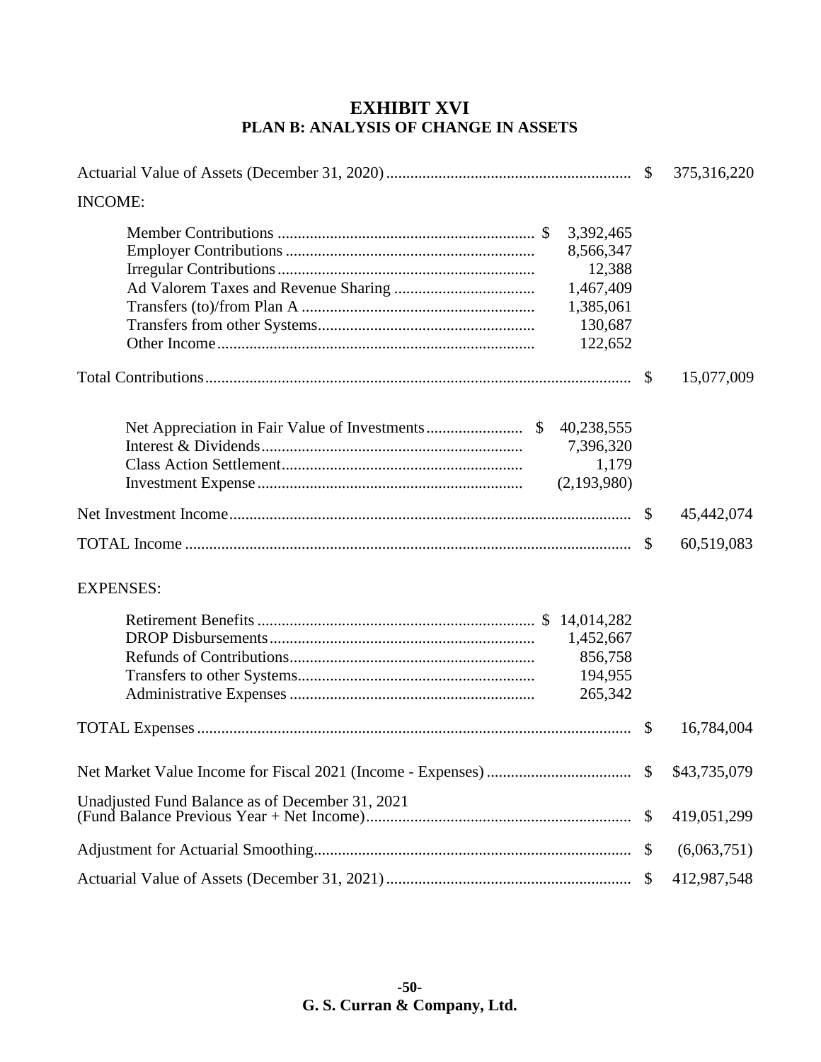# EXHIBIT XVI
## PLAN B: ANALYSIS OF CHANGE IN ASSETS

| | | |
|---|---|---|
| Actuarial Value of Assets (December 31, 2020) | | $ 375,316,220 |
| **INCOME:** | | |
| Member Contributions | $ 3,392,465 | |
| Employer Contributions | 8,566,347 | |
| Irregular Contributions | 12,388 | |
| Ad Valorem Taxes and Revenue Sharing | 1,467,409 | |
| Transfers (to)/from Plan A | 1,385,061 | |
| Transfers from other Systems | 130,687 | |
| Other Income | 122,652 | |
| Total Contributions | | $ 15,077,009 |
| Net Appreciation in Fair Value of Investments | $ 40,238,555 | |
| Interest & Dividends | 7,396,320 | |
| Class Action Settlement | 1,179 | |
| Investment Expense | (2,193,980) | |
| Net Investment Income | | $ 45,442,074 |
| TOTAL Income | | $ 60,519,083 |
| **EXPENSES:** | | |
| Retirement Benefits | $ 14,014,282 | |
| DROP Disbursements | 1,452,667 | |
| Refunds of Contributions | 856,758 | |
| Transfers to other Systems | 194,955 | |
| Administrative Expenses | 265,342 | |
| TOTAL Expenses | | $ 16,784,004 |
| Net Market Value Income for Fiscal 2021 (Income - Expenses) | | $ $43,735,079 |
| Unadjusted Fund Balance as of December 31, 2021 (Fund Balance Previous Year + Net Income) | | $ 419,051,299 |
| Adjustment for Actuarial Smoothing | | $ (6,063,751) |
| Actuarial Value of Assets (December 31, 2021) | | $ 412,987,548 |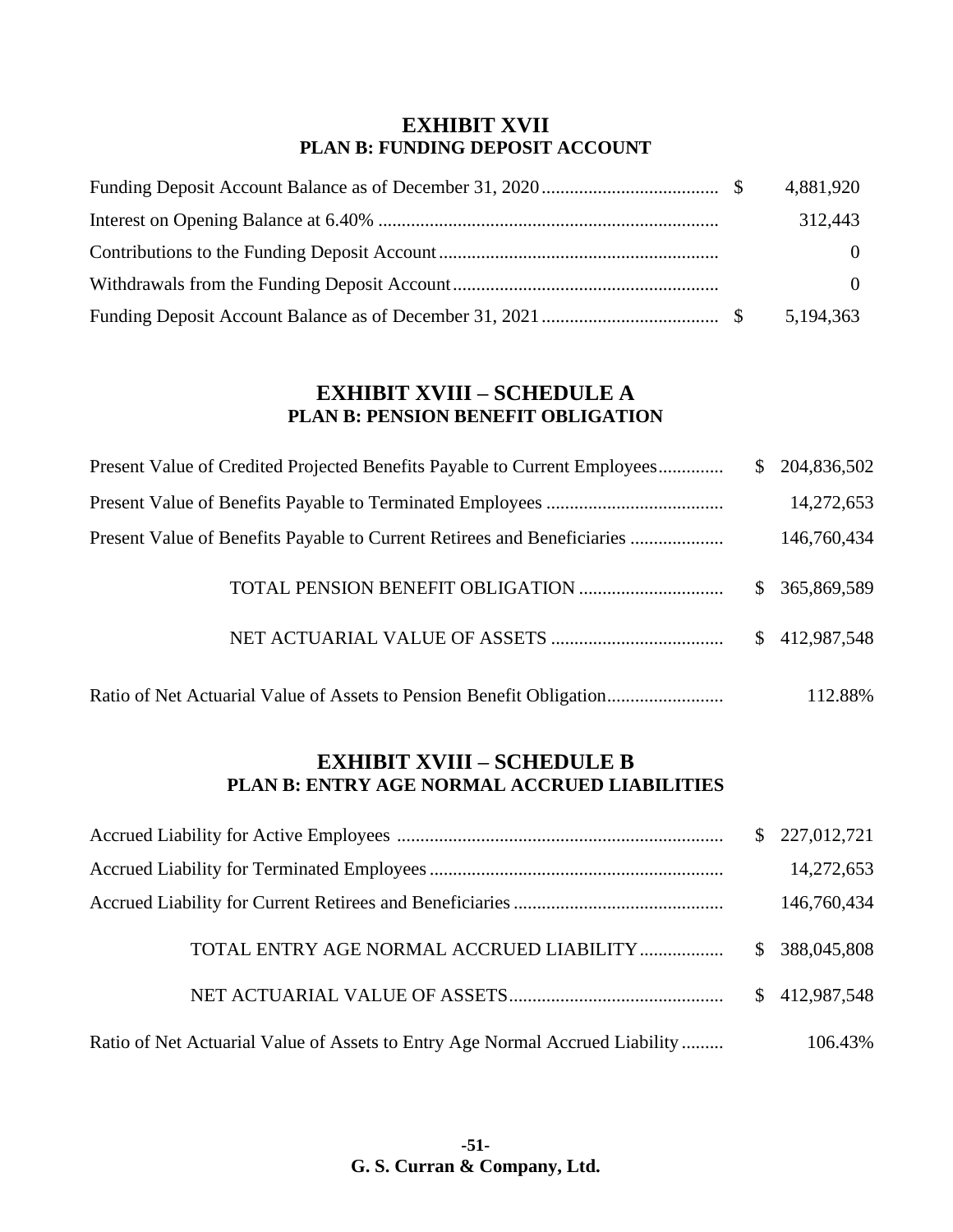## EXHIBIT XVII
### PLAN B: FUNDING DEPOSIT ACCOUNT

| | | |
|---|---|---|
| Funding Deposit Account Balance as of December 31, 2020 | $ | 4,881,920 |
| Interest on Opening Balance at 6.40% | | 312,443 |
| Contributions to the Funding Deposit Account | | 0 |
| Withdrawals from the Funding Deposit Account | | 0 |
| Funding Deposit Account Balance as of December 31, 2021 | $ | 5,194,363 |

## EXHIBIT XVIII – SCHEDULE A
### PLAN B: PENSION BENEFIT OBLIGATION

| | |
|---|---|
| Present Value of Credited Projected Benefits Payable to Current Employees | $ 204,836,502 |
| Present Value of Benefits Payable to Terminated Employees | 14,272,653 |
| Present Value of Benefits Payable to Current Retirees and Beneficiaries | 146,760,434 |
| TOTAL PENSION BENEFIT OBLIGATION | $ 365,869,589 |
| NET ACTUARIAL VALUE OF ASSETS | $ 412,987,548 |
| Ratio of Net Actuarial Value of Assets to Pension Benefit Obligation | 112.88% |

## EXHIBIT XVIII – SCHEDULE B
### PLAN B: ENTRY AGE NORMAL ACCRUED LIABILITIES

| | |
|---|---|
| Accrued Liability for Active Employees | $ 227,012,721 |
| Accrued Liability for Terminated Employees | 14,272,653 |
| Accrued Liability for Current Retirees and Beneficiaries | 146,760,434 |
| TOTAL ENTRY AGE NORMAL ACCRUED LIABILITY | $ 388,045,808 |
| NET ACTUARIAL VALUE OF ASSETS | $ 412,987,548 |
| Ratio of Net Actuarial Value of Assets to Entry Age Normal Accrued Liability | 106.43% |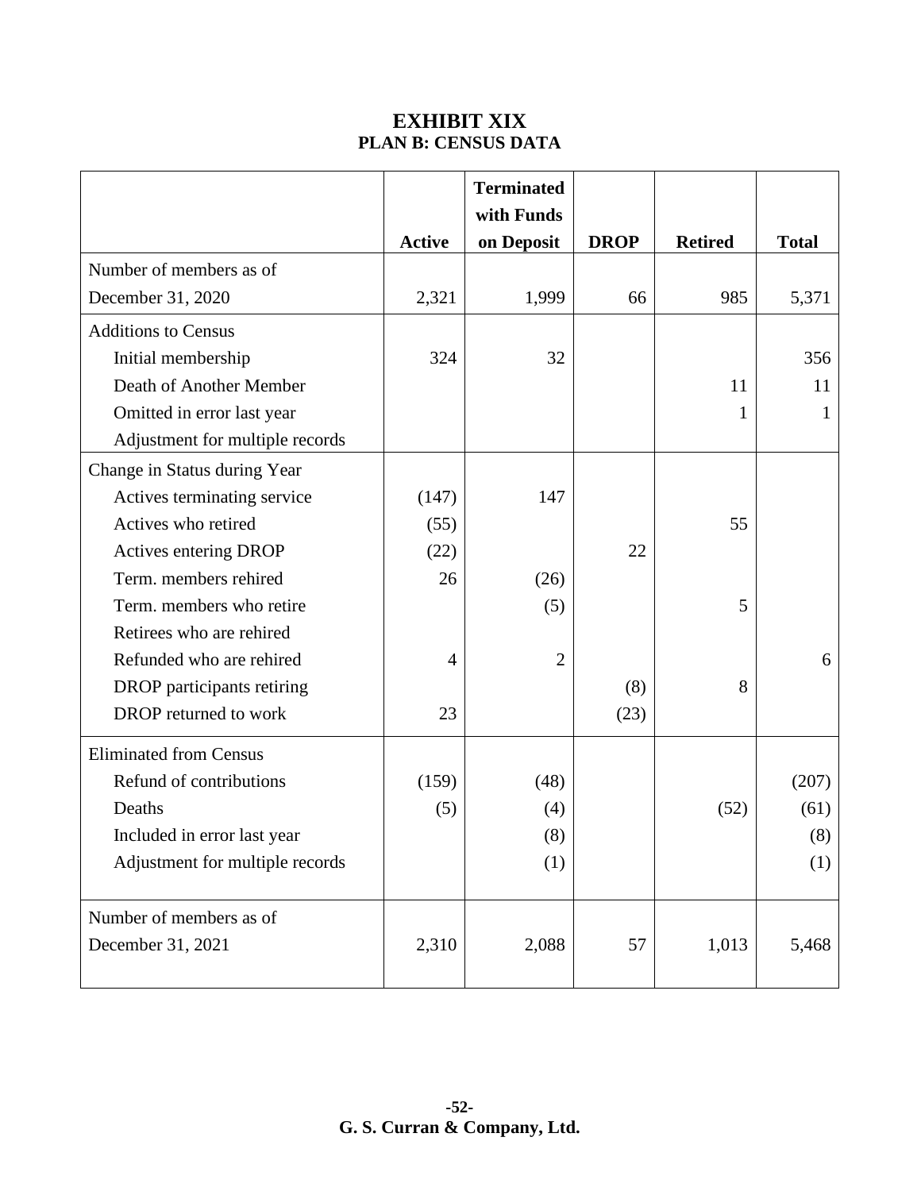# EXHIBIT XIX
## PLAN B: CENSUS DATA

| | Active | Terminated with Funds on Deposit | DROP | Retired | Total |
|---|---|---|---|---|---|
| Number of members as of December 31, 2020 | 2,321 | 1,999 | 66 | 985 | 5,371 |
| **Additions to Census** | | | | | |
| Initial membership | 324 | 32 | | | 356 |
| Death of Another Member | | | | 11 | 11 |
| Omitted in error last year | | | | 1 | 1 |
| Adjustment for multiple records | | | | | |
| **Change in Status during Year** | | | | | |
| Actives terminating service | (147) | 147 | | | |
| Actives who retired | (55) | | | 55 | |
| Actives entering DROP | (22) | | 22 | | |
| Term. members rehired | 26 | (26) | | | |
| Term. members who retire | | (5) | | 5 | |
| Retirees who are rehired | | | | | |
| Refunded who are rehired | 4 | 2 | | | 6 |
| DROP participants retiring | | | (8) | 8 | |
| DROP returned to work | 23 | | (23) | | |
| **Eliminated from Census** | | | | | |
| Refund of contributions | (159) | (48) | | | (207) |
| Deaths | (5) | (4) | | (52) | (61) |
| Included in error last year | | (8) | | | (8) |
| Adjustment for multiple records | | (1) | | | (1) |
| Number of members as of December 31, 2021 | 2,310 | 2,088 | 57 | 1,013 | 5,468 |

G. S. Curran & Company, Ltd.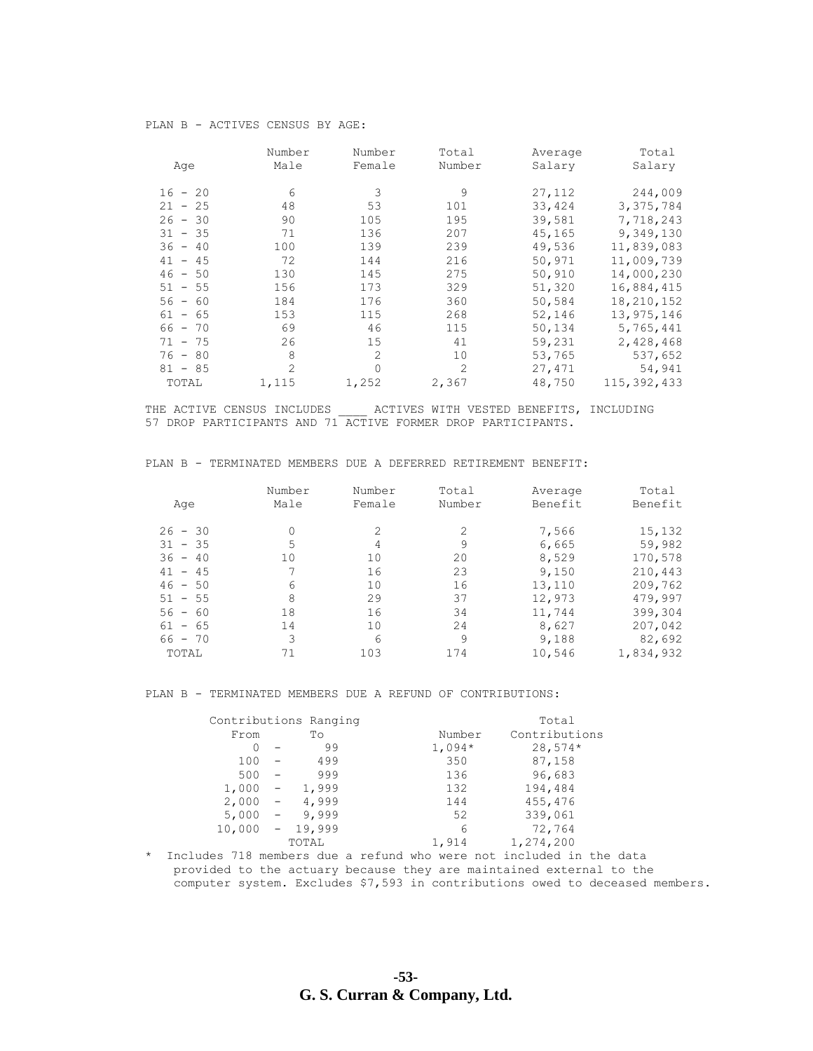PLAN B - ACTIVES CENSUS BY AGE:

| Age | Number Male | Number Female | Total Number | Average Salary | Total Salary |
|---|---|---|---|---|---|
| 16 - 20 | 6 | 3 | 9 | 27,112 | 244,009 |
| 21 - 25 | 48 | 53 | 101 | 33,424 | 3,375,784 |
| 26 - 30 | 90 | 105 | 195 | 39,581 | 7,718,243 |
| 31 - 35 | 71 | 136 | 207 | 45,165 | 9,349,130 |
| 36 - 40 | 100 | 139 | 239 | 49,536 | 11,839,083 |
| 41 - 45 | 72 | 144 | 216 | 50,971 | 11,009,739 |
| 46 - 50 | 130 | 145 | 275 | 50,910 | 14,000,230 |
| 51 - 55 | 156 | 173 | 329 | 51,320 | 16,884,415 |
| 56 - 60 | 184 | 176 | 360 | 50,584 | 18,210,152 |
| 61 - 65 | 153 | 115 | 268 | 52,146 | 13,975,146 |
| 66 - 70 | 69 | 46 | 115 | 50,134 | 5,765,441 |
| 71 - 75 | 26 | 15 | 41 | 59,231 | 2,428,468 |
| 76 - 80 | 8 | 2 | 10 | 53,765 | 537,652 |
| 81 - 85 | 2 | 0 | 2 | 27,471 | 54,941 |
| TOTAL | 1,115 | 1,252 | 2,367 | 48,750 | 115,392,433 |

THE ACTIVE CENSUS INCLUDES ____ ACTIVES WITH VESTED BENEFITS, INCLUDING 57 DROP PARTICIPANTS AND 71 ACTIVE FORMER DROP PARTICIPANTS.

PLAN B - TERMINATED MEMBERS DUE A DEFERRED RETIREMENT BENEFIT:

| Age | Number Male | Number Female | Total Number | Average Benefit | Total Benefit |
|---|---|---|---|---|---|
| 26 - 30 | 0 | 2 | 2 | 7,566 | 15,132 |
| 31 - 35 | 5 | 4 | 9 | 6,665 | 59,982 |
| 36 - 40 | 10 | 10 | 20 | 8,529 | 170,578 |
| 41 - 45 | 7 | 16 | 23 | 9,150 | 210,443 |
| 46 - 50 | 6 | 10 | 16 | 13,110 | 209,762 |
| 51 - 55 | 8 | 29 | 37 | 12,973 | 479,997 |
| 56 - 60 | 18 | 16 | 34 | 11,744 | 399,304 |
| 61 - 65 | 14 | 10 | 24 | 8,627 | 207,042 |
| 66 - 70 | 3 | 6 | 9 | 9,188 | 82,692 |
| TOTAL | 71 | 103 | 174 | 10,546 | 1,834,932 |

PLAN B - TERMINATED MEMBERS DUE A REFUND OF CONTRIBUTIONS:

| Contributions Ranging From | To | Number | Total Contributions |
|---|---|---|---|
| 0 | 99 | 1,094* | 28,574* |
| 100 | 499 | 350 | 87,158 |
| 500 | 999 | 136 | 96,683 |
| 1,000 | 1,999 | 132 | 194,484 |
| 2,000 | 4,999 | 144 | 455,476 |
| 5,000 | 9,999 | 52 | 339,061 |
| 10,000 | 19,999 | 6 | 72,764 |
| | TOTAL | 1,914 | 1,274,200 |

\* Includes 718 members due a refund who were not included in the data provided to the actuary because they are maintained external to the computer system. Excludes $7,593 in contributions owed to deceased members.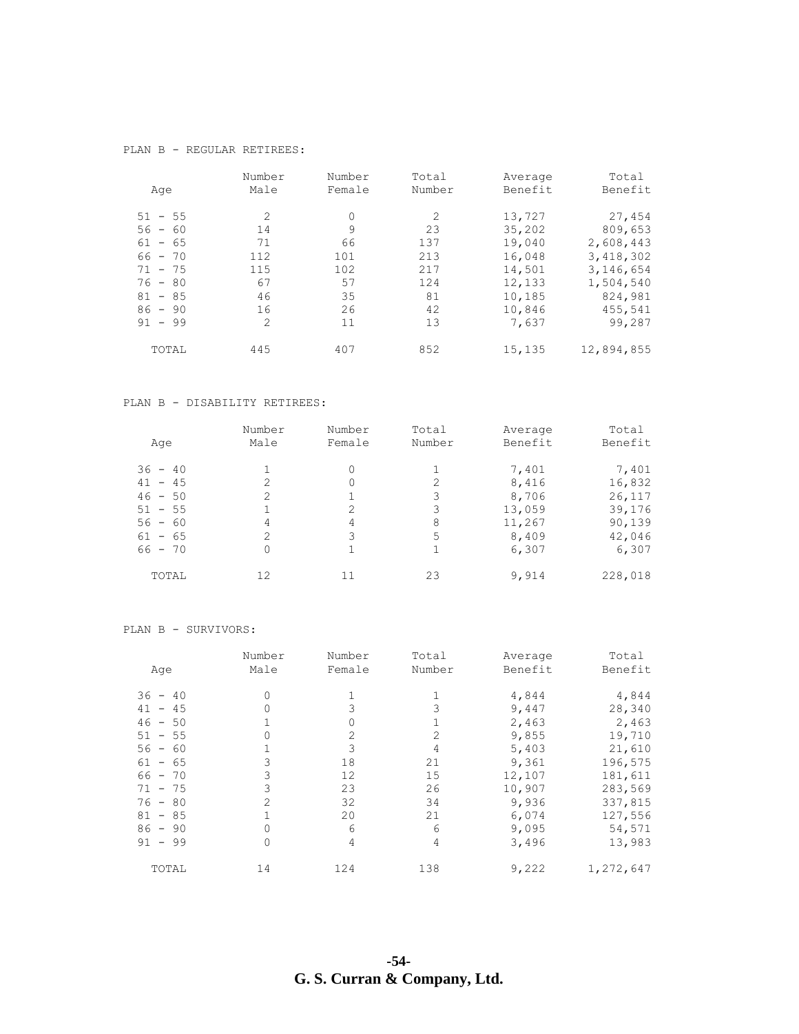PLAN B - REGULAR RETIREES:

| Age | Number Male | Number Female | Total Number | Average Benefit | Total Benefit |
|---|---|---|---|---|---|
| 51 - 55 | 2 | 0 | 2 | 13,727 | 27,454 |
| 56 - 60 | 14 | 9 | 23 | 35,202 | 809,653 |
| 61 - 65 | 71 | 66 | 137 | 19,040 | 2,608,443 |
| 66 - 70 | 112 | 101 | 213 | 16,048 | 3,418,302 |
| 71 - 75 | 115 | 102 | 217 | 14,501 | 3,146,654 |
| 76 - 80 | 67 | 57 | 124 | 12,133 | 1,504,540 |
| 81 - 85 | 46 | 35 | 81 | 10,185 | 824,981 |
| 86 - 90 | 16 | 26 | 42 | 10,846 | 455,541 |
| 91 - 99 | 2 | 11 | 13 | 7,637 | 99,287 |
| TOTAL | 445 | 407 | 852 | 15,135 | 12,894,855 |

PLAN B - DISABILITY RETIREES:

| Age | Number Male | Number Female | Total Number | Average Benefit | Total Benefit |
|---|---|---|---|---|---|
| 36 - 40 | 1 | 0 | 1 | 7,401 | 7,401 |
| 41 - 45 | 2 | 0 | 2 | 8,416 | 16,832 |
| 46 - 50 | 2 | 1 | 3 | 8,706 | 26,117 |
| 51 - 55 | 1 | 2 | 3 | 13,059 | 39,176 |
| 56 - 60 | 4 | 4 | 8 | 11,267 | 90,139 |
| 61 - 65 | 2 | 3 | 5 | 8,409 | 42,046 |
| 66 - 70 | 0 | 1 | 1 | 6,307 | 6,307 |
| TOTAL | 12 | 11 | 23 | 9,914 | 228,018 |

PLAN B - SURVIVORS:

| Age | Number Male | Number Female | Total Number | Average Benefit | Total Benefit |
|---|---|---|---|---|---|
| 36 - 40 | 0 | 1 | 1 | 4,844 | 4,844 |
| 41 - 45 | 0 | 3 | 3 | 9,447 | 28,340 |
| 46 - 50 | 1 | 0 | 1 | 2,463 | 2,463 |
| 51 - 55 | 0 | 2 | 2 | 9,855 | 19,710 |
| 56 - 60 | 1 | 3 | 4 | 5,403 | 21,610 |
| 61 - 65 | 3 | 18 | 21 | 9,361 | 196,575 |
| 66 - 70 | 3 | 12 | 15 | 12,107 | 181,611 |
| 71 - 75 | 3 | 23 | 26 | 10,907 | 283,569 |
| 76 - 80 | 2 | 32 | 34 | 9,936 | 337,815 |
| 81 - 85 | 1 | 20 | 21 | 6,074 | 127,556 |
| 86 - 90 | 0 | 6 | 6 | 9,095 | 54,571 |
| 91 - 99 | 0 | 4 | 4 | 3,496 | 13,983 |
| TOTAL | 14 | 124 | 138 | 9,222 | 1,272,647 |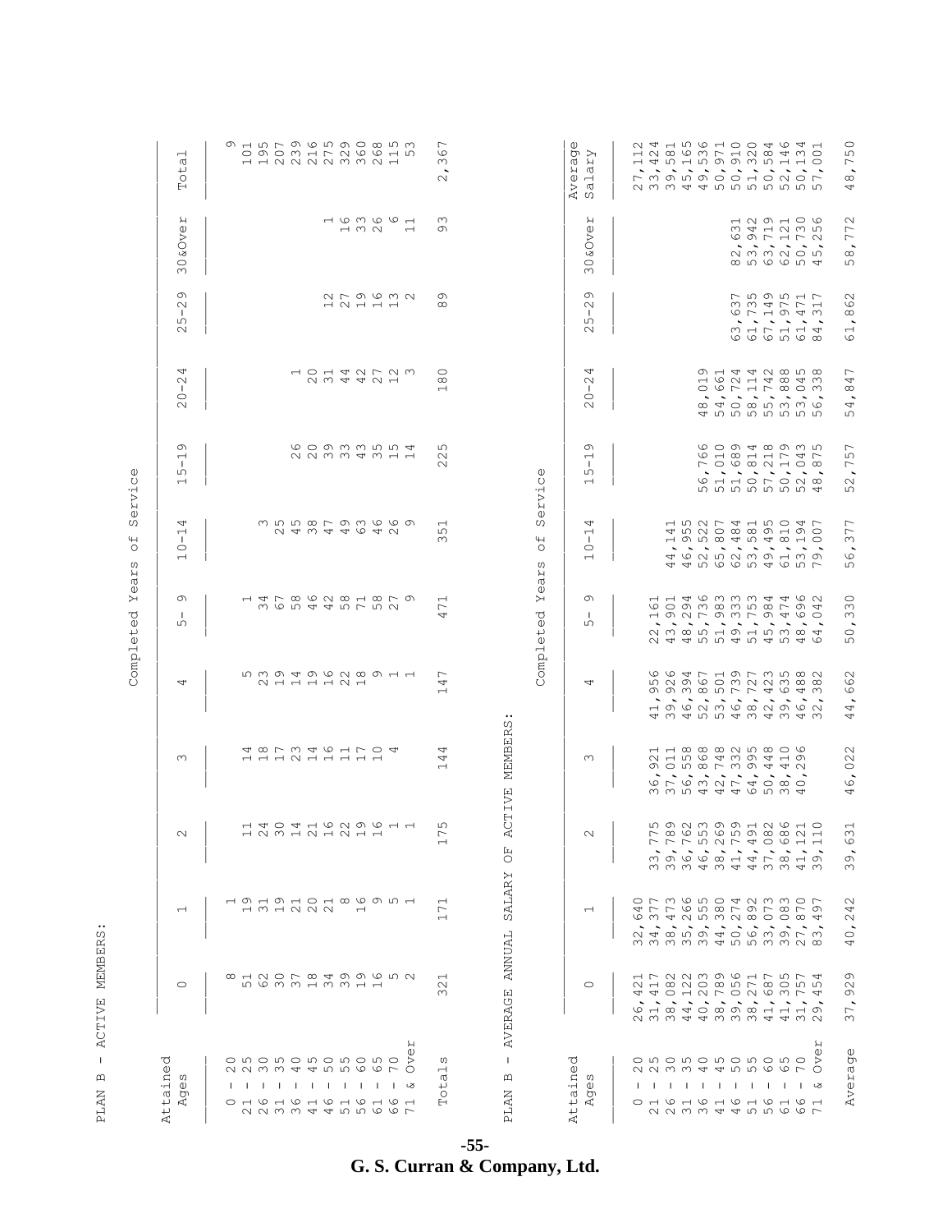PLAN B - ACTIVE MEMBERS:

| Attained Ages | Completed Years of Service | | | | | | | | | | | |
|---|---|---|---|---|---|---|---|---|---|---|---|---|
| | 0 | 1 | 2 | 3 | 4 | 5- 9 | 10-14 | 15-19 | 20-24 | 25-29 | 30&Over | Total |
| 0 - 20 | 8 | 1 | | | | | | | | | | 9 |
| 21 - 25 | 51 | 19 | 11 | 14 | 5 | 1 | | | | | | 101 |
| 26 - 30 | 62 | 31 | 24 | 18 | 23 | 34 | 3 | | | | | 195 |
| 31 - 35 | 30 | 19 | 30 | 17 | 19 | 67 | 25 | | | | | 207 |
| 36 - 40 | 37 | 21 | 14 | 23 | 14 | 58 | 45 | 26 | 1 | | | 239 |
| 41 - 45 | 18 | 20 | 21 | 14 | 19 | 46 | 38 | 20 | 20 | | | 216 |
| 46 - 50 | 34 | 21 | 16 | 16 | 16 | 42 | 47 | 39 | 31 | 12 | 1 | 275 |
| 51 - 55 | 39 | 8 | 22 | 11 | 22 | 58 | 49 | 33 | 44 | 27 | 16 | 329 |
| 56 - 60 | 19 | 16 | 19 | 17 | 18 | 71 | 63 | 43 | 42 | 19 | 33 | 360 |
| 61 - 65 | 16 | 9 | 16 | 10 | 9 | 58 | 46 | 35 | 27 | 16 | 26 | 268 |
| 66 - 70 | 5 | 5 | 1 | 4 | 1 | 27 | 26 | 15 | 12 | 13 | 6 | 115 |
| 71 & Over | 2 | 1 | 1 | | 1 | 9 | 9 | 14 | 3 | 2 | 11 | 53 |
| Totals | 321 | 171 | 175 | 144 | 147 | 471 | 351 | 225 | 180 | 89 | 93 | 2,367 |

PLAN B - AVERAGE ANNUAL SALARY OF ACTIVE MEMBERS:

| Attained Ages | Completed Years of Service | | | | | | | | | | | Average Salary |
|---|---|---|---|---|---|---|---|---|---|---|---|---|
| | 0 | 1 | 2 | 3 | 4 | 5- 9 | 10-14 | 15-19 | 20-24 | 25-29 | 30&Over | |
| 0 - 20 | 26,421 | 32,640 | | | | | | | | | | 27,112 |
| 21 - 25 | 31,417 | 34,377 | 33,775 | 36,921 | 41,956 | 22,161 | | | | | | 33,424 |
| 26 - 30 | 38,082 | 38,473 | 39,789 | 37,011 | 39,926 | 43,901 | 44,141 | | | | | 39,581 |
| 31 - 35 | 44,122 | 35,266 | 36,762 | 56,558 | 46,394 | 48,294 | 46,955 | | | | | 45,165 |
| 36 - 40 | 40,203 | 39,555 | 46,553 | 43,868 | 52,867 | 55,736 | 52,522 | 56,766 | 48,019 | | | 49,536 |
| 41 - 45 | 38,789 | 44,380 | 38,269 | 42,748 | 53,501 | 51,983 | 65,807 | 51,010 | 54,661 | | | 50,971 |
| 46 - 50 | 39,056 | 50,274 | 41,759 | 47,332 | 46,739 | 49,333 | 62,484 | 50,689 | 50,724 | 63,637 | 82,631 | 50,910 |
| 51 - 55 | 38,271 | 56,892 | 44,491 | 64,995 | 38,727 | 51,753 | 53,581 | 50,814 | 58,114 | 61,735 | 53,942 | 51,320 |
| 56 - 60 | 41,687 | 33,073 | 37,082 | 50,448 | 42,423 | 45,984 | 49,495 | 57,218 | 55,742 | 67,149 | 63,719 | 50,584 |
| 61 - 65 | 41,305 | 39,083 | 38,686 | 38,410 | 39,635 | 53,474 | 61,810 | 50,179 | 53,888 | 51,975 | 62,121 | 52,146 |
| 66 - 70 | 31,757 | 27,870 | 41,121 | 40,296 | 46,488 | 48,696 | 53,194 | 52,043 | 53,045 | 61,471 | 50,730 | 50,134 |
| 71 & Over | 29,454 | 83,497 | 39,110 | | 32,382 | 64,042 | 79,007 | 48,875 | 56,338 | 84,317 | 45,256 | 57,001 |
| Average | 37,929 | 40,242 | 39,631 | 46,022 | 44,662 | 50,330 | 56,377 | 52,757 | 54,847 | 61,862 | 58,772 | 48,750 |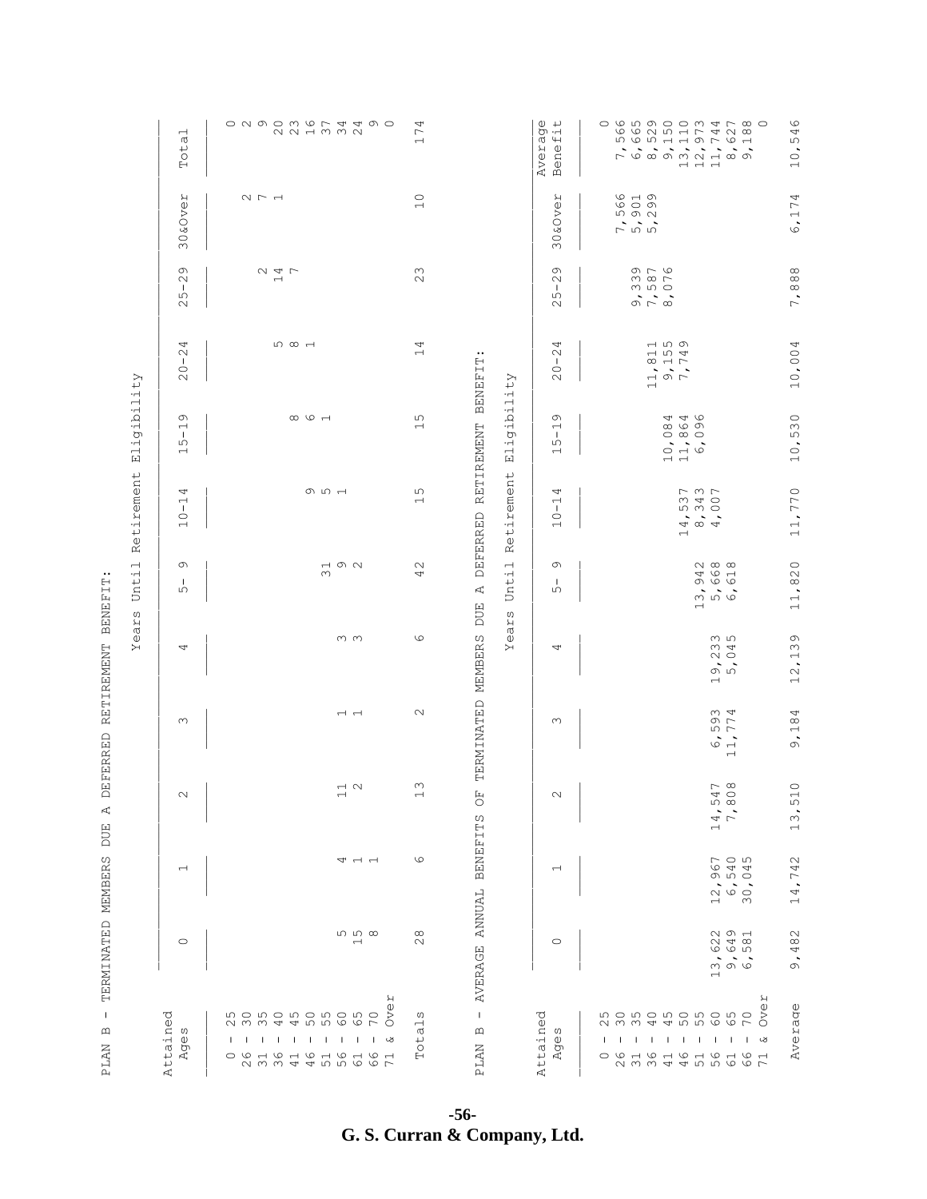PLAN B - TERMINATED MEMBERS DUE A DEFERRED RETIREMENT BENEFIT:

| Attained Ages | Years Until Retirement Eligibility | | | | | | | | | | | |
|---|---|---|---|---|---|---|---|---|---|---|---|---|
| | 0 | 1 | 2 | 3 | 4 | 5- 9 | 10-14 | 15-19 | 20-24 | 25-29 | 30&Over | Total |
| 0 - 25 | | | | | | | | | | | | 0 |
| 26 - 30 | | | | | | | | | | | 2 | 2 |
| 31 - 35 | | | | | | | | | | 2 | 7 | 9 |
| 36 - 40 | | | | | | | | | 5 | 14 | 1 | 20 |
| 41 - 45 | | | | | | | | 8 | 8 | 7 | | 23 |
| 46 - 50 | | | | | | | 9 | 6 | 1 | | | 16 |
| 51 - 55 | | | | | | 31 | 5 | 1 | | | | 37 |
| 56 - 60 | 5 | 4 | 11 | 1 | 3 | 9 | 1 | | | | | 34 |
| 61 - 65 | 15 | 1 | 2 | 1 | 3 | 2 | | | | | | 24 |
| 66 - 70 | 8 | 1 | | | | | | | | | | 9 |
| 71 & Over | | | | | | | | | | | | 0 |
| Totals | 28 | 6 | 13 | 2 | 6 | 42 | 15 | 15 | 14 | 23 | 10 | 174 |

PLAN B - AVERAGE ANNUAL BENEFITS OF TERMINATED MEMBERS DUE A DEFERRED RETIREMENT BENEFIT:

| Attained Ages | Years Until Retirement Eligibility | | | | | | | | | | | Average Benefit |
|---|---|---|---|---|---|---|---|---|---|---|---|---|
| | 0 | 1 | 2 | 3 | 4 | 5- 9 | 10-14 | 15-19 | 20-24 | 25-29 | 30&Over | |
| 0 - 25 | | | | | | | | | | | | 0 |
| 26 - 30 | | | | | | | | | | | 7,566 | 7,566 |
| 31 - 35 | | | | | | | | | | 9,339 | 5,901 | 6,665 |
| 36 - 40 | | | | | | | | | 11,811 | 7,587 | 5,299 | 8,529 |
| 41 - 45 | | | | | | | | 10,084 | 9,155 | 8,076 | | 9,150 |
| 46 - 50 | | | | | | | 14,537 | 11,864 | 7,749 | | | 13,110 |
| 51 - 55 | | | | | | 13,942 | 8,343 | 6,096 | | | | 12,973 |
| 56 - 60 | 13,622 | 12,967 | 14,547 | 6,593 | 19,233 | 5,668 | 4,007 | | | | | 11,744 |
| 61 - 65 | 9,649 | 6,540 | 7,808 | 11,774 | 5,045 | 6,618 | | | | | | 8,627 |
| 66 - 70 | 6,581 | 30,045 | | | | | | | | | | 9,188 |
| 71 & Over | | | | | | | | | | | | 0 |
| Average | 9,482 | 14,742 | 13,510 | 9,184 | 12,139 | 11,820 | 11,770 | 10,530 | 10,004 | 7,888 | 6,174 | 10,546 |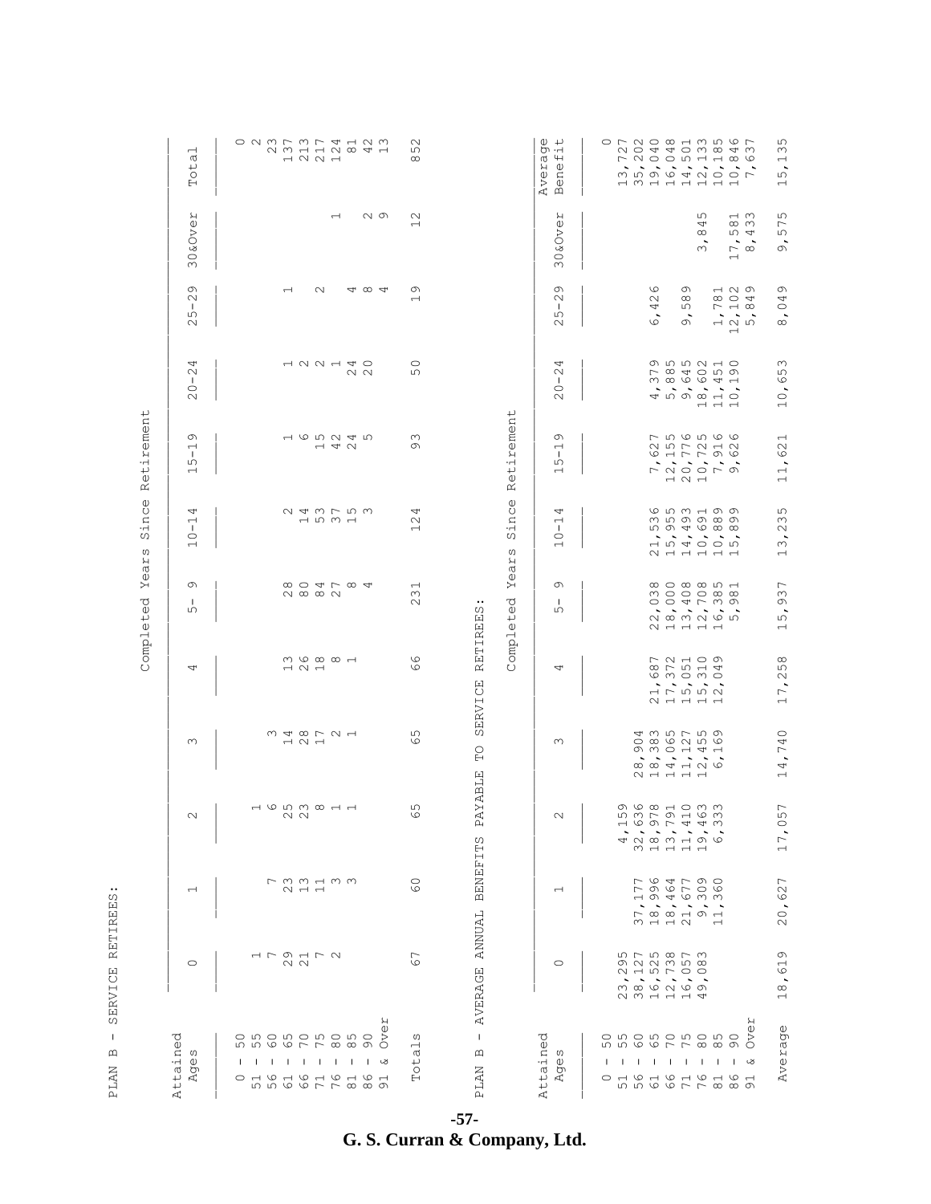PLAN B - SERVICE RETIREES:

| Attained Ages | Completed Years Since Retirement | | | | | | | | | | | |
|---|---|---|---|---|---|---|---|---|---|---|---|---|
| | 0 | 1 | 2 | 3 | 4 | 5- 9 | 10-14 | 15-19 | 20-24 | 25-29 | 30&Over | Total |
| 0 - 50 | | | | | | | | | | | | 0 |
| 51 - 55 | 1 | | 1 | | | | | | | | | 2 |
| 56 - 60 | 7 | 7 | 6 | 3 | | | | | | | | 23 |
| 61 - 65 | 29 | 23 | 25 | 14 | 13 | 28 | 2 | 1 | 1 | 1 | | 137 |
| 66 - 70 | 21 | 13 | 23 | 28 | 26 | 80 | 14 | 6 | 2 | | | 213 |
| 71 - 75 | 7 | 11 | 8 | 17 | 18 | 84 | 53 | 15 | 2 | 2 | | 217 |
| 76 - 80 | 2 | 3 | 1 | 2 | 8 | 27 | 37 | 42 | 1 | | 1 | 124 |
| 81 - 85 | | 3 | 1 | 1 | 1 | 8 | 15 | 24 | 24 | 4 | | 81 |
| 86 - 90 | | | | | | 4 | 3 | 5 | 20 | 8 | 2 | 42 |
| 91 & Over | | | | | | | | | | 4 | 9 | 13 |
| Totals | 67 | 60 | 65 | 65 | 66 | 231 | 124 | 93 | 50 | 19 | 12 | 852 |

PLAN B - AVERAGE ANNUAL BENEFITS PAYABLE TO SERVICE RETIREES:

| Attained Ages | Completed Years Since Retirement | | | | | | | | | | | Average Benefit |
|---|---|---|---|---|---|---|---|---|---|---|---|---|
| | 0 | 1 | 2 | 3 | 4 | 5- 9 | 10-14 | 15-19 | 20-24 | 25-29 | 30&Over | |
| 0 - 50 | | | | | | | | | | | | 0 |
| 51 - 55 | 23,295 | | 4,159 | | | | | | | | | 13,727 |
| 56 - 60 | 38,127 | 37,177 | 32,636 | 28,904 | | | | | | | | 35,202 |
| 61 - 65 | 16,525 | 18,996 | 18,978 | 18,383 | 21,687 | 22,038 | 21,536 | 7,627 | 4,379 | 6,426 | | 19,040 |
| 66 - 70 | 12,738 | 18,464 | 13,791 | 14,065 | 17,372 | 18,000 | 15,955 | 12,155 | 5,885 | | | 16,048 |
| 71 - 75 | 16,057 | 21,677 | 11,410 | 11,127 | 15,051 | 13,408 | 14,493 | 20,776 | 9,645 | 9,589 | | 14,501 |
| 76 - 80 | 49,083 | 9,309 | 19,463 | 12,455 | 15,310 | 12,708 | 10,691 | 10,725 | 18,602 | | 3,845 | 12,133 |
| 81 - 85 | | 11,360 | 6,333 | 6,169 | 12,049 | 16,385 | 10,889 | 7,916 | 11,451 | 1,781 | | 10,185 |
| 86 - 90 | | | | | | 5,981 | 15,899 | 9,626 | 10,190 | 12,102 | 17,581 | 10,846 |
| 91 & Over | | | | | | | | | | 5,849 | 8,433 | 7,637 |
| Average | 18,619 | 20,627 | 17,057 | 14,740 | 17,258 | 15,937 | 13,235 | 11,621 | 10,653 | 8,049 | 9,575 | 15,135 |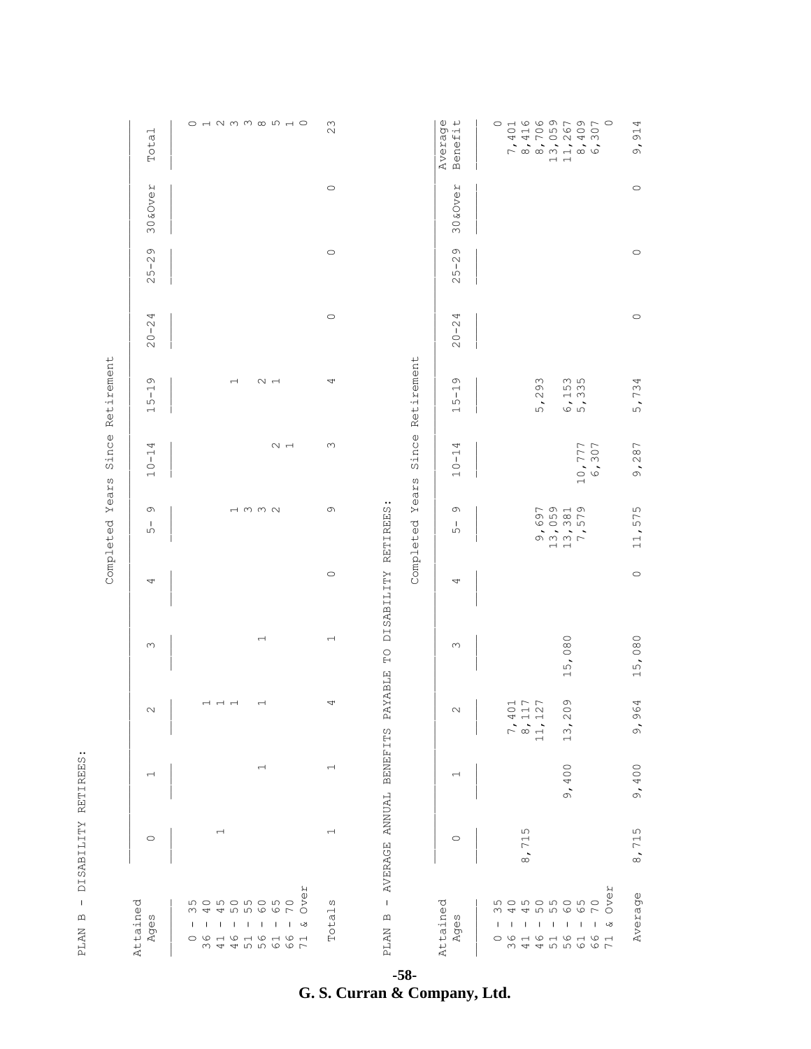PLAN B - DISABILITY RETIREES:

| Attained Ages | Completed Years Since Retirement | | | | | | | | | | | |
|---|---|---|---|---|---|---|---|---|---|---|---|---|
| | 0 | 1 | 2 | 3 | 4 | 5- 9 | 10-14 | 15-19 | 20-24 | 25-29 | 30&Over | Total |
| 0 - 35 | | | | | | | | | | | | 0 |
| 36 - 40 | | | 1 | | | | | | | | | 1 |
| 41 - 45 | 1 | | 1 | | | | | | | | | 2 |
| 46 - 50 | | | 1 | | | 1 | | 1 | | | | 3 |
| 51 - 55 | | | | | | 3 | | | | | | 3 |
| 56 - 60 | | 1 | 1 | 1 | | 3 | | 2 | | | | 8 |
| 61 - 65 | | | | | | 2 | 2 | 1 | | | | 5 |
| 66 - 70 | | | | | | | 1 | | | | | 1 |
| 71 & Over | | | | | | | | | | | | 0 |
| Totals | 1 | 1 | 4 | 1 | 0 | 9 | 3 | 4 | 0 | 0 | 0 | 23 |

PLAN B - AVERAGE ANNUAL BENEFITS PAYABLE TO DISABILITY RETIREES:

| Attained Ages | Completed Years Since Retirement | | | | | | | | | | | |
|---|---|---|---|---|---|---|---|---|---|---|---|---|
| | 0 | 1 | 2 | 3 | 4 | 5- 9 | 10-14 | 15-19 | 20-24 | 25-29 | 30&Over | Average Benefit |
| 0 - 35 | | | | | | | | | | | | 0 |
| 36 - 40 | | | 7,401 | | | | | | | | | 7,401 |
| 41 - 45 | 8,715 | | 8,117 | | | | | | | | | 8,416 |
| 46 - 50 | | | 11,127 | | | 9,697 | | 5,293 | | | | 8,706 |
| 51 - 55 | | | | | | 13,059 | | | | | | 13,059 |
| 56 - 60 | | 9,400 | 13,209 | 15,080 | | 13,381 | | 6,153 | | | | 11,267 |
| 61 - 65 | | | | | | 7,579 | 10,777 | 5,335 | | | | 8,409 |
| 66 - 70 | | | | | | | 6,307 | | | | | 6,307 |
| 71 & Over | | | | | | | | | | | | 0 |
| Average | 8,715 | 9,400 | 9,964 | 15,080 | 0 | 11,575 | 9,287 | 5,734 | 0 | 0 | 0 | 9,914 |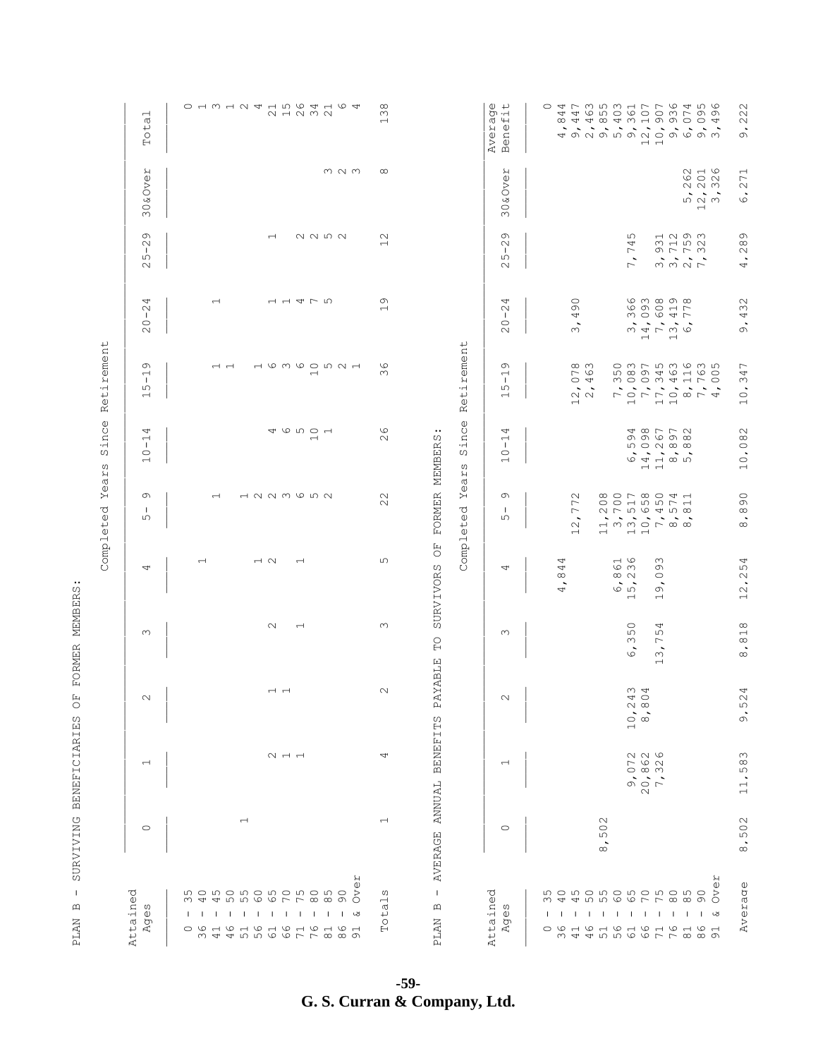PLAN B - SURVIVING BENEFICIARIES OF FORMER MEMBERS:

| Attained Ages | Completed Years Since Retirement | | | | | | | | | | | |
|---|---|---|---|---|---|---|---|---|---|---|---|---|
| | 0 | 1 | 2 | 3 | 4 | 5- 9 | 10-14 | 15-19 | 20-24 | 25-29 | 30&Over | Total |
| 0 - 35 | | | | | | | | | | | | 0 |
| 36 - 40 | | | | | 1 | | | | | | | 1 |
| 41 - 45 | | | | | | 1 | | 1 | 1 | | | 3 |
| 46 - 50 | | | | | | | | 1 | | | | 1 |
| 51 - 55 | 1 | | | | | 1 | | | | | | 2 |
| 56 - 60 | | | | | 1 | 2 | | 1 | | | | 4 |
| 61 - 65 | | 2 | 1 | 2 | 2 | 2 | 4 | 6 | 1 | 1 | | 21 |
| 66 - 70 | | 1 | 1 | | | 3 | 6 | 3 | 1 | | | 15 |
| 71 - 75 | | 1 | | 1 | 1 | 6 | 5 | 6 | 4 | 2 | | 26 |
| 76 - 80 | | | | | | 5 | 10 | 10 | 7 | 2 | | 34 |
| 81 - 85 | | | | | | 2 | 1 | 5 | 5 | 5 | 3 | 21 |
| 86 - 90 | | | | | | | | 2 | | 2 | 2 | 6 |
| 91 & Over | | | | | | | | 1 | | | 3 | 4 |
| Totals | 1 | 4 | 2 | 3 | 5 | 22 | 26 | 36 | 19 | 12 | 8 | 138 |

PLAN B - AVERAGE ANNUAL BENEFITS PAYABLE TO SURVIVORS OF FORMER MEMBERS:

| Attained Ages | Completed Years Since Retirement | | | | | | | | | | | |
|---|---|---|---|---|---|---|---|---|---|---|---|---|
| | 0 | 1 | 2 | 3 | 4 | 5- 9 | 10-14 | 15-19 | 20-24 | 25-29 | 30&Over | Average Benefit |
| 0 - 35 | | | | | | | | | | | | 0 |
| 36 - 40 | | | | | 4,844 | | | | | | | 4,844 |
| 41 - 45 | | | | | | 12,772 | | 12,078 | 3,490 | | | 9,447 |
| 46 - 50 | | | | | | | | 2,463 | | | | 2,463 |
| 51 - 55 | 8,502 | | | | | 11,208 | | | | | | 9,855 |
| 56 - 60 | | | | | 6,861 | 3,700 | | 7,350 | | | | 5,403 |
| 61 - 65 | | 9,072 | 10,243 | 6,350 | 15,236 | 13,517 | 6,594 | 10,083 | 3,366 | 7,745 | | 9,361 |
| 66 - 70 | | 20,862 | 8,804 | | | 10,658 | 14,098 | 7,097 | 14,093 | | | 12,107 |
| 71 - 75 | | 7,326 | | 13,754 | 19,093 | 7,450 | 11,267 | 17,345 | 7,608 | 3,931 | | 10,907 |
| 76 - 80 | | | | | | 8,574 | 8,897 | 10,463 | 13,419 | 3,712 | | 9,936 |
| 81 - 85 | | | | | | 8,811 | 5,882 | 8,116 | 6,778 | 2,759 | 5,262 | 6,074 |
| 86 - 90 | | | | | | | | 7,763 | | 7,323 | 12,201 | 9,095 |
| 91 & Over | | | | | | | | 4,005 | | | 3,326 | 3,496 |
| Average | 8,502 | 11,583 | 9,524 | 8,818 | 12,254 | 8,890 | 10,082 | 10,347 | 9,432 | 4,289 | 6,271 | 9,222 |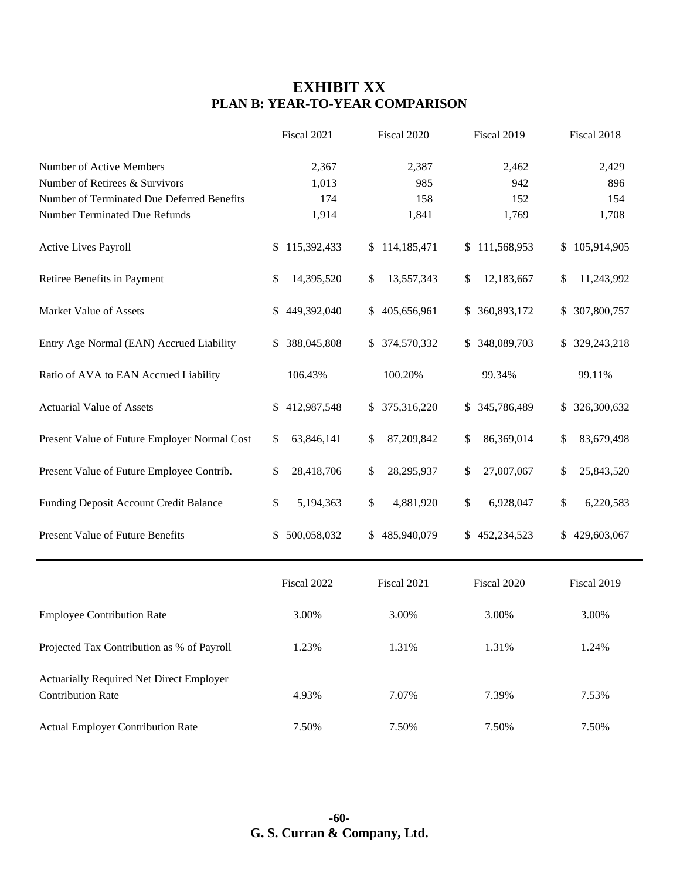# EXHIBIT XX
## PLAN B: YEAR-TO-YEAR COMPARISON

| | Fiscal 2021 | Fiscal 2020 | Fiscal 2019 | Fiscal 2018 |
|---|---|---|---|---|
| Number of Active Members | 2,367 | 2,387 | 2,462 | 2,429 |
| Number of Retirees & Survivors | 1,013 | 985 | 942 | 896 |
| Number of Terminated Due Deferred Benefits | 174 | 158 | 152 | 154 |
| Number Terminated Due Refunds | 1,914 | 1,841 | 1,769 | 1,708 |
| Active Lives Payroll | $ 115,392,433 | $ 114,185,471 | $ 111,568,953 | $ 105,914,905 |
| Retiree Benefits in Payment | $ 14,395,520 | $ 13,557,343 | $ 12,183,667 | $ 11,243,992 |
| Market Value of Assets | $ 449,392,040 | $ 405,656,961 | $ 360,893,172 | $ 307,800,757 |
| Entry Age Normal (EAN) Accrued Liability | $ 388,045,808 | $ 374,570,332 | $ 348,089,703 | $ 329,243,218 |
| Ratio of AVA to EAN Accrued Liability | 106.43% | 100.20% | 99.34% | 99.11% |
| Actuarial Value of Assets | $ 412,987,548 | $ 375,316,220 | $ 345,786,489 | $ 326,300,632 |
| Present Value of Future Employer Normal Cost | $ 63,846,141 | $ 87,209,842 | $ 86,369,014 | $ 83,679,498 |
| Present Value of Future Employee Contrib. | $ 28,418,706 | $ 28,295,937 | $ 27,007,067 | $ 25,843,520 |
| Funding Deposit Account Credit Balance | $ 5,194,363 | $ 4,881,920 | $ 6,928,047 | $ 6,220,583 |
| Present Value of Future Benefits | $ 500,058,032 | $ 485,940,079 | $ 452,234,523 | $ 429,603,067 |

| | Fiscal 2022 | Fiscal 2021 | Fiscal 2020 | Fiscal 2019 |
|---|---|---|---|---|
| Employee Contribution Rate | 3.00% | 3.00% | 3.00% | 3.00% |
| Projected Tax Contribution as % of Payroll | 1.23% | 1.31% | 1.31% | 1.24% |
| Actuarially Required Net Direct Employer Contribution Rate | 4.93% | 7.07% | 7.39% | 7.53% |
| Actual Employer Contribution Rate | 7.50% | 7.50% | 7.50% | 7.50% |

**G. S. Curran & Company, Ltd.**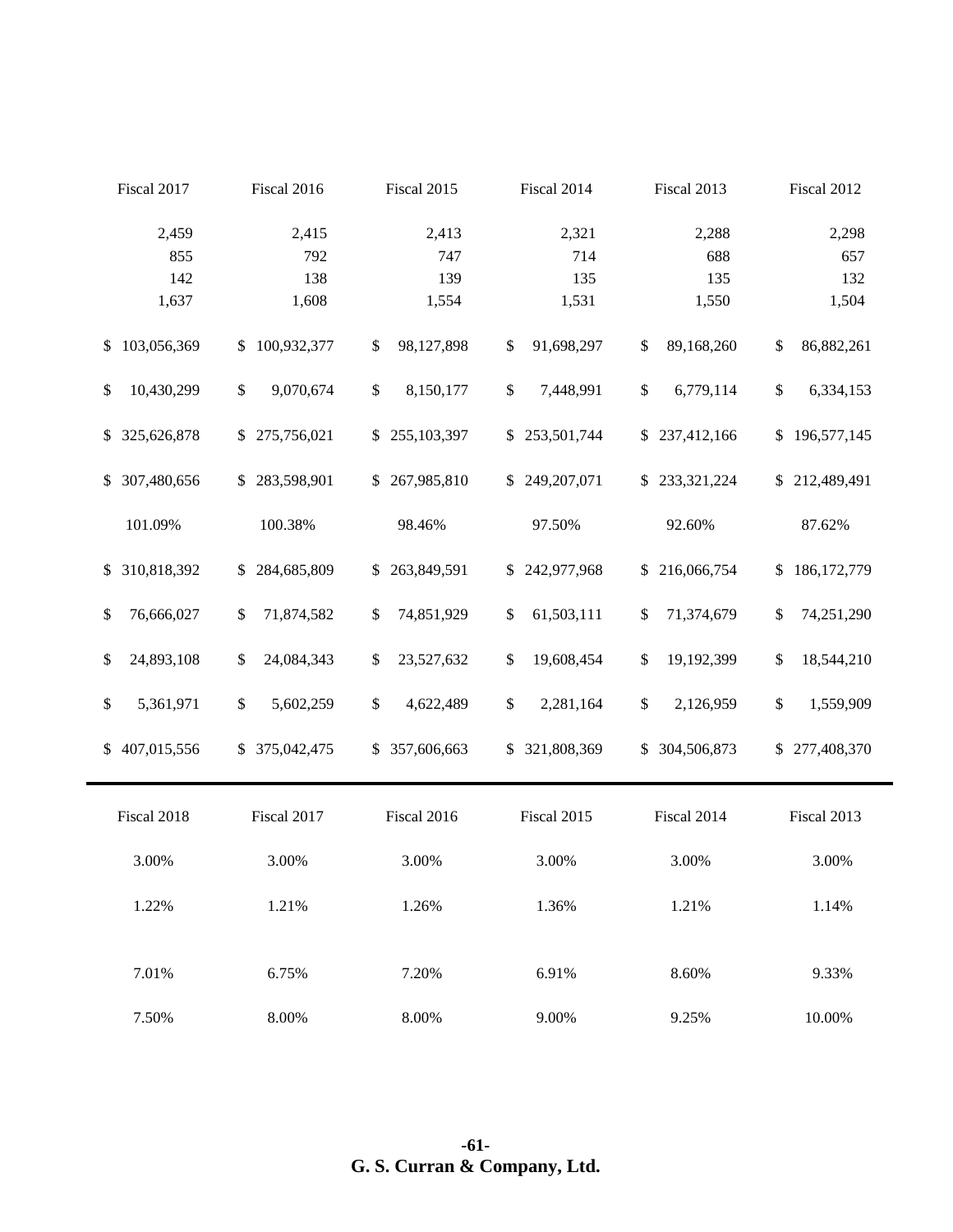| Fiscal 2017 | Fiscal 2016 | Fiscal 2015 | Fiscal 2014 | Fiscal 2013 | Fiscal 2012 |
|---|---|---|---|---|---|
| 2,459 | 2,415 | 2,413 | 2,321 | 2,288 | 2,298 |
| 855 | 792 | 747 | 714 | 688 | 657 |
| 142 | 138 | 139 | 135 | 135 | 132 |
| 1,637 | 1,608 | 1,554 | 1,531 | 1,550 | 1,504 |
| $ 103,056,369 | $ 100,932,377 | $ 98,127,898 | $ 91,698,297 | $ 89,168,260 | $ 86,882,261 |
| $ 10,430,299 | $ 9,070,674 | $ 8,150,177 | $ 7,448,991 | $ 6,779,114 | $ 6,334,153 |
| $ 325,626,878 | $ 275,756,021 | $ 255,103,397 | $ 253,501,744 | $ 237,412,166 | $ 196,577,145 |
| $ 307,480,656 | $ 283,598,901 | $ 267,985,810 | $ 249,207,071 | $ 233,321,224 | $ 212,489,491 |
| 101.09% | 100.38% | 98.46% | 97.50% | 92.60% | 87.62% |
| $ 310,818,392 | $ 284,685,809 | $ 263,849,591 | $ 242,977,968 | $ 216,066,754 | $ 186,172,779 |
| $ 76,666,027 | $ 71,874,582 | $ 74,851,929 | $ 61,503,111 | $ 71,374,679 | $ 74,251,290 |
| $ 24,893,108 | $ 24,084,343 | $ 23,527,632 | $ 19,608,454 | $ 19,192,399 | $ 18,544,210 |
| $ 5,361,971 | $ 5,602,259 | $ 4,622,489 | $ 2,281,164 | $ 2,126,959 | $ 1,559,909 |
| $ 407,015,556 | $ 375,042,475 | $ 357,606,663 | $ 321,808,369 | $ 304,506,873 | $ 277,408,370 |

| Fiscal 2018 | Fiscal 2017 | Fiscal 2016 | Fiscal 2015 | Fiscal 2014 | Fiscal 2013 |
|---|---|---|---|---|---|
| 3.00% | 3.00% | 3.00% | 3.00% | 3.00% | 3.00% |
| 1.22% | 1.21% | 1.26% | 1.36% | 1.21% | 1.14% |
| 7.01% | 6.75% | 7.20% | 6.91% | 8.60% | 9.33% |
| 7.50% | 8.00% | 8.00% | 9.00% | 9.25% | 10.00% |

**G. S. Curran & Company, Ltd.**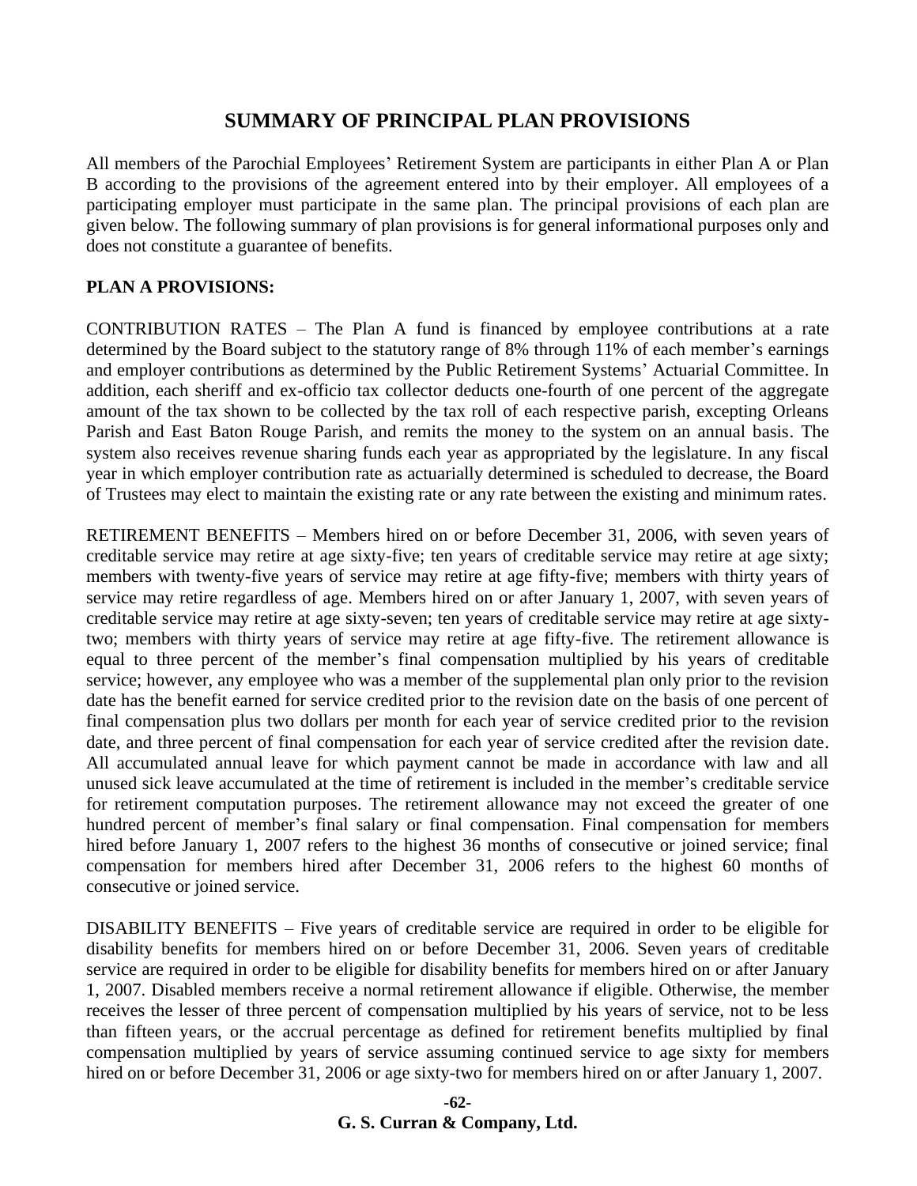# SUMMARY OF PRINCIPAL PLAN PROVISIONS

All members of the Parochial Employees' Retirement System are participants in either Plan A or Plan B according to the provisions of the agreement entered into by their employer. All employees of a participating employer must participate in the same plan. The principal provisions of each plan are given below. The following summary of plan provisions is for general informational purposes only and does not constitute a guarantee of benefits.

**PLAN A PROVISIONS:**

CONTRIBUTION RATES – The Plan A fund is financed by employee contributions at a rate determined by the Board subject to the statutory range of 8% through 11% of each member's earnings and employer contributions as determined by the Public Retirement Systems' Actuarial Committee. In addition, each sheriff and ex-officio tax collector deducts one-fourth of one percent of the aggregate amount of the tax shown to be collected by the tax roll of each respective parish, excepting Orleans Parish and East Baton Rouge Parish, and remits the money to the system on an annual basis. The system also receives revenue sharing funds each year as appropriated by the legislature. In any fiscal year in which employer contribution rate as actuarially determined is scheduled to decrease, the Board of Trustees may elect to maintain the existing rate or any rate between the existing and minimum rates.

RETIREMENT BENEFITS – Members hired on or before December 31, 2006, with seven years of creditable service may retire at age sixty-five; ten years of creditable service may retire at age sixty; members with twenty-five years of service may retire at age fifty-five; members with thirty years of service may retire regardless of age. Members hired on or after January 1, 2007, with seven years of creditable service may retire at age sixty-seven; ten years of creditable service may retire at age sixty-two; members with thirty years of service may retire at age fifty-five. The retirement allowance is equal to three percent of the member's final compensation multiplied by his years of creditable service; however, any employee who was a member of the supplemental plan only prior to the revision date has the benefit earned for service credited prior to the revision date on the basis of one percent of final compensation plus two dollars per month for each year of service credited prior to the revision date, and three percent of final compensation for each year of service credited after the revision date. All accumulated annual leave for which payment cannot be made in accordance with law and all unused sick leave accumulated at the time of retirement is included in the member's creditable service for retirement computation purposes. The retirement allowance may not exceed the greater of one hundred percent of member's final salary or final compensation. Final compensation for members hired before January 1, 2007 refers to the highest 36 months of consecutive or joined service; final compensation for members hired after December 31, 2006 refers to the highest 60 months of consecutive or joined service.

DISABILITY BENEFITS – Five years of creditable service are required in order to be eligible for disability benefits for members hired on or before December 31, 2006. Seven years of creditable service are required in order to be eligible for disability benefits for members hired on or after January 1, 2007. Disabled members receive a normal retirement allowance if eligible. Otherwise, the member receives the lesser of three percent of compensation multiplied by his years of service, not to be less than fifteen years, or the accrual percentage as defined for retirement benefits multiplied by final compensation multiplied by years of service assuming continued service to age sixty for members hired on or before December 31, 2006 or age sixty-two for members hired on or after January 1, 2007.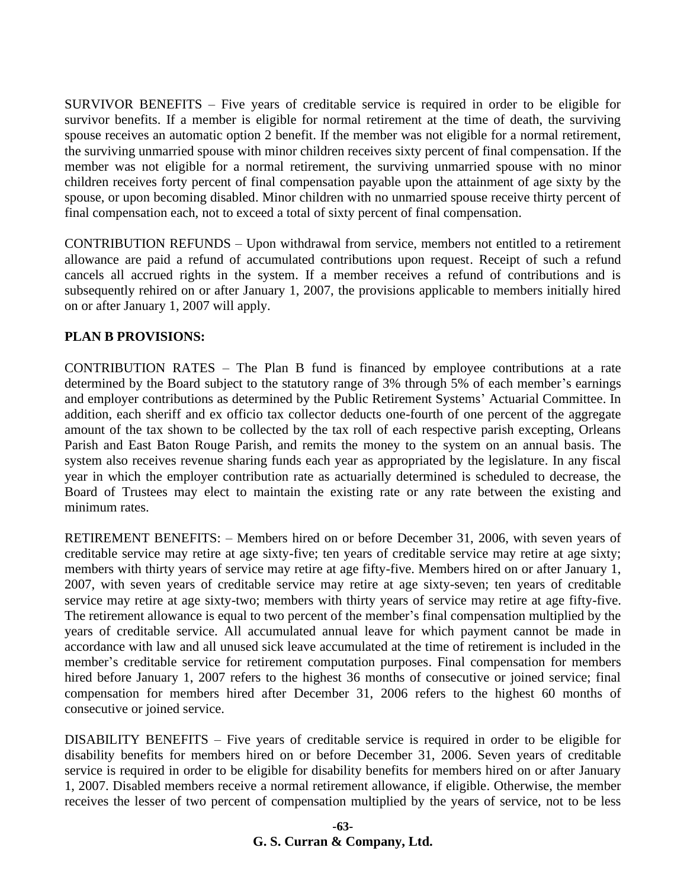SURVIVOR BENEFITS – Five years of creditable service is required in order to be eligible for survivor benefits. If a member is eligible for normal retirement at the time of death, the surviving spouse receives an automatic option 2 benefit. If the member was not eligible for a normal retirement, the surviving unmarried spouse with minor children receives sixty percent of final compensation. If the member was not eligible for a normal retirement, the surviving unmarried spouse with no minor children receives forty percent of final compensation payable upon the attainment of age sixty by the spouse, or upon becoming disabled. Minor children with no unmarried spouse receive thirty percent of final compensation each, not to exceed a total of sixty percent of final compensation.

CONTRIBUTION REFUNDS – Upon withdrawal from service, members not entitled to a retirement allowance are paid a refund of accumulated contributions upon request. Receipt of such a refund cancels all accrued rights in the system. If a member receives a refund of contributions and is subsequently rehired on or after January 1, 2007, the provisions applicable to members initially hired on or after January 1, 2007 will apply.

**PLAN B PROVISIONS:**

CONTRIBUTION RATES – The Plan B fund is financed by employee contributions at a rate determined by the Board subject to the statutory range of 3% through 5% of each member's earnings and employer contributions as determined by the Public Retirement Systems' Actuarial Committee. In addition, each sheriff and ex officio tax collector deducts one-fourth of one percent of the aggregate amount of the tax shown to be collected by the tax roll of each respective parish excepting, Orleans Parish and East Baton Rouge Parish, and remits the money to the system on an annual basis. The system also receives revenue sharing funds each year as appropriated by the legislature. In any fiscal year in which the employer contribution rate as actuarially determined is scheduled to decrease, the Board of Trustees may elect to maintain the existing rate or any rate between the existing and minimum rates.

RETIREMENT BENEFITS: – Members hired on or before December 31, 2006, with seven years of creditable service may retire at age sixty-five; ten years of creditable service may retire at age sixty; members with thirty years of service may retire at age fifty-five. Members hired on or after January 1, 2007, with seven years of creditable service may retire at age sixty-seven; ten years of creditable service may retire at age sixty-two; members with thirty years of service may retire at age fifty-five. The retirement allowance is equal to two percent of the member's final compensation multiplied by the years of creditable service. All accumulated annual leave for which payment cannot be made in accordance with law and all unused sick leave accumulated at the time of retirement is included in the member's creditable service for retirement computation purposes. Final compensation for members hired before January 1, 2007 refers to the highest 36 months of consecutive or joined service; final compensation for members hired after December 31, 2006 refers to the highest 60 months of consecutive or joined service.

DISABILITY BENEFITS – Five years of creditable service is required in order to be eligible for disability benefits for members hired on or before December 31, 2006. Seven years of creditable service is required in order to be eligible for disability benefits for members hired on or after January 1, 2007. Disabled members receive a normal retirement allowance, if eligible. Otherwise, the member receives the lesser of two percent of compensation multiplied by the years of service, not to be less

G. S. Curran & Company, Ltd.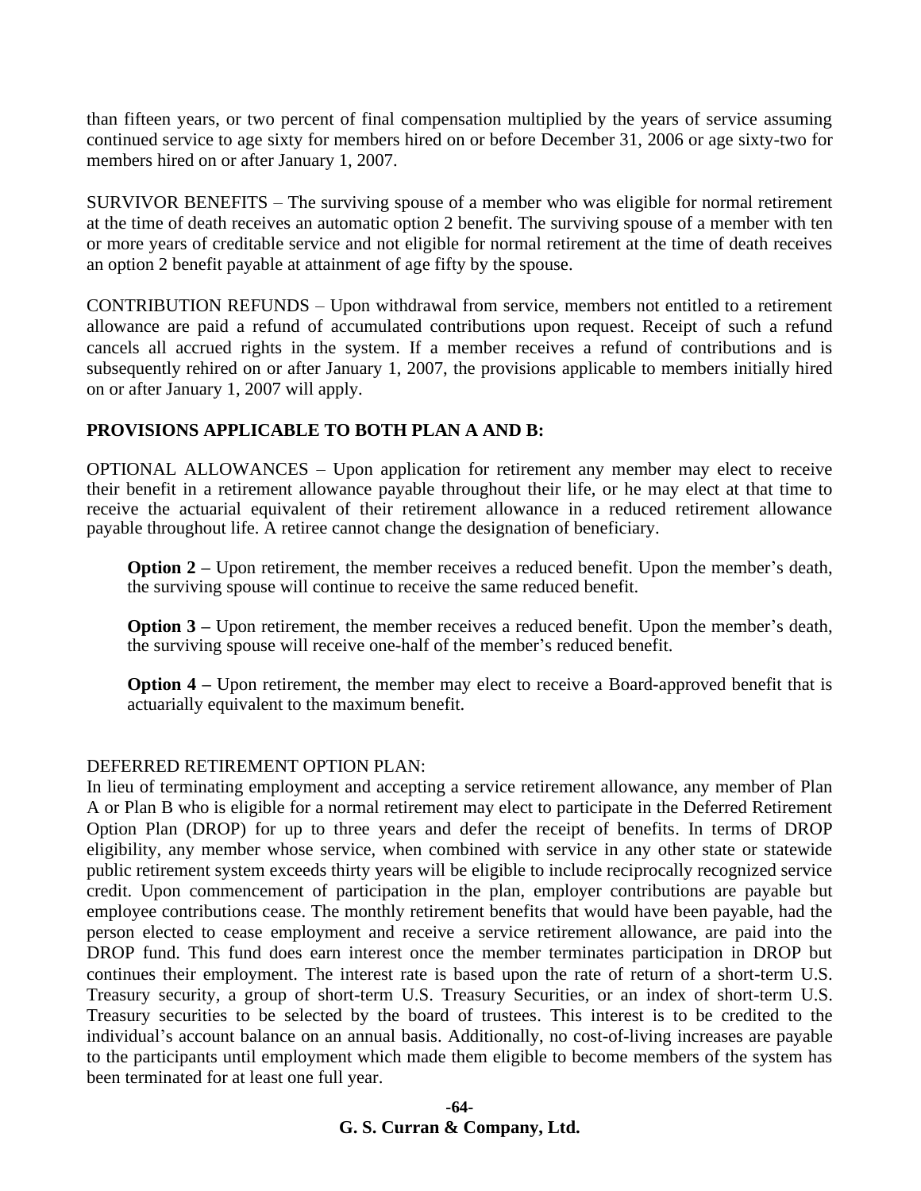than fifteen years, or two percent of final compensation multiplied by the years of service assuming continued service to age sixty for members hired on or before December 31, 2006 or age sixty-two for members hired on or after January 1, 2007.

SURVIVOR BENEFITS – The surviving spouse of a member who was eligible for normal retirement at the time of death receives an automatic option 2 benefit. The surviving spouse of a member with ten or more years of creditable service and not eligible for normal retirement at the time of death receives an option 2 benefit payable at attainment of age fifty by the spouse.

CONTRIBUTION REFUNDS – Upon withdrawal from service, members not entitled to a retirement allowance are paid a refund of accumulated contributions upon request. Receipt of such a refund cancels all accrued rights in the system. If a member receives a refund of contributions and is subsequently rehired on or after January 1, 2007, the provisions applicable to members initially hired on or after January 1, 2007 will apply.

**PROVISIONS APPLICABLE TO BOTH PLAN A AND B:**

OPTIONAL ALLOWANCES – Upon application for retirement any member may elect to receive their benefit in a retirement allowance payable throughout their life, or he may elect at that time to receive the actuarial equivalent of their retirement allowance in a reduced retirement allowance payable throughout life. A retiree cannot change the designation of beneficiary.

**Option 2 –** Upon retirement, the member receives a reduced benefit. Upon the member's death, the surviving spouse will continue to receive the same reduced benefit.

**Option 3 –** Upon retirement, the member receives a reduced benefit. Upon the member's death, the surviving spouse will receive one-half of the member's reduced benefit.

**Option 4 –** Upon retirement, the member may elect to receive a Board-approved benefit that is actuarially equivalent to the maximum benefit.

DEFERRED RETIREMENT OPTION PLAN:
In lieu of terminating employment and accepting a service retirement allowance, any member of Plan A or Plan B who is eligible for a normal retirement may elect to participate in the Deferred Retirement Option Plan (DROP) for up to three years and defer the receipt of benefits. In terms of DROP eligibility, any member whose service, when combined with service in any other state or statewide public retirement system exceeds thirty years will be eligible to include reciprocally recognized service credit. Upon commencement of participation in the plan, employer contributions are payable but employee contributions cease. The monthly retirement benefits that would have been payable, had the person elected to cease employment and receive a service retirement allowance, are paid into the DROP fund. This fund does earn interest once the member terminates participation in DROP but continues their employment. The interest rate is based upon the rate of return of a short-term U.S. Treasury security, a group of short-term U.S. Treasury Securities, or an index of short-term U.S. Treasury securities to be selected by the board of trustees. This interest is to be credited to the individual's account balance on an annual basis. Additionally, no cost-of-living increases are payable to the participants until employment which made them eligible to become members of the system has been terminated for at least one full year.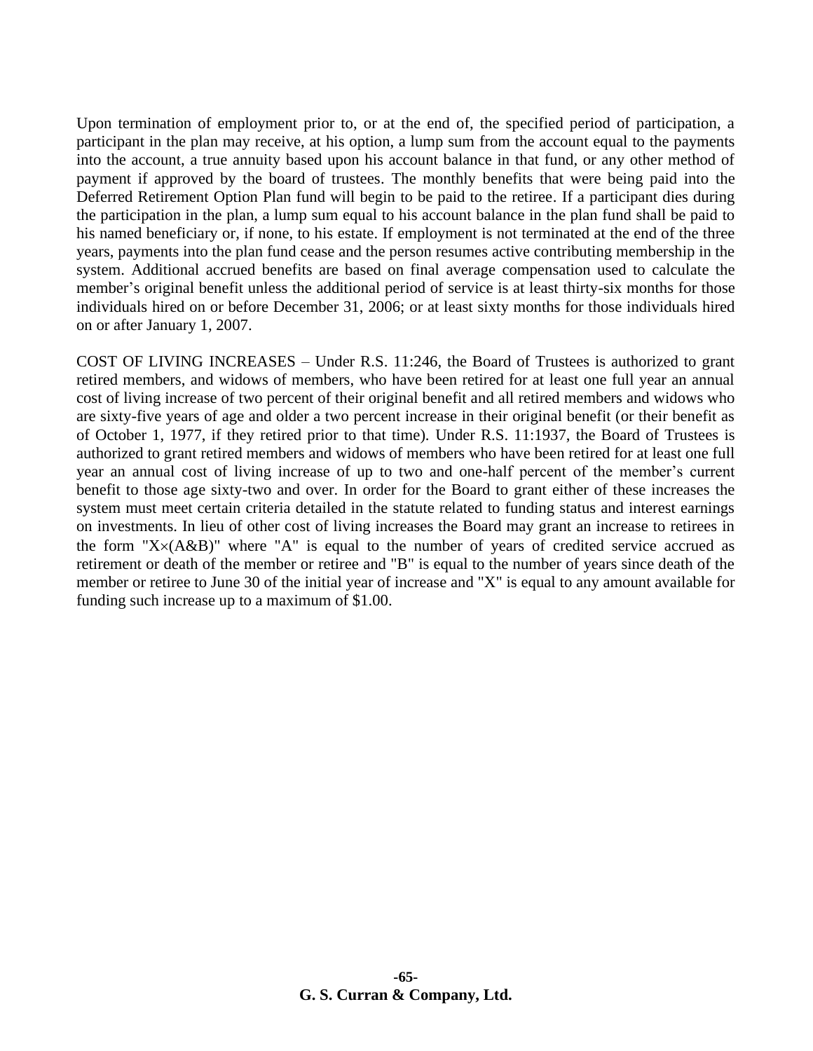Upon termination of employment prior to, or at the end of, the specified period of participation, a participant in the plan may receive, at his option, a lump sum from the account equal to the payments into the account, a true annuity based upon his account balance in that fund, or any other method of payment if approved by the board of trustees. The monthly benefits that were being paid into the Deferred Retirement Option Plan fund will begin to be paid to the retiree. If a participant dies during the participation in the plan, a lump sum equal to his account balance in the plan fund shall be paid to his named beneficiary or, if none, to his estate. If employment is not terminated at the end of the three years, payments into the plan fund cease and the person resumes active contributing membership in the system. Additional accrued benefits are based on final average compensation used to calculate the member's original benefit unless the additional period of service is at least thirty-six months for those individuals hired on or before December 31, 2006; or at least sixty months for those individuals hired on or after January 1, 2007.

COST OF LIVING INCREASES – Under R.S. 11:246, the Board of Trustees is authorized to grant retired members, and widows of members, who have been retired for at least one full year an annual cost of living increase of two percent of their original benefit and all retired members and widows who are sixty-five years of age and older a two percent increase in their original benefit (or their benefit as of October 1, 1977, if they retired prior to that time). Under R.S. 11:1937, the Board of Trustees is authorized to grant retired members and widows of members who have been retired for at least one full year an annual cost of living increase of up to two and one-half percent of the member's current benefit to those age sixty-two and over. In order for the Board to grant either of these increases the system must meet certain criteria detailed in the statute related to funding status and interest earnings on investments. In lieu of other cost of living increases the Board may grant an increase to retirees in the form "X×(A&B)" where "A" is equal to the number of years of credited service accrued as retirement or death of the member or retiree and "B" is equal to the number of years since death of the member or retiree to June 30 of the initial year of increase and "X" is equal to any amount available for funding such increase up to a maximum of $1.00.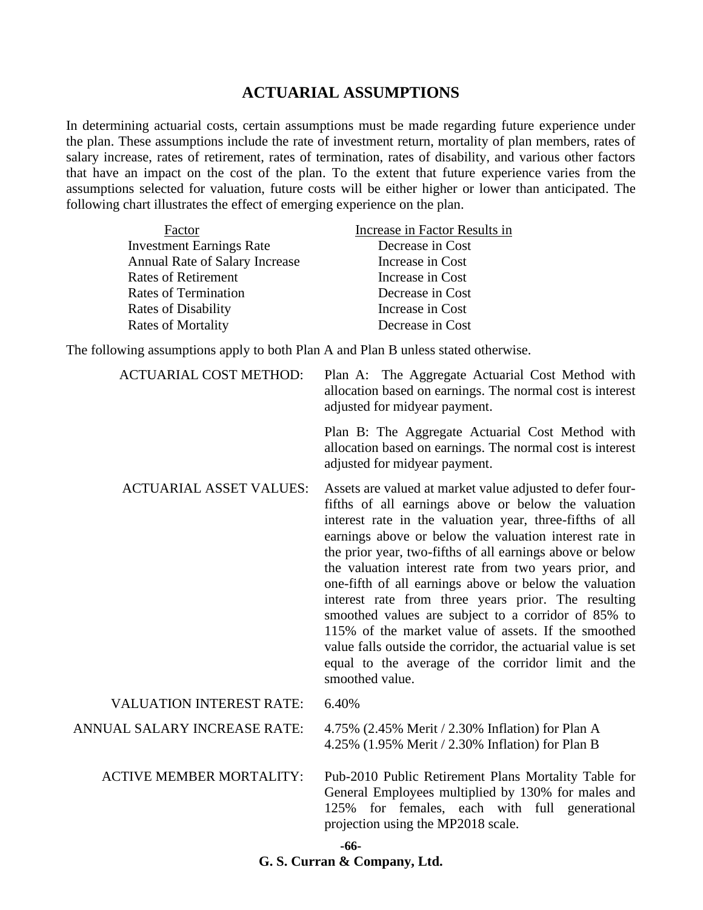## ACTUARIAL ASSUMPTIONS

In determining actuarial costs, certain assumptions must be made regarding future experience under the plan. These assumptions include the rate of investment return, mortality of plan members, rates of salary increase, rates of retirement, rates of termination, rates of disability, and various other factors that have an impact on the cost of the plan. To the extent that future experience varies from the assumptions selected for valuation, future costs will be either higher or lower than anticipated. The following chart illustrates the effect of emerging experience on the plan.

| Factor | Increase in Factor Results in |
|---|---|
| Investment Earnings Rate | Decrease in Cost |
| Annual Rate of Salary Increase | Increase in Cost |
| Rates of Retirement | Increase in Cost |
| Rates of Termination | Decrease in Cost |
| Rates of Disability | Increase in Cost |
| Rates of Mortality | Decrease in Cost |

The following assumptions apply to both Plan A and Plan B unless stated otherwise.

| | |
|---|---|
| ACTUARIAL COST METHOD: | Plan A: The Aggregate Actuarial Cost Method with allocation based on earnings. The normal cost is interest adjusted for midyear payment.<br><br>Plan B: The Aggregate Actuarial Cost Method with allocation based on earnings. The normal cost is interest adjusted for midyear payment. |
| ACTUARIAL ASSET VALUES: | Assets are valued at market value adjusted to defer four-fifths of all earnings above or below the valuation interest rate in the valuation year, three-fifths of all earnings above or below the valuation interest rate in the prior year, two-fifths of all earnings above or below the valuation interest rate from two years prior, and one-fifth of all earnings above or below the valuation interest rate from three years prior. The resulting smoothed values are subject to a corridor of 85% to 115% of the market value of assets. If the smoothed value falls outside the corridor, the actuarial value is set equal to the average of the corridor limit and the smoothed value. |
| VALUATION INTEREST RATE: | 6.40% |
| ANNUAL SALARY INCREASE RATE: | 4.75% (2.45% Merit / 2.30% Inflation) for Plan A<br>4.25% (1.95% Merit / 2.30% Inflation) for Plan B |
| ACTIVE MEMBER MORTALITY: | Pub-2010 Public Retirement Plans Mortality Table for General Employees multiplied by 130% for males and 125% for females, each with full generational projection using the MP2018 scale. |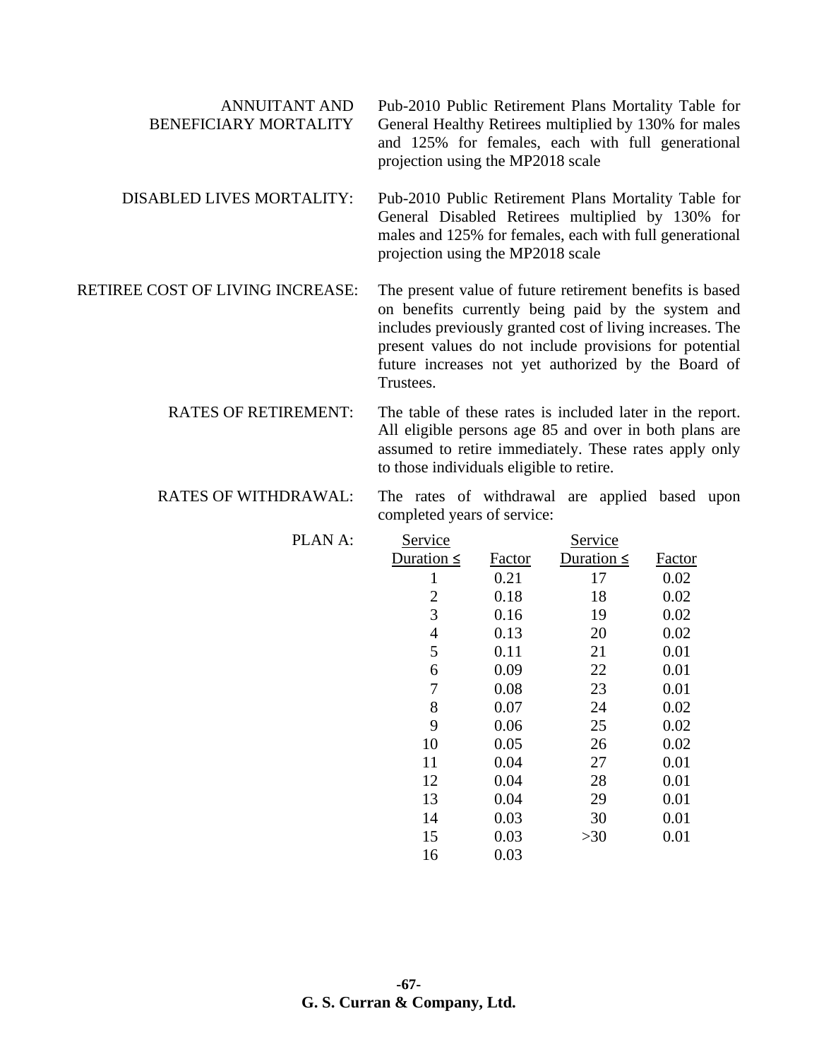ANNUITANT AND BENEFICIARY MORTALITY: Pub-2010 Public Retirement Plans Mortality Table for General Healthy Retirees multiplied by 130% for males and 125% for females, each with full generational projection using the MP2018 scale

DISABLED LIVES MORTALITY: Pub-2010 Public Retirement Plans Mortality Table for General Disabled Retirees multiplied by 130% for males and 125% for females, each with full generational projection using the MP2018 scale

RETIREE COST OF LIVING INCREASE: The present value of future retirement benefits is based on benefits currently being paid by the system and includes previously granted cost of living increases. The present values do not include provisions for potential future increases not yet authorized by the Board of Trustees.

RATES OF RETIREMENT: The table of these rates is included later in the report. All eligible persons age 85 and over in both plans are assumed to retire immediately. These rates apply only to those individuals eligible to retire.

RATES OF WITHDRAWAL: The rates of withdrawal are applied based upon completed years of service:

PLAN A:

| Service Duration ≤ | Factor | Service Duration ≤ | Factor |
|---|---|---|---|
| 1 | 0.21 | 17 | 0.02 |
| 2 | 0.18 | 18 | 0.02 |
| 3 | 0.16 | 19 | 0.02 |
| 4 | 0.13 | 20 | 0.02 |
| 5 | 0.11 | 21 | 0.01 |
| 6 | 0.09 | 22 | 0.01 |
| 7 | 0.08 | 23 | 0.01 |
| 8 | 0.07 | 24 | 0.02 |
| 9 | 0.06 | 25 | 0.02 |
| 10 | 0.05 | 26 | 0.02 |
| 11 | 0.04 | 27 | 0.01 |
| 12 | 0.04 | 28 | 0.01 |
| 13 | 0.04 | 29 | 0.01 |
| 14 | 0.03 | 30 | 0.01 |
| 15 | 0.03 | >30 | 0.01 |
| 16 | 0.03 | | |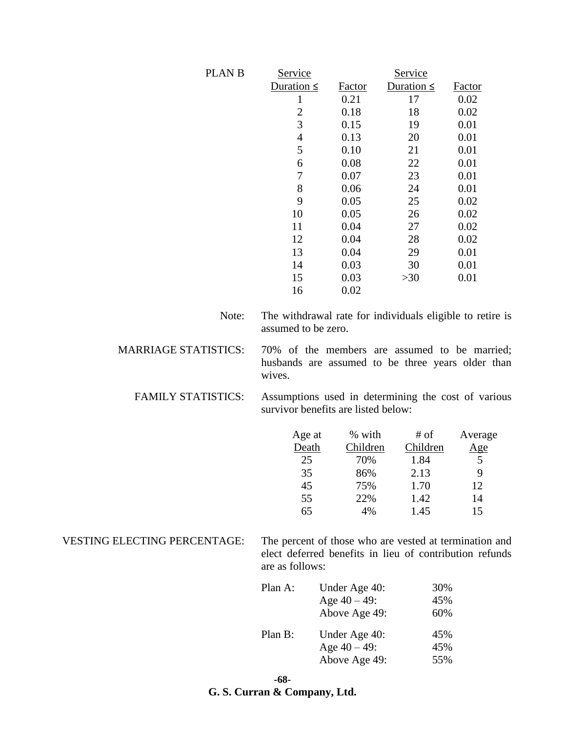PLAN B

| Service Duration ≤ | Factor | Service Duration ≤ | Factor |
|---|---|---|---|
| 1 | 0.21 | 17 | 0.02 |
| 2 | 0.18 | 18 | 0.02 |
| 3 | 0.15 | 19 | 0.01 |
| 4 | 0.13 | 20 | 0.01 |
| 5 | 0.10 | 21 | 0.01 |
| 6 | 0.08 | 22 | 0.01 |
| 7 | 0.07 | 23 | 0.01 |
| 8 | 0.06 | 24 | 0.01 |
| 9 | 0.05 | 25 | 0.02 |
| 10 | 0.05 | 26 | 0.02 |
| 11 | 0.04 | 27 | 0.02 |
| 12 | 0.04 | 28 | 0.02 |
| 13 | 0.04 | 29 | 0.01 |
| 14 | 0.03 | 30 | 0.01 |
| 15 | 0.03 | >30 | 0.01 |
| 16 | 0.02 | | |

Note: The withdrawal rate for individuals eligible to retire is assumed to be zero.

MARRIAGE STATISTICS: 70% of the members are assumed to be married; husbands are assumed to be three years older than wives.

FAMILY STATISTICS: Assumptions used in determining the cost of various survivor benefits are listed below:

| Age at Death | % with Children | # of Children | Average Age |
|---|---|---|---|
| 25 | 70% | 1.84 | 5 |
| 35 | 86% | 2.13 | 9 |
| 45 | 75% | 1.70 | 12 |
| 55 | 22% | 1.42 | 14 |
| 65 | 4% | 1.45 | 15 |

VESTING ELECTING PERCENTAGE: The percent of those who are vested at termination and elect deferred benefits in lieu of contribution refunds are as follows:

| | | |
|---|---|---|
| Plan A: | Under Age 40: | 30% |
| | Age 40 – 49: | 45% |
| | Above Age 49: | 60% |
| Plan B: | Under Age 40: | 45% |
| | Age 40 – 49: | 45% |
| | Above Age 49: | 55% |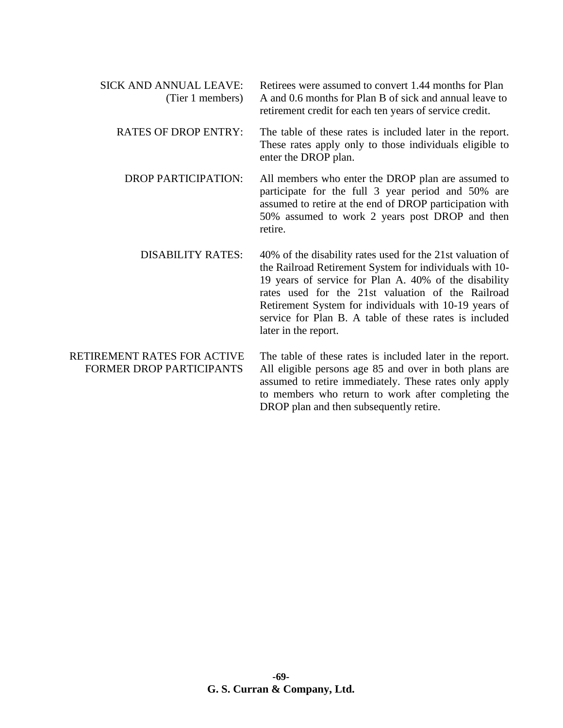**SICK AND ANNUAL LEAVE:** (Tier 1 members)

Retirees were assumed to convert 1.44 months for Plan A and 0.6 months for Plan B of sick and annual leave to retirement credit for each ten years of service credit.

**RATES OF DROP ENTRY:**

The table of these rates is included later in the report. These rates apply only to those individuals eligible to enter the DROP plan.

**DROP PARTICIPATION:**

All members who enter the DROP plan are assumed to participate for the full 3 year period and 50% are assumed to retire at the end of DROP participation with 50% assumed to work 2 years post DROP and then retire.

**DISABILITY RATES:**

40% of the disability rates used for the 21st valuation of the Railroad Retirement System for individuals with 10-19 years of service for Plan A. 40% of the disability rates used for the 21st valuation of the Railroad Retirement System for individuals with 10-19 years of service for Plan B. A table of these rates is included later in the report.

**RETIREMENT RATES FOR ACTIVE FORMER DROP PARTICIPANTS**

The table of these rates is included later in the report. All eligible persons age 85 and over in both plans are assumed to retire immediately. These rates only apply to members who return to work after completing the DROP plan and then subsequently retire.

**G. S. Curran & Company, Ltd.**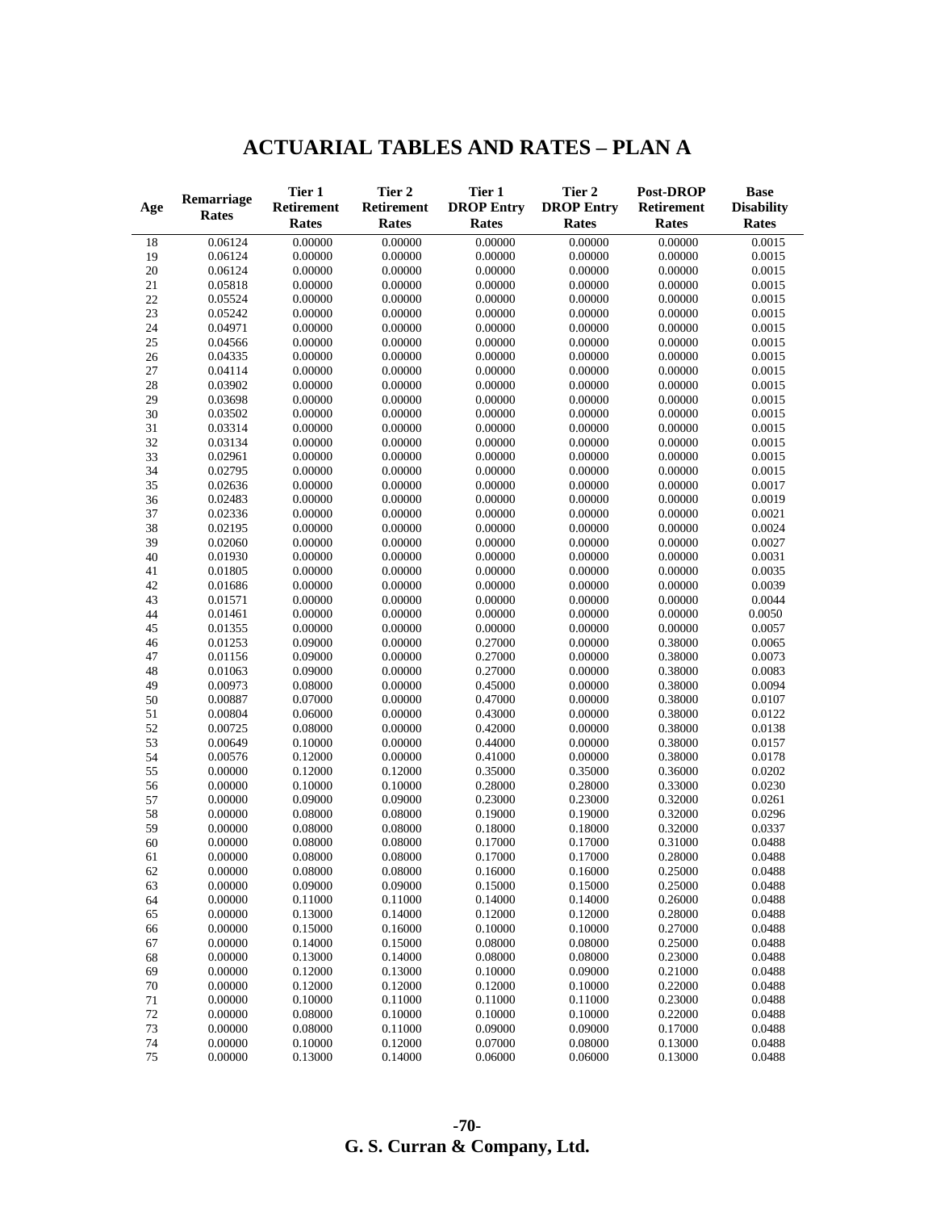# ACTUARIAL TABLES AND RATES – PLAN A

| Age | Remarriage Rates | Tier 1 Retirement Rates | Tier 2 Retirement Rates | Tier 1 DROP Entry Rates | Tier 2 DROP Entry Rates | Post-DROP Retirement Rates | Base Disability Rates |
|---|---|---|---|---|---|---|---|
| 18 | 0.06124 | 0.00000 | 0.00000 | 0.00000 | 0.00000 | 0.00000 | 0.0015 |
| 19 | 0.06124 | 0.00000 | 0.00000 | 0.00000 | 0.00000 | 0.00000 | 0.0015 |
| 20 | 0.06124 | 0.00000 | 0.00000 | 0.00000 | 0.00000 | 0.00000 | 0.0015 |
| 21 | 0.05818 | 0.00000 | 0.00000 | 0.00000 | 0.00000 | 0.00000 | 0.0015 |
| 22 | 0.05524 | 0.00000 | 0.00000 | 0.00000 | 0.00000 | 0.00000 | 0.0015 |
| 23 | 0.05242 | 0.00000 | 0.00000 | 0.00000 | 0.00000 | 0.00000 | 0.0015 |
| 24 | 0.04971 | 0.00000 | 0.00000 | 0.00000 | 0.00000 | 0.00000 | 0.0015 |
| 25 | 0.04566 | 0.00000 | 0.00000 | 0.00000 | 0.00000 | 0.00000 | 0.0015 |
| 26 | 0.04335 | 0.00000 | 0.00000 | 0.00000 | 0.00000 | 0.00000 | 0.0015 |
| 27 | 0.04114 | 0.00000 | 0.00000 | 0.00000 | 0.00000 | 0.00000 | 0.0015 |
| 28 | 0.03902 | 0.00000 | 0.00000 | 0.00000 | 0.00000 | 0.00000 | 0.0015 |
| 29 | 0.03698 | 0.00000 | 0.00000 | 0.00000 | 0.00000 | 0.00000 | 0.0015 |
| 30 | 0.03502 | 0.00000 | 0.00000 | 0.00000 | 0.00000 | 0.00000 | 0.0015 |
| 31 | 0.03314 | 0.00000 | 0.00000 | 0.00000 | 0.00000 | 0.00000 | 0.0015 |
| 32 | 0.03134 | 0.00000 | 0.00000 | 0.00000 | 0.00000 | 0.00000 | 0.0015 |
| 33 | 0.02961 | 0.00000 | 0.00000 | 0.00000 | 0.00000 | 0.00000 | 0.0015 |
| 34 | 0.02795 | 0.00000 | 0.00000 | 0.00000 | 0.00000 | 0.00000 | 0.0015 |
| 35 | 0.02636 | 0.00000 | 0.00000 | 0.00000 | 0.00000 | 0.00000 | 0.0017 |
| 36 | 0.02483 | 0.00000 | 0.00000 | 0.00000 | 0.00000 | 0.00000 | 0.0019 |
| 37 | 0.02336 | 0.00000 | 0.00000 | 0.00000 | 0.00000 | 0.00000 | 0.0021 |
| 38 | 0.02195 | 0.00000 | 0.00000 | 0.00000 | 0.00000 | 0.00000 | 0.0024 |
| 39 | 0.02060 | 0.00000 | 0.00000 | 0.00000 | 0.00000 | 0.00000 | 0.0027 |
| 40 | 0.01930 | 0.00000 | 0.00000 | 0.00000 | 0.00000 | 0.00000 | 0.0031 |
| 41 | 0.01805 | 0.00000 | 0.00000 | 0.00000 | 0.00000 | 0.00000 | 0.0035 |
| 42 | 0.01686 | 0.00000 | 0.00000 | 0.00000 | 0.00000 | 0.00000 | 0.0039 |
| 43 | 0.01571 | 0.00000 | 0.00000 | 0.00000 | 0.00000 | 0.00000 | 0.0044 |
| 44 | 0.01461 | 0.00000 | 0.00000 | 0.00000 | 0.00000 | 0.00000 | 0.0050 |
| 45 | 0.01355 | 0.00000 | 0.00000 | 0.00000 | 0.00000 | 0.00000 | 0.0057 |
| 46 | 0.01253 | 0.09000 | 0.00000 | 0.27000 | 0.00000 | 0.38000 | 0.0065 |
| 47 | 0.01156 | 0.09000 | 0.00000 | 0.27000 | 0.00000 | 0.38000 | 0.0073 |
| 48 | 0.01063 | 0.09000 | 0.00000 | 0.27000 | 0.00000 | 0.38000 | 0.0083 |
| 49 | 0.00973 | 0.08000 | 0.00000 | 0.45000 | 0.00000 | 0.38000 | 0.0094 |
| 50 | 0.00887 | 0.07000 | 0.00000 | 0.47000 | 0.00000 | 0.38000 | 0.0107 |
| 51 | 0.00804 | 0.06000 | 0.00000 | 0.43000 | 0.00000 | 0.38000 | 0.0122 |
| 52 | 0.00725 | 0.08000 | 0.00000 | 0.42000 | 0.00000 | 0.38000 | 0.0138 |
| 53 | 0.00649 | 0.10000 | 0.00000 | 0.44000 | 0.00000 | 0.38000 | 0.0157 |
| 54 | 0.00576 | 0.12000 | 0.00000 | 0.41000 | 0.00000 | 0.38000 | 0.0178 |
| 55 | 0.00000 | 0.12000 | 0.12000 | 0.35000 | 0.35000 | 0.36000 | 0.0202 |
| 56 | 0.00000 | 0.10000 | 0.10000 | 0.28000 | 0.28000 | 0.33000 | 0.0230 |
| 57 | 0.00000 | 0.09000 | 0.09000 | 0.23000 | 0.23000 | 0.32000 | 0.0261 |
| 58 | 0.00000 | 0.08000 | 0.08000 | 0.19000 | 0.19000 | 0.32000 | 0.0296 |
| 59 | 0.00000 | 0.08000 | 0.08000 | 0.18000 | 0.18000 | 0.32000 | 0.0337 |
| 60 | 0.00000 | 0.08000 | 0.08000 | 0.17000 | 0.17000 | 0.31000 | 0.0488 |
| 61 | 0.00000 | 0.08000 | 0.08000 | 0.17000 | 0.17000 | 0.28000 | 0.0488 |
| 62 | 0.00000 | 0.08000 | 0.08000 | 0.16000 | 0.16000 | 0.25000 | 0.0488 |
| 63 | 0.00000 | 0.09000 | 0.09000 | 0.15000 | 0.15000 | 0.25000 | 0.0488 |
| 64 | 0.00000 | 0.11000 | 0.11000 | 0.14000 | 0.14000 | 0.26000 | 0.0488 |
| 65 | 0.00000 | 0.13000 | 0.14000 | 0.12000 | 0.12000 | 0.28000 | 0.0488 |
| 66 | 0.00000 | 0.15000 | 0.16000 | 0.10000 | 0.10000 | 0.27000 | 0.0488 |
| 67 | 0.00000 | 0.14000 | 0.15000 | 0.08000 | 0.08000 | 0.25000 | 0.0488 |
| 68 | 0.00000 | 0.13000 | 0.14000 | 0.08000 | 0.08000 | 0.23000 | 0.0488 |
| 69 | 0.00000 | 0.12000 | 0.13000 | 0.10000 | 0.09000 | 0.21000 | 0.0488 |
| 70 | 0.00000 | 0.12000 | 0.12000 | 0.12000 | 0.10000 | 0.22000 | 0.0488 |
| 71 | 0.00000 | 0.10000 | 0.11000 | 0.11000 | 0.11000 | 0.23000 | 0.0488 |
| 72 | 0.00000 | 0.08000 | 0.10000 | 0.10000 | 0.10000 | 0.22000 | 0.0488 |
| 73 | 0.00000 | 0.08000 | 0.11000 | 0.09000 | 0.09000 | 0.17000 | 0.0488 |
| 74 | 0.00000 | 0.10000 | 0.12000 | 0.07000 | 0.08000 | 0.13000 | 0.0488 |
| 75 | 0.00000 | 0.13000 | 0.14000 | 0.06000 | 0.06000 | 0.13000 | 0.0488 |

**G. S. Curran & Company, Ltd.**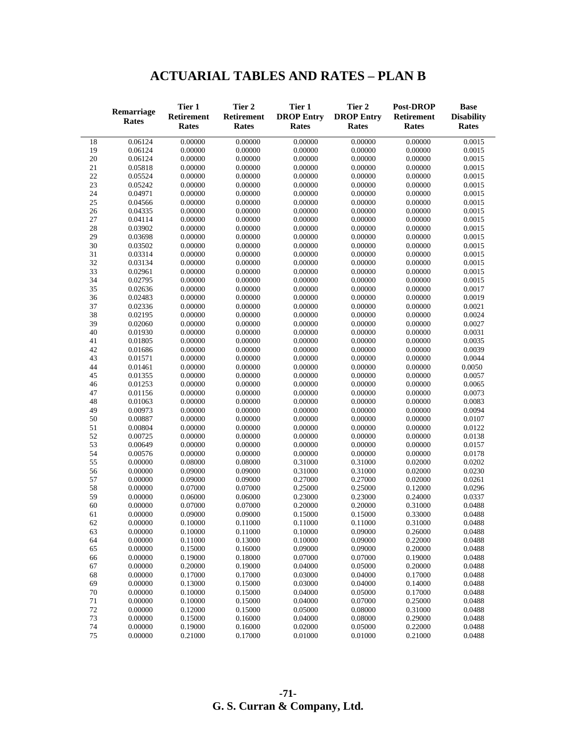# ACTUARIAL TABLES AND RATES – PLAN B

| | Remarriage Rates | Tier 1 Retirement Rates | Tier 2 Retirement Rates | Tier 1 DROP Entry Rates | Tier 2 DROP Entry Rates | Post-DROP Retirement Rates | Base Disability Rates |
|---|---|---|---|---|---|---|---|
| 18 | 0.06124 | 0.00000 | 0.00000 | 0.00000 | 0.00000 | 0.00000 | 0.0015 |
| 19 | 0.06124 | 0.00000 | 0.00000 | 0.00000 | 0.00000 | 0.00000 | 0.0015 |
| 20 | 0.06124 | 0.00000 | 0.00000 | 0.00000 | 0.00000 | 0.00000 | 0.0015 |
| 21 | 0.05818 | 0.00000 | 0.00000 | 0.00000 | 0.00000 | 0.00000 | 0.0015 |
| 22 | 0.05524 | 0.00000 | 0.00000 | 0.00000 | 0.00000 | 0.00000 | 0.0015 |
| 23 | 0.05242 | 0.00000 | 0.00000 | 0.00000 | 0.00000 | 0.00000 | 0.0015 |
| 24 | 0.04971 | 0.00000 | 0.00000 | 0.00000 | 0.00000 | 0.00000 | 0.0015 |
| 25 | 0.04566 | 0.00000 | 0.00000 | 0.00000 | 0.00000 | 0.00000 | 0.0015 |
| 26 | 0.04335 | 0.00000 | 0.00000 | 0.00000 | 0.00000 | 0.00000 | 0.0015 |
| 27 | 0.04114 | 0.00000 | 0.00000 | 0.00000 | 0.00000 | 0.00000 | 0.0015 |
| 28 | 0.03902 | 0.00000 | 0.00000 | 0.00000 | 0.00000 | 0.00000 | 0.0015 |
| 29 | 0.03698 | 0.00000 | 0.00000 | 0.00000 | 0.00000 | 0.00000 | 0.0015 |
| 30 | 0.03502 | 0.00000 | 0.00000 | 0.00000 | 0.00000 | 0.00000 | 0.0015 |
| 31 | 0.03314 | 0.00000 | 0.00000 | 0.00000 | 0.00000 | 0.00000 | 0.0015 |
| 32 | 0.03134 | 0.00000 | 0.00000 | 0.00000 | 0.00000 | 0.00000 | 0.0015 |
| 33 | 0.02961 | 0.00000 | 0.00000 | 0.00000 | 0.00000 | 0.00000 | 0.0015 |
| 34 | 0.02795 | 0.00000 | 0.00000 | 0.00000 | 0.00000 | 0.00000 | 0.0015 |
| 35 | 0.02636 | 0.00000 | 0.00000 | 0.00000 | 0.00000 | 0.00000 | 0.0017 |
| 36 | 0.02483 | 0.00000 | 0.00000 | 0.00000 | 0.00000 | 0.00000 | 0.0019 |
| 37 | 0.02336 | 0.00000 | 0.00000 | 0.00000 | 0.00000 | 0.00000 | 0.0021 |
| 38 | 0.02195 | 0.00000 | 0.00000 | 0.00000 | 0.00000 | 0.00000 | 0.0024 |
| 39 | 0.02060 | 0.00000 | 0.00000 | 0.00000 | 0.00000 | 0.00000 | 0.0027 |
| 40 | 0.01930 | 0.00000 | 0.00000 | 0.00000 | 0.00000 | 0.00000 | 0.0031 |
| 41 | 0.01805 | 0.00000 | 0.00000 | 0.00000 | 0.00000 | 0.00000 | 0.0035 |
| 42 | 0.01686 | 0.00000 | 0.00000 | 0.00000 | 0.00000 | 0.00000 | 0.0039 |
| 43 | 0.01571 | 0.00000 | 0.00000 | 0.00000 | 0.00000 | 0.00000 | 0.0044 |
| 44 | 0.01461 | 0.00000 | 0.00000 | 0.00000 | 0.00000 | 0.00000 | 0.0050 |
| 45 | 0.01355 | 0.00000 | 0.00000 | 0.00000 | 0.00000 | 0.00000 | 0.0057 |
| 46 | 0.01253 | 0.00000 | 0.00000 | 0.00000 | 0.00000 | 0.00000 | 0.0065 |
| 47 | 0.01156 | 0.00000 | 0.00000 | 0.00000 | 0.00000 | 0.00000 | 0.0073 |
| 48 | 0.01063 | 0.00000 | 0.00000 | 0.00000 | 0.00000 | 0.00000 | 0.0083 |
| 49 | 0.00973 | 0.00000 | 0.00000 | 0.00000 | 0.00000 | 0.00000 | 0.0094 |
| 50 | 0.00887 | 0.00000 | 0.00000 | 0.00000 | 0.00000 | 0.00000 | 0.0107 |
| 51 | 0.00804 | 0.00000 | 0.00000 | 0.00000 | 0.00000 | 0.00000 | 0.0122 |
| 52 | 0.00725 | 0.00000 | 0.00000 | 0.00000 | 0.00000 | 0.00000 | 0.0138 |
| 53 | 0.00649 | 0.00000 | 0.00000 | 0.00000 | 0.00000 | 0.00000 | 0.0157 |
| 54 | 0.00576 | 0.00000 | 0.00000 | 0.00000 | 0.00000 | 0.00000 | 0.0178 |
| 55 | 0.00000 | 0.08000 | 0.08000 | 0.31000 | 0.31000 | 0.02000 | 0.0202 |
| 56 | 0.00000 | 0.09000 | 0.09000 | 0.31000 | 0.31000 | 0.02000 | 0.0230 |
| 57 | 0.00000 | 0.09000 | 0.09000 | 0.27000 | 0.27000 | 0.02000 | 0.0261 |
| 58 | 0.00000 | 0.07000 | 0.07000 | 0.25000 | 0.25000 | 0.12000 | 0.0296 |
| 59 | 0.00000 | 0.06000 | 0.06000 | 0.23000 | 0.23000 | 0.24000 | 0.0337 |
| 60 | 0.00000 | 0.07000 | 0.07000 | 0.20000 | 0.20000 | 0.31000 | 0.0488 |
| 61 | 0.00000 | 0.09000 | 0.09000 | 0.15000 | 0.15000 | 0.33000 | 0.0488 |
| 62 | 0.00000 | 0.10000 | 0.11000 | 0.11000 | 0.11000 | 0.31000 | 0.0488 |
| 63 | 0.00000 | 0.10000 | 0.11000 | 0.10000 | 0.09000 | 0.26000 | 0.0488 |
| 64 | 0.00000 | 0.11000 | 0.13000 | 0.10000 | 0.09000 | 0.22000 | 0.0488 |
| 65 | 0.00000 | 0.15000 | 0.16000 | 0.09000 | 0.09000 | 0.20000 | 0.0488 |
| 66 | 0.00000 | 0.19000 | 0.18000 | 0.07000 | 0.07000 | 0.19000 | 0.0488 |
| 67 | 0.00000 | 0.20000 | 0.19000 | 0.04000 | 0.05000 | 0.20000 | 0.0488 |
| 68 | 0.00000 | 0.17000 | 0.17000 | 0.03000 | 0.04000 | 0.17000 | 0.0488 |
| 69 | 0.00000 | 0.13000 | 0.15000 | 0.03000 | 0.04000 | 0.14000 | 0.0488 |
| 70 | 0.00000 | 0.10000 | 0.15000 | 0.04000 | 0.05000 | 0.17000 | 0.0488 |
| 71 | 0.00000 | 0.10000 | 0.15000 | 0.04000 | 0.07000 | 0.25000 | 0.0488 |
| 72 | 0.00000 | 0.12000 | 0.15000 | 0.05000 | 0.08000 | 0.31000 | 0.0488 |
| 73 | 0.00000 | 0.15000 | 0.16000 | 0.04000 | 0.08000 | 0.29000 | 0.0488 |
| 74 | 0.00000 | 0.19000 | 0.16000 | 0.02000 | 0.05000 | 0.22000 | 0.0488 |
| 75 | 0.00000 | 0.21000 | 0.17000 | 0.01000 | 0.01000 | 0.21000 | 0.0488 |

**G. S. Curran & Company, Ltd.**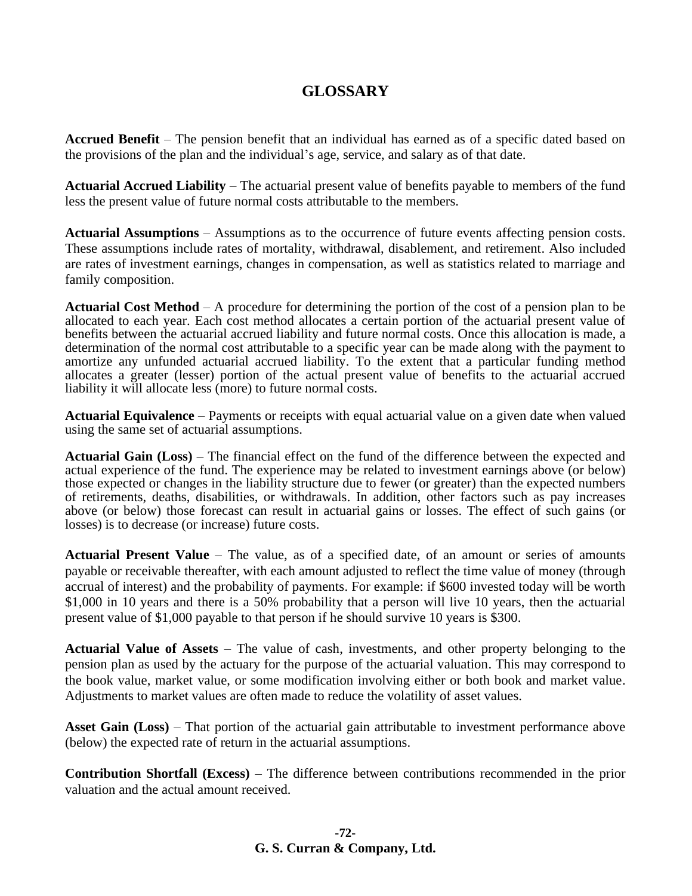# GLOSSARY

**Accrued Benefit** – The pension benefit that an individual has earned as of a specific dated based on the provisions of the plan and the individual's age, service, and salary as of that date.

**Actuarial Accrued Liability** – The actuarial present value of benefits payable to members of the fund less the present value of future normal costs attributable to the members.

**Actuarial Assumptions** – Assumptions as to the occurrence of future events affecting pension costs. These assumptions include rates of mortality, withdrawal, disablement, and retirement. Also included are rates of investment earnings, changes in compensation, as well as statistics related to marriage and family composition.

**Actuarial Cost Method** – A procedure for determining the portion of the cost of a pension plan to be allocated to each year. Each cost method allocates a certain portion of the actuarial present value of benefits between the actuarial accrued liability and future normal costs. Once this allocation is made, a determination of the normal cost attributable to a specific year can be made along with the payment to amortize any unfunded actuarial accrued liability. To the extent that a particular funding method allocates a greater (lesser) portion of the actual present value of benefits to the actuarial accrued liability it will allocate less (more) to future normal costs.

**Actuarial Equivalence** – Payments or receipts with equal actuarial value on a given date when valued using the same set of actuarial assumptions.

**Actuarial Gain (Loss)** – The financial effect on the fund of the difference between the expected and actual experience of the fund. The experience may be related to investment earnings above (or below) those expected or changes in the liability structure due to fewer (or greater) than the expected numbers of retirements, deaths, disabilities, or withdrawals. In addition, other factors such as pay increases above (or below) those forecast can result in actuarial gains or losses. The effect of such gains (or losses) is to decrease (or increase) future costs.

**Actuarial Present Value** – The value, as of a specified date, of an amount or series of amounts payable or receivable thereafter, with each amount adjusted to reflect the time value of money (through accrual of interest) and the probability of payments. For example: if $600 invested today will be worth $1,000 in 10 years and there is a 50% probability that a person will live 10 years, then the actuarial present value of $1,000 payable to that person if he should survive 10 years is $300.

**Actuarial Value of Assets** – The value of cash, investments, and other property belonging to the pension plan as used by the actuary for the purpose of the actuarial valuation. This may correspond to the book value, market value, or some modification involving either or both book and market value. Adjustments to market values are often made to reduce the volatility of asset values.

**Asset Gain (Loss)** – That portion of the actuarial gain attributable to investment performance above (below) the expected rate of return in the actuarial assumptions.

**Contribution Shortfall (Excess)** – The difference between contributions recommended in the prior valuation and the actual amount received.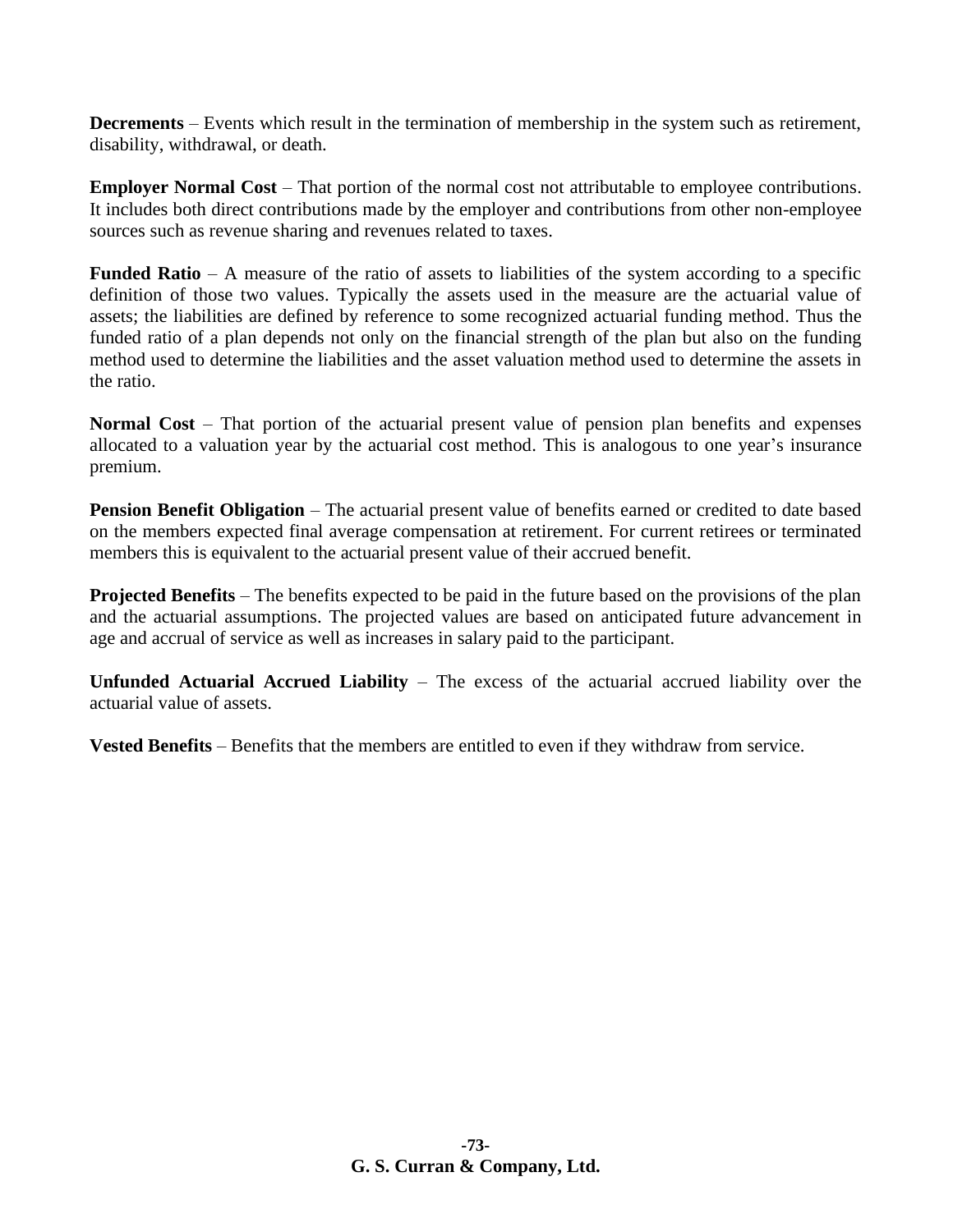**Decrements** – Events which result in the termination of membership in the system such as retirement, disability, withdrawal, or death.

**Employer Normal Cost** – That portion of the normal cost not attributable to employee contributions. It includes both direct contributions made by the employer and contributions from other non-employee sources such as revenue sharing and revenues related to taxes.

**Funded Ratio** – A measure of the ratio of assets to liabilities of the system according to a specific definition of those two values. Typically the assets used in the measure are the actuarial value of assets; the liabilities are defined by reference to some recognized actuarial funding method. Thus the funded ratio of a plan depends not only on the financial strength of the plan but also on the funding method used to determine the liabilities and the asset valuation method used to determine the assets in the ratio.

**Normal Cost** – That portion of the actuarial present value of pension plan benefits and expenses allocated to a valuation year by the actuarial cost method. This is analogous to one year's insurance premium.

**Pension Benefit Obligation** – The actuarial present value of benefits earned or credited to date based on the members expected final average compensation at retirement. For current retirees or terminated members this is equivalent to the actuarial present value of their accrued benefit.

**Projected Benefits** – The benefits expected to be paid in the future based on the provisions of the plan and the actuarial assumptions. The projected values are based on anticipated future advancement in age and accrual of service as well as increases in salary paid to the participant.

**Unfunded Actuarial Accrued Liability** – The excess of the actuarial accrued liability over the actuarial value of assets.

**Vested Benefits** – Benefits that the members are entitled to even if they withdraw from service.